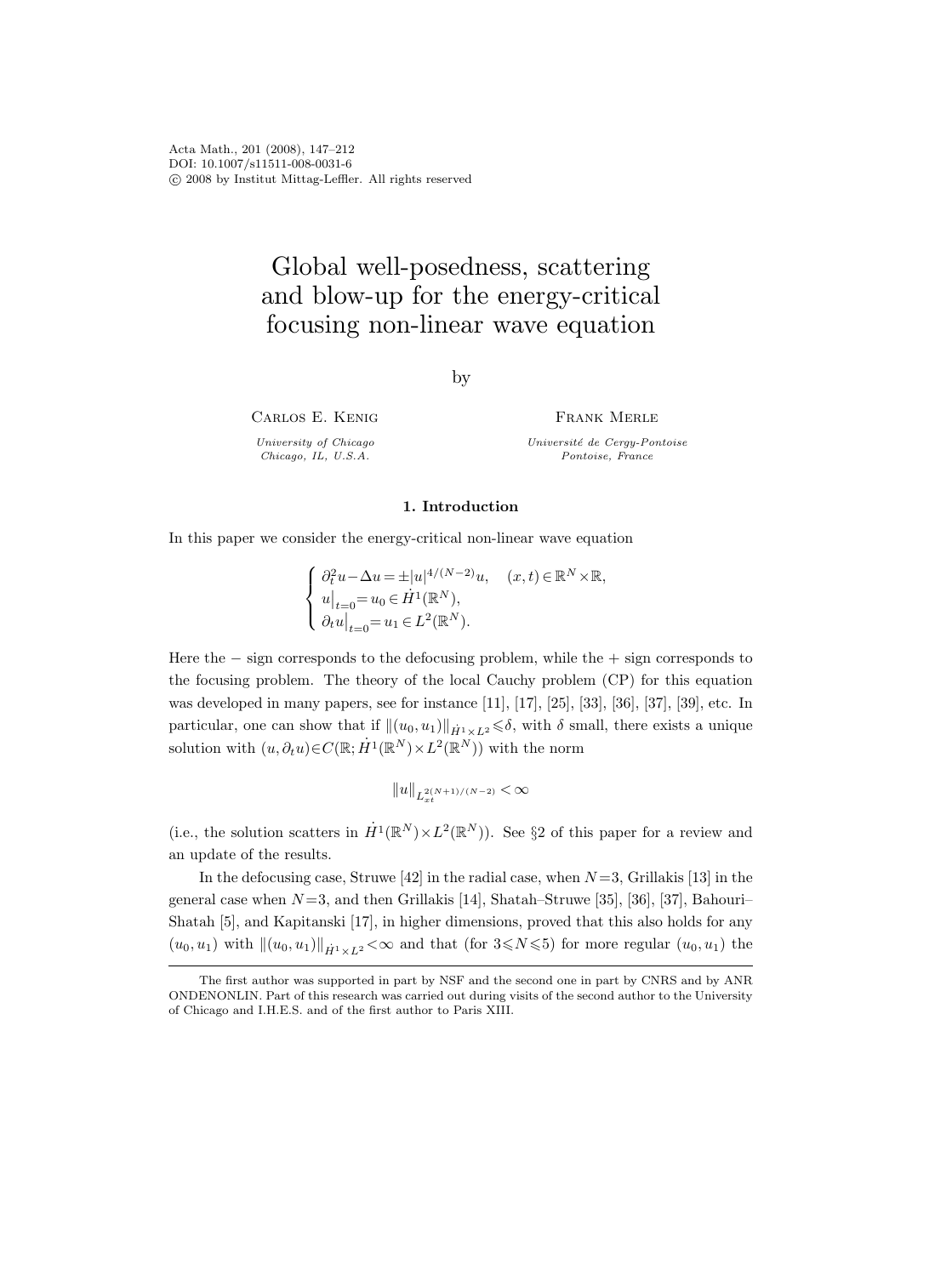Acta Math., 201 (2008), 147–212
DOI: 10.1007/s11511-008-0031-6
© 2008 by Institut Mittag-Leffler. All rights reserved

# Global well-posedness, scattering and blow-up for the energy-critical focusing non-linear wave equation

by

Carlos E. Kenig

*University of Chicago*
*Chicago, IL, U.S.A.*

Frank Merle

*Université de Cergy-Pontoise*
*Pontoise, France*

## 1. Introduction

In this paper we consider the energy-critical non-linear wave equation

$$
\begin{cases}
\partial_t^2 u - \Delta u = \pm |u|^{4/(N-2)} u, & (x,t) \in \mathbb{R}^N \times \mathbb{R}, \\
u\big|_{t=0} = u_0 \in \dot{H}^1(\mathbb{R}^N), \\
\partial_t u\big|_{t=0} = u_1 \in L^2(\mathbb{R}^N).
\end{cases}
$$

Here the $-$ sign corresponds to the defocusing problem, while the $+$ sign corresponds to the focusing problem. The theory of the local Cauchy problem (CP) for this equation was developed in many papers, see for instance [11], [17], [25], [33], [36], [37], [39], etc. In particular, one can show that if $\|(u_0,u_1)\|_{\dot{H}^1\times L^2} \leqslant \delta$, with $\delta$ small, there exists a unique solution with $(u, \partial_t u) \in C(\mathbb{R}; \dot{H}^1(\mathbb{R}^N) \times L^2(\mathbb{R}^N))$ with the norm

$$
\|u\|_{L_{xt}^{2(N+1)/(N-2)}} < \infty
$$

(i.e., the solution scatters in $\dot{H}^1(\mathbb{R}^N) \times L^2(\mathbb{R}^N)$). See §2 of this paper for a review and an update of the results.

In the defocusing case, Struwe [42] in the radial case, when $N=3$, Grillakis [13] in the general case when $N=3$, and then Grillakis [14], Shatah–Struwe [35], [36], [37], Bahouri–Shatah [5], and Kapitanski [17], in higher dimensions, proved that this also holds for any $(u_0,u_1)$ with $\|(u_0,u_1)\|_{\dot{H}^1\times L^2} < \infty$ and that (for $3 \leqslant N \leqslant 5$) for more regular $(u_0,u_1)$ the

---

The first author was supported in part by NSF and the second one in part by CNRS and by ANR ONDENONLIN. Part of this research was carried out during visits of the second author to the University of Chicago and I.H.E.S. and of the first author to Paris XIII.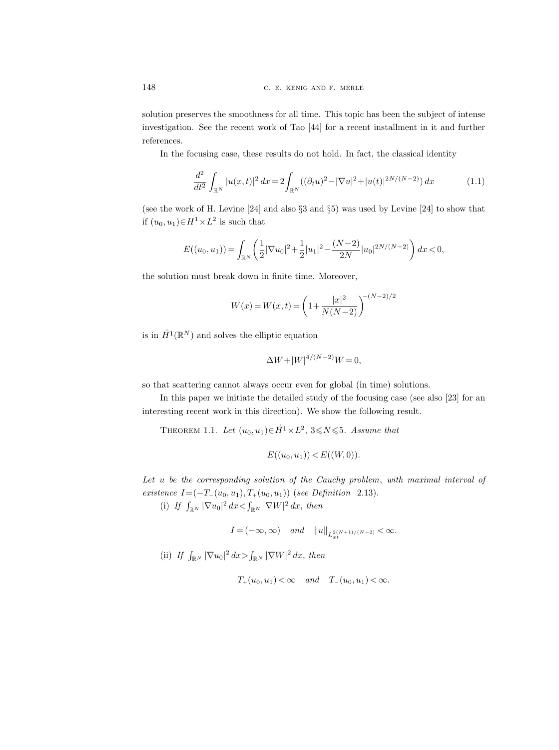solution preserves the smoothness for all time. This topic has been the subject of intense investigation. See the recent work of Tao [44] for a recent installment in it and further references.

In the focusing case, these results do not hold. In fact, the classical identity

$$\frac{d^2}{dt^2}\int_{\mathbb{R}^N}|u(x,t)|^2\,dx=2\int_{\mathbb{R}^N}((\partial_t u)^2-|\nabla u|^2+|u(t)|^{2N/(N-2)})\,dx \tag{1.1}$$

(see the work of H. Levine [24] and also §3 and §5) was used by Levine [24] to show that if $(u_0,u_1)\in H^1\times L^2$ is such that

$$E((u_0,u_1))=\int_{\mathbb{R}^N}\left(\frac{1}{2}|\nabla u_0|^2+\frac{1}{2}|u_1|^2-\frac{(N-2)}{2N}|u_0|^{2N/(N-2)}\right)dx<0,$$

the solution must break down in finite time. Moreover,

$$W(x)=W(x,t)=\left(1+\frac{|x|^2}{N(N-2)}\right)^{-(N-2)/2}$$

is in $\dot{H}^1(\mathbb{R}^N)$ and solves the elliptic equation

$$\Delta W+|W|^{4/(N-2)}W=0,$$

so that scattering cannot always occur even for global (in time) solutions.

In this paper we initiate the detailed study of the focusing case (see also [23] for an interesting recent work in this direction). We show the following result.

THEOREM 1.1. *Let $(u_0,u_1)\in\dot{H}^1\times L^2$, $3\leqslant N\leqslant 5$. Assume that*

$$E((u_0,u_1))<E((W,0)).$$

*Let $u$ be the corresponding solution of the Cauchy problem, with maximal interval of existence $I=(-T_-(u_0,u_1),T_+(u_0,u_1))$ (see Definition 2.13).*

(i) *If $\int_{\mathbb{R}^N}|\nabla u_0|^2\,dx<\int_{\mathbb{R}^N}|\nabla W|^2\,dx$, then*

$$I=(-\infty,\infty)\quad\textit{and}\quad\|u\|_{L^{2(N+1)/(N-2)}_{xt}}<\infty.$$

(ii) *If $\int_{\mathbb{R}^N}|\nabla u_0|^2\,dx>\int_{\mathbb{R}^N}|\nabla W|^2\,dx$, then*

$$T_+(u_0,u_1)<\infty\quad\textit{and}\quad T_-(u_0,u_1)<\infty.$$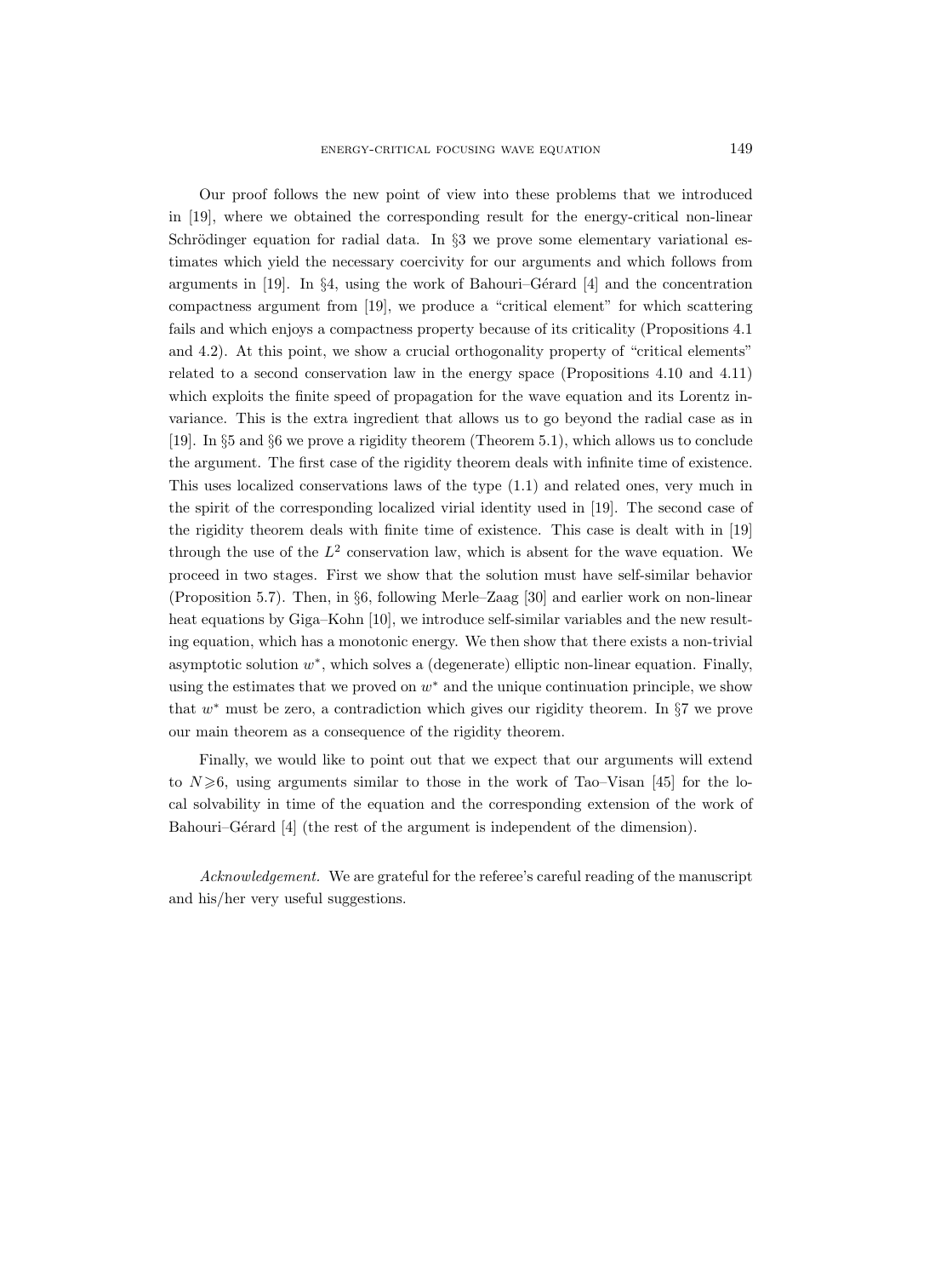Our proof follows the new point of view into these problems that we introduced in [19], where we obtained the corresponding result for the energy-critical non-linear Schrödinger equation for radial data. In §3 we prove some elementary variational estimates which yield the necessary coercivity for our arguments and which follows from arguments in [19]. In §4, using the work of Bahouri–Gérard [4] and the concentration compactness argument from [19], we produce a "critical element" for which scattering fails and which enjoys a compactness property because of its criticality (Propositions 4.1 and 4.2). At this point, we show a crucial orthogonality property of "critical elements" related to a second conservation law in the energy space (Propositions 4.10 and 4.11) which exploits the finite speed of propagation for the wave equation and its Lorentz invariance. This is the extra ingredient that allows us to go beyond the radial case as in [19]. In §5 and §6 we prove a rigidity theorem (Theorem 5.1), which allows us to conclude the argument. The first case of the rigidity theorem deals with infinite time of existence. This uses localized conservations laws of the type (1.1) and related ones, very much in the spirit of the corresponding localized virial identity used in [19]. The second case of the rigidity theorem deals with finite time of existence. This case is dealt with in [19] through the use of the $L^2$ conservation law, which is absent for the wave equation. We proceed in two stages. First we show that the solution must have self-similar behavior (Proposition 5.7). Then, in §6, following Merle–Zaag [30] and earlier work on non-linear heat equations by Giga–Kohn [10], we introduce self-similar variables and the new resulting equation, which has a monotonic energy. We then show that there exists a non-trivial asymptotic solution $w^*$, which solves a (degenerate) elliptic non-linear equation. Finally, using the estimates that we proved on $w^*$ and the unique continuation principle, we show that $w^*$ must be zero, a contradiction which gives our rigidity theorem. In §7 we prove our main theorem as a consequence of the rigidity theorem.

Finally, we would like to point out that we expect that our arguments will extend to $N \geqslant 6$, using arguments similar to those in the work of Tao–Visan [45] for the local solvability in time of the equation and the corresponding extension of the work of Bahouri–Gérard [4] (the rest of the argument is independent of the dimension).

*Acknowledgement.* We are grateful for the referee's careful reading of the manuscript and his/her very useful suggestions.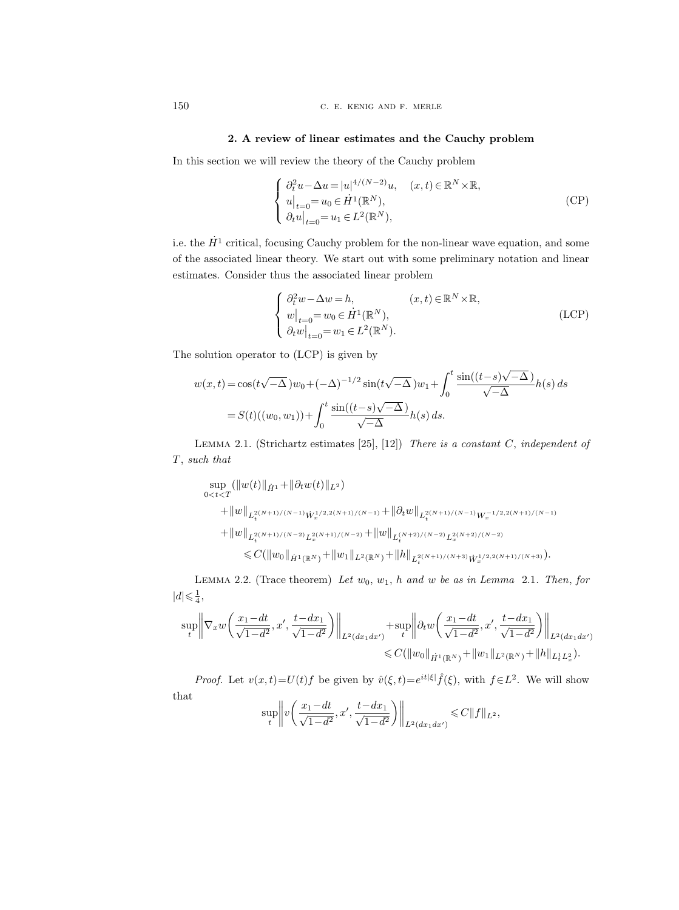## 2. A review of linear estimates and the Cauchy problem

In this section we will review the theory of the Cauchy problem

$$\begin{cases} \partial_t^2 u - \Delta u = |u|^{4/(N-2)} u, & (x,t) \in \mathbb{R}^N \times \mathbb{R}, \\ u\big|_{t=0} = u_0 \in \dot{H}^1(\mathbb{R}^N), \\ \partial_t u\big|_{t=0} = u_1 \in L^2(\mathbb{R}^N), \end{cases} \tag{CP}$$

i.e. the $\dot{H}^1$ critical, focusing Cauchy problem for the non-linear wave equation, and some of the associated linear theory. We start out with some preliminary notation and linear estimates. Consider thus the associated linear problem

$$\begin{cases} \partial_t^2 w - \Delta w = h, & (x,t) \in \mathbb{R}^N \times \mathbb{R}, \\ w\big|_{t=0} = w_0 \in \dot{H}^1(\mathbb{R}^N), \\ \partial_t w\big|_{t=0} = w_1 \in L^2(\mathbb{R}^N). \end{cases} \tag{LCP}$$

The solution operator to (LCP) is given by

$$\begin{aligned} w(x,t) &= \cos(t\sqrt{-\Delta})w_0 + (-\Delta)^{-1/2}\sin(t\sqrt{-\Delta})w_1 + \int_0^t \frac{\sin((t-s)\sqrt{-\Delta})}{\sqrt{-\Delta}} h(s)\,ds \\ &= S(t)((w_0,w_1)) + \int_0^t \frac{\sin((t-s)\sqrt{-\Delta})}{\sqrt{-\Delta}} h(s)\,ds. \end{aligned}$$

LEMMA 2.1. (Strichartz estimates [25], [12]) *There is a constant $C$, independent of $T$, such that*

$$\begin{aligned} &\sup_{0<t<T} (\|w(t)\|_{\dot{H}^1} + \|\partial_t w(t)\|_{L^2}) \\ &\quad + \|w\|_{L_t^{2(N+1)/(N-1)} \dot{W}_x^{1/2, 2(N+1)/(N-1)}} + \|\partial_t w\|_{L_t^{2(N+1)/(N-1)} W_x^{-1/2, 2(N+1)/(N-1)}} \\ &\quad + \|w\|_{L_t^{2(N+1)/(N-2)} L_x^{2(N+1)/(N-2)}} + \|w\|_{L_t^{(N+2)/(N-2)} L_x^{2(N+2)/(N-2)}} \\ &\qquad \leqslant C(\|w_0\|_{\dot{H}^1(\mathbb{R}^N)} + \|w_1\|_{L^2(\mathbb{R}^N)} + \|h\|_{L_t^{2(N+1)/(N+3)} \dot{W}_x^{1/2, 2(N+1)/(N+3)}}). \end{aligned}$$

LEMMA 2.2. (Trace theorem) *Let $w_0$, $w_1$, $h$ and $w$ be as in Lemma* 2.1. *Then, for $|d| \leqslant \frac{1}{4}$,*

$$\begin{aligned} \sup_t \left\| \nabla_x w\left( \frac{x_1 - dt}{\sqrt{1-d^2}}, x', \frac{t - dx_1}{\sqrt{1-d^2}} \right) \right\|_{L^2(dx_1\,dx')} &+ \sup_t \left\| \partial_t w\left( \frac{x_1 - dt}{\sqrt{1-d^2}}, x', \frac{t - dx_1}{\sqrt{1-d^2}} \right) \right\|_{L^2(dx_1\,dx')} \\ &\leqslant C(\|w_0\|_{\dot{H}^1(\mathbb{R}^N)} + \|w_1\|_{L^2(\mathbb{R}^N)} + \|h\|_{L_t^1 L_x^2}). \end{aligned}$$

*Proof.* Let $v(x,t) = U(t)f$ be given by $\hat{v}(\xi,t) = e^{it|\xi|}\hat{f}(\xi)$, with $f \in L^2$. We will show that

$$\sup_t \left\| v\left( \frac{x_1 - dt}{\sqrt{1-d^2}}, x', \frac{t - dx_1}{\sqrt{1-d^2}} \right) \right\|_{L^2(dx_1\,dx')} \leqslant C\|f\|_{L^2},$$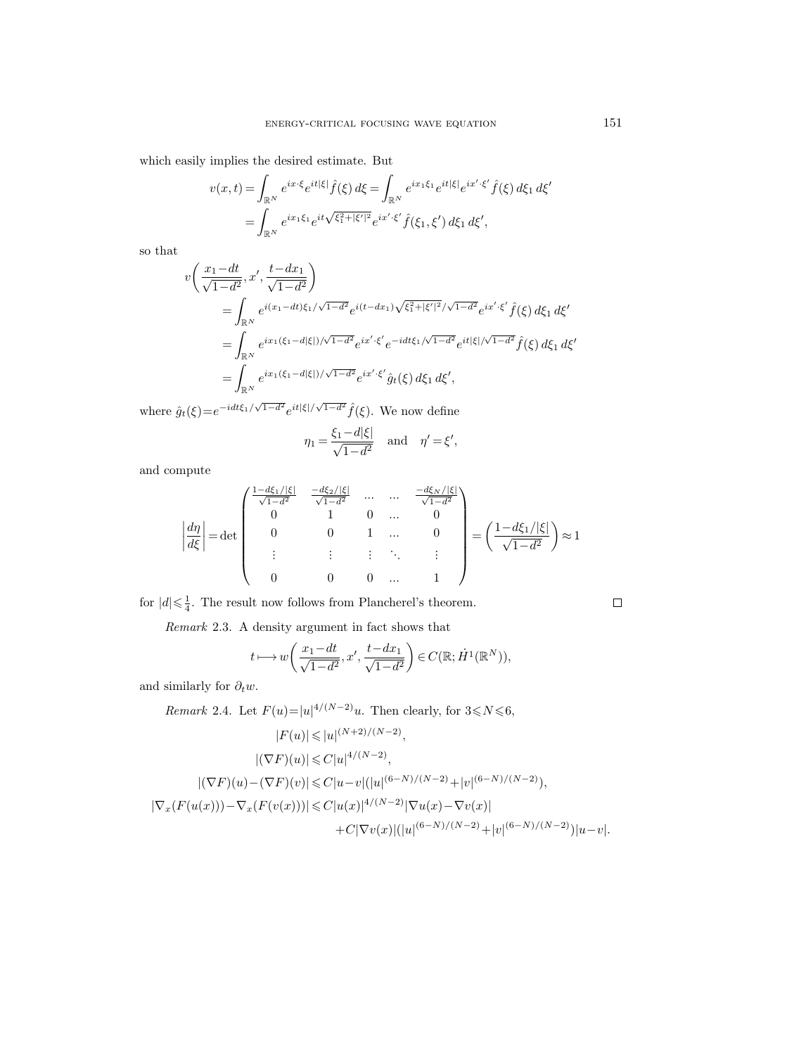which easily implies the desired estimate. But

$$
\begin{aligned}
v(x,t) &= \int_{\mathbb{R}^N} e^{ix\cdot\xi} e^{it|\xi|} \hat{f}(\xi)\, d\xi = \int_{\mathbb{R}^N} e^{ix_1\xi_1} e^{it|\xi|} e^{ix'\cdot\xi'} \hat{f}(\xi)\, d\xi_1\, d\xi' \\
&= \int_{\mathbb{R}^N} e^{ix_1\xi_1} e^{it\sqrt{\xi_1^2+|\xi'|^2}} e^{ix'\cdot\xi'} \hat{f}(\xi_1,\xi')\, d\xi_1\, d\xi',
\end{aligned}
$$

so that

$$
\begin{aligned}
v&\left(\frac{x_1-dt}{\sqrt{1-d^2}}, x', \frac{t-dx_1}{\sqrt{1-d^2}}\right) \\
&= \int_{\mathbb{R}^N} e^{i(x_1-dt)\xi_1/\sqrt{1-d^2}} e^{i(t-dx_1)\sqrt{\xi_1^2+|\xi'|^2}/\sqrt{1-d^2}} e^{ix'\cdot\xi'} \hat{f}(\xi)\, d\xi_1\, d\xi' \\
&= \int_{\mathbb{R}^N} e^{ix_1(\xi_1-d|\xi|)/\sqrt{1-d^2}} e^{ix'\cdot\xi'} e^{-idt\xi_1/\sqrt{1-d^2}} e^{it|\xi|/\sqrt{1-d^2}} \hat{f}(\xi)\, d\xi_1\, d\xi' \\
&= \int_{\mathbb{R}^N} e^{ix_1(\xi_1-d|\xi|)/\sqrt{1-d^2}} e^{ix'\cdot\xi'} \hat{g}_t(\xi)\, d\xi_1\, d\xi',
\end{aligned}
$$

where $\hat{g}_t(\xi) = e^{-idt\xi_1/\sqrt{1-d^2}} e^{it|\xi|/\sqrt{1-d^2}} \hat{f}(\xi)$. We now define

$$
\eta_1 = \frac{\xi_1 - d|\xi|}{\sqrt{1-d^2}} \quad \text{and} \quad \eta' = \xi',
$$

and compute

$$
\left|\frac{d\eta}{d\xi}\right| = \det \begin{pmatrix} \frac{1-d\xi_1/|\xi|}{\sqrt{1-d^2}} & \frac{-d\xi_2/|\xi|}{\sqrt{1-d^2}} & \dots & \dots & \frac{-d\xi_N/|\xi|}{\sqrt{1-d^2}} \\ 0 & 1 & 0 & \dots & 0 \\ 0 & 0 & 1 & \dots & 0 \\ \vdots & \vdots & \vdots & \ddots & \vdots \\ 0 & 0 & 0 & \dots & 1 \end{pmatrix} = \left(\frac{1-d\xi_1/|\xi|}{\sqrt{1-d^2}}\right) \approx 1
$$

for $|d| \leqslant \frac{1}{4}$. The result now follows from Plancherel's theorem. $\square$

*Remark* 2.3. A density argument in fact shows that

$$
t \longmapsto w\left(\frac{x_1-dt}{\sqrt{1-d^2}}, x', \frac{t-dx_1}{\sqrt{1-d^2}}\right) \in C(\mathbb{R}; \dot{H}^1(\mathbb{R}^N)),
$$

and similarly for $\partial_t w$.

*Remark* 2.4. Let $F(u) = |u|^{4/(N-2)}u$. Then clearly, for $3 \leqslant N \leqslant 6$,

$$
\begin{aligned}
|F(u)| &\leqslant |u|^{(N+2)/(N-2)}, \\
|(\nabla F)(u)| &\leqslant C|u|^{4/(N-2)}, \\
|(\nabla F)(u) - (\nabla F)(v)| &\leqslant C|u-v|(|u|^{(6-N)/(N-2)} + |v|^{(6-N)/(N-2)}), \\
|\nabla_x(F(u(x))) - \nabla_x(F(v(x)))| &\leqslant C|u(x)|^{4/(N-2)}|\nabla u(x) - \nabla v(x)| \\
&\quad + C|\nabla v(x)|(|u|^{(6-N)/(N-2)} + |v|^{(6-N)/(N-2)})|u-v|.
\end{aligned}
$$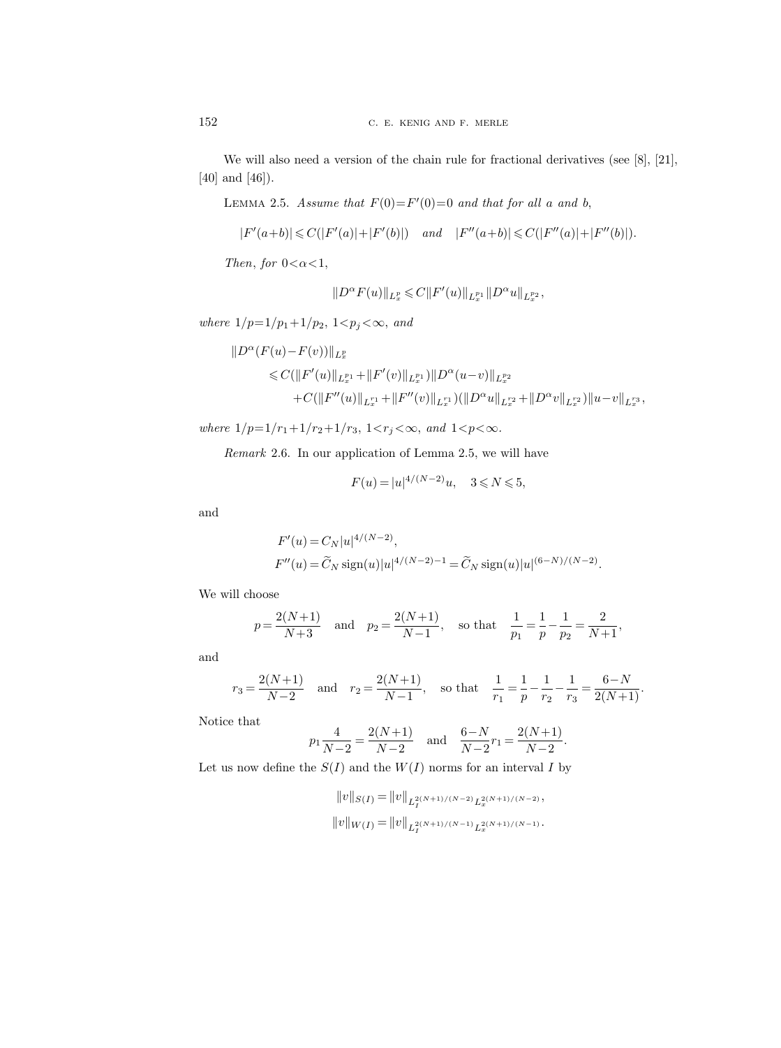We will also need a version of the chain rule for fractional derivatives (see [8], [21], [40] and [46]).

**Lemma 2.5.** *Assume that $F(0)=F'(0)=0$ and that for all $a$ and $b$,*

$$|F'(a+b)| \leqslant C(|F'(a)|+|F'(b)|) \quad \textit{and} \quad |F''(a+b)| \leqslant C(|F''(a)|+|F''(b)|).$$

*Then, for $0<\alpha<1$,*

$$\|D^\alpha F(u)\|_{L^p_x} \leqslant C\|F'(u)\|_{L^{p_1}_x}\|D^\alpha u\|_{L^{p_2}_x},$$

*where $1/p=1/p_1+1/p_2$, $1<p_j<\infty$, and*

$$\begin{aligned}
&\|D^\alpha (F(u)-F(v))\|_{L^p_x} \\
&\quad \leqslant C(\|F'(u)\|_{L^{p_1}_x}+\|F'(v)\|_{L^{p_1}_x})\|D^\alpha(u-v)\|_{L^{p_2}_x} \\
&\qquad + C(\|F''(u)\|_{L^{r_1}_x}+\|F''(v)\|_{L^{r_1}_x})(\|D^\alpha u\|_{L^{r_2}_x}+\|D^\alpha v\|_{L^{r_2}_x})\|u-v\|_{L^{r_3}_x},
\end{aligned}$$

*where $1/p=1/r_1+1/r_2+1/r_3$, $1<r_j<\infty$, and $1<p<\infty$.*

*Remark* 2.6. In our application of Lemma 2.5, we will have

$$F(u)=|u|^{4/(N-2)}u, \quad 3\leqslant N\leqslant 5,$$

and

$$\begin{aligned}
F'(u) &= C_N|u|^{4/(N-2)}, \\
F''(u) &= \widetilde{C}_N \operatorname{sign}(u)|u|^{4/(N-2)-1} = \widetilde{C}_N \operatorname{sign}(u)|u|^{(6-N)/(N-2)}.
\end{aligned}$$

We will choose

$$p=\frac{2(N+1)}{N+3} \quad \text{and} \quad p_2=\frac{2(N+1)}{N-1}, \quad \text{so that} \quad \frac{1}{p_1}=\frac{1}{p}-\frac{1}{p_2}=\frac{2}{N+1},$$

and

$$r_3=\frac{2(N+1)}{N-2} \quad \text{and} \quad r_2=\frac{2(N+1)}{N-1}, \quad \text{so that} \quad \frac{1}{r_1}=\frac{1}{p}-\frac{1}{r_2}-\frac{1}{r_3}=\frac{6-N}{2(N+1)}.$$

Notice that

$$p_1\frac{4}{N-2}=\frac{2(N+1)}{N-2} \quad \text{and} \quad \frac{6-N}{N-2}r_1=\frac{2(N+1)}{N-2}.$$

Let us now define the $S(I)$ and the $W(I)$ norms for an interval $I$ by

$$\begin{aligned}
\|v\|_{S(I)} &= \|v\|_{L_I^{2(N+1)/(N-2)}L_x^{2(N+1)/(N-2)}}, \\
\|v\|_{W(I)} &= \|v\|_{L_I^{2(N+1)/(N-1)}L_x^{2(N+1)/(N-1)}}.
\end{aligned}$$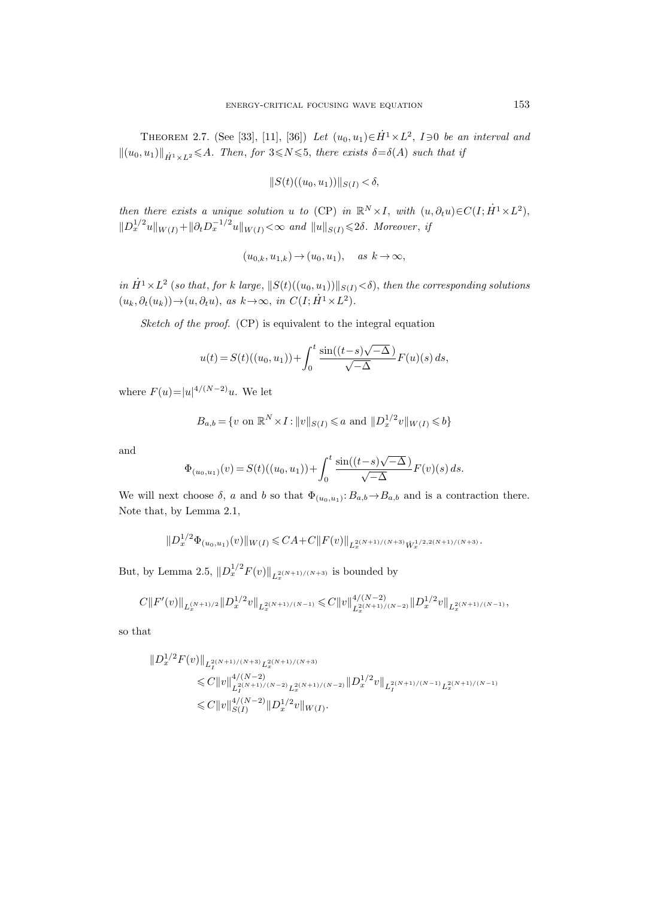THEOREM 2.7. (See [33], [11], [36]) *Let $(u_0,u_1)\in\dot H^1\times L^2$, $I\ni 0$ be an interval and $\|(u_0,u_1)\|_{\dot H^1\times L^2}\leqslant A$. Then, for $3\leqslant N\leqslant 5$, there exists $\delta=\delta(A)$ such that if*

$$\|S(t)((u_0,u_1))\|_{S(I)}<\delta,$$

*then there exists a unique solution $u$ to* (CP) *in $\mathbb{R}^N\times I$, with $(u,\partial_t u)\in C(I;\dot H^1\times L^2)$, $\|D_x^{1/2}u\|_{W(I)}+\|\partial_t D_x^{-1/2}u\|_{W(I)}<\infty$ and $\|u\|_{S(I)}\leqslant 2\delta$. Moreover, if*

$$(u_{0,k},u_{1,k})\to(u_0,u_1),\quad \text{as } k\to\infty,$$

*in $\dot H^1\times L^2$ (so that, for $k$ large, $\|S(t)((u_0,u_1))\|_{S(I)}<\delta$), then the corresponding solutions $(u_k,\partial_t(u_k))\to(u,\partial_t u)$, as $k\to\infty$, in $C(I;\dot H^1\times L^2)$.*

*Sketch of the proof.* (CP) is equivalent to the integral equation

$$u(t)=S(t)((u_0,u_1))+\int_0^t\frac{\sin((t-s)\sqrt{-\Delta}\,)}{\sqrt{-\Delta}}F(u)(s)\,ds,$$

where $F(u)=|u|^{4/(N-2)}u$. We let

$$B_{a,b}=\{v \text{ on } \mathbb{R}^N\times I:\|v\|_{S(I)}\leqslant a \text{ and } \|D_x^{1/2}v\|_{W(I)}\leqslant b\}$$

and

$$\Phi_{(u_0,u_1)}(v)=S(t)((u_0,u_1))+\int_0^t\frac{\sin((t-s)\sqrt{-\Delta}\,)}{\sqrt{-\Delta}}F(v)(s)\,ds.$$

We will next choose $\delta$, $a$ and $b$ so that $\Phi_{(u_0,u_1)}\colon B_{a,b}\to B_{a,b}$ and is a contraction there. Note that, by Lemma 2.1,

$$\|D_x^{1/2}\Phi_{(u_0,u_1)}(v)\|_{W(I)}\leqslant CA+C\|F(v)\|_{L_x^{2(N+1)/(N+3)}\dot W_x^{1/2,2(N+1)/(N+3)}}.$$

But, by Lemma 2.5, $\|D_x^{1/2}F(v)\|_{L_x^{2(N+1)/(N+3)}}$ is bounded by

$$C\|F'(v)\|_{L_x^{(N+1)/2}}\|D_x^{1/2}v\|_{L_x^{2(N+1)/(N-1)}}\leqslant C\|v\|^{4/(N-2)}_{L_x^{2(N+1)/(N-2)}}\|D_x^{1/2}v\|_{L_x^{2(N+1)/(N-1)}},$$

so that

$$\begin{aligned}\|D_x^{1/2}F(v)\|_{L_I^{2(N+1)/(N+3)}L_x^{2(N+1)/(N+3)}}&\leqslant C\|v\|^{4/(N-2)}_{L_I^{2(N+1)/(N-2)}L_x^{2(N+1)/(N-2)}}\|D_x^{1/2}v\|_{L_I^{2(N+1)/(N-1)}L_x^{2(N+1)/(N-1)}}\\&\leqslant C\|v\|^{4/(N-2)}_{S(I)}\|D_x^{1/2}v\|_{W(I)}.\end{aligned}$$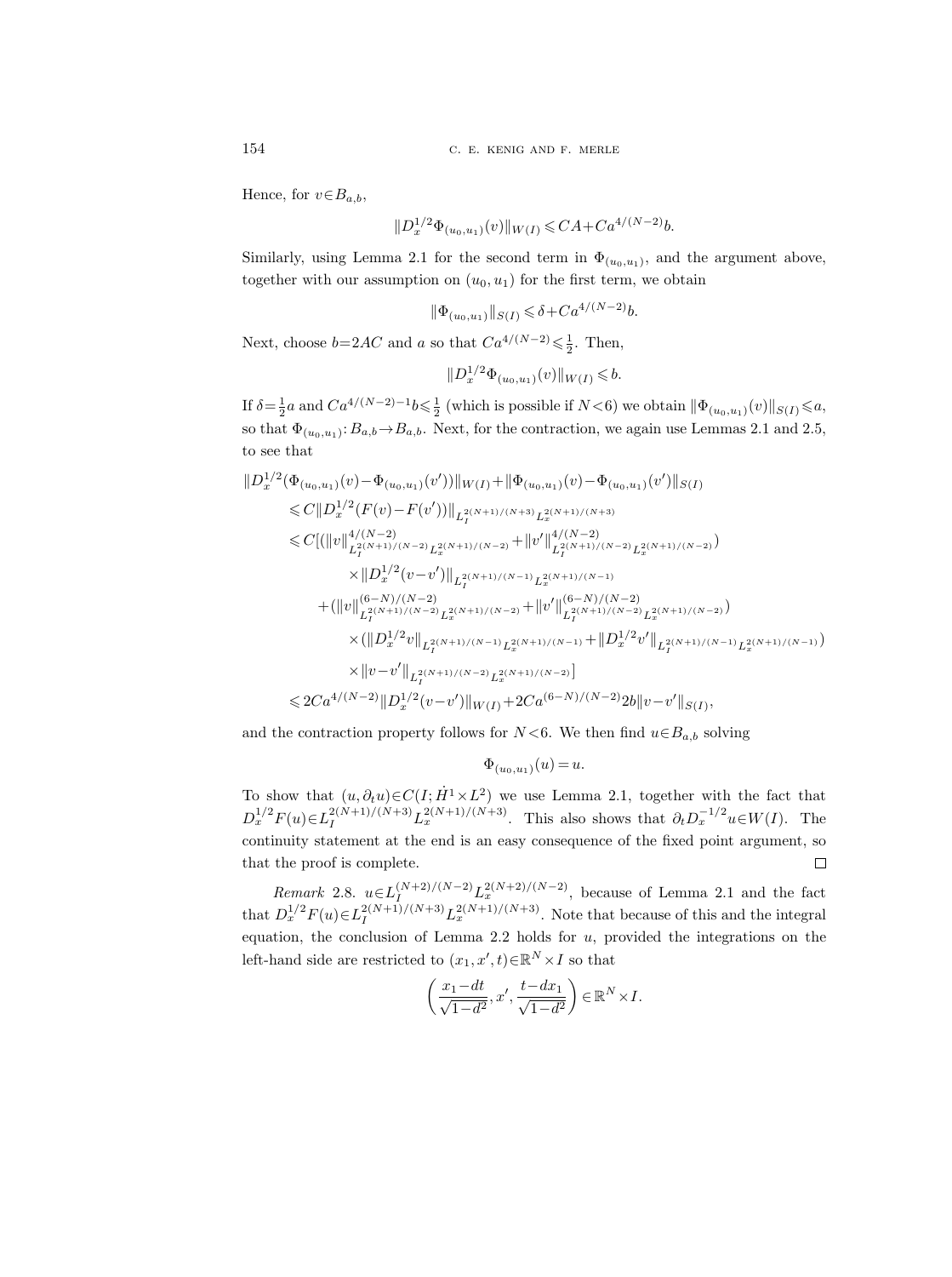Hence, for $v \in B_{a,b}$,

$$\|D_x^{1/2}\Phi_{(u_0,u_1)}(v)\|_{W(I)} \leqslant CA + Ca^{4/(N-2)}b.$$

Similarly, using Lemma 2.1 for the second term in $\Phi_{(u_0,u_1)}$, and the argument above, together with our assumption on $(u_0,u_1)$ for the first term, we obtain

$$\|\Phi_{(u_0,u_1)}\|_{S(I)} \leqslant \delta + Ca^{4/(N-2)}b.$$

Next, choose $b = 2AC$ and $a$ so that $Ca^{4/(N-2)} \leqslant \frac{1}{2}$. Then,

$$\|D_x^{1/2}\Phi_{(u_0,u_1)}(v)\|_{W(I)} \leqslant b.$$

If $\delta = \frac{1}{2}a$ and $Ca^{4/(N-2)-1}b \leqslant \frac{1}{2}$ (which is possible if $N<6$) we obtain $\|\Phi_{(u_0,u_1)}(v)\|_{S(I)} \leqslant a$, so that $\Phi_{(u_0,u_1)}: B_{a,b} \to B_{a,b}$. Next, for the contraction, we again use Lemmas 2.1 and 2.5, to see that

$$\begin{aligned}
&\|D_x^{1/2}(\Phi_{(u_0,u_1)}(v) - \Phi_{(u_0,u_1)}(v'))\|_{W(I)} + \|\Phi_{(u_0,u_1)}(v) - \Phi_{(u_0,u_1)}(v')\|_{S(I)} \\
&\qquad \leqslant C\|D_x^{1/2}(F(v) - F(v'))\|_{L_I^{2(N+1)/(N+3)}L_x^{2(N+1)/(N+3)}} \\
&\qquad \leqslant C\big[(\|v\|^{4/(N-2)}_{L_I^{2(N+1)/(N-2)}L_x^{2(N+1)/(N-2)}} + \|v'\|^{4/(N-2)}_{L_I^{2(N+1)/(N-2)}L_x^{2(N+1)/(N-2)}}) \\
&\qquad\qquad \times \|D_x^{1/2}(v-v')\|_{L_I^{2(N+1)/(N-1)}L_x^{2(N+1)/(N-1)}} \\
&\qquad\quad + (\|v\|^{(6-N)/(N-2)}_{L_I^{2(N+1)/(N-2)}L_x^{2(N+1)/(N-2)}} + \|v'\|^{(6-N)/(N-2)}_{L_I^{2(N+1)/(N-2)}L_x^{2(N+1)/(N-2)}}) \\
&\qquad\qquad \times (\|D_x^{1/2}v\|_{L_I^{2(N+1)/(N-1)}L_x^{2(N+1)/(N-1)}} + \|D_x^{1/2}v'\|_{L_I^{2(N+1)/(N-1)}L_x^{2(N+1)/(N-1)}}) \\
&\qquad\qquad \times \|v-v'\|_{L_I^{2(N+1)/(N-2)}L_x^{2(N+1)/(N-2)}}\big] \\
&\qquad \leqslant 2Ca^{4/(N-2)}\|D_x^{1/2}(v-v')\|_{W(I)} + 2Ca^{(6-N)/(N-2)}2b\|v-v'\|_{S(I)},
\end{aligned}$$

and the contraction property follows for $N<6$. We then find $u \in B_{a,b}$ solving

$$\Phi_{(u_0,u_1)}(u) = u.$$

To show that $(u, \partial_t u) \in C(I; \dot{H}^1 \times L^2)$ we use Lemma 2.1, together with the fact that $D_x^{1/2}F(u) \in L_I^{2(N+1)/(N+3)}L_x^{2(N+1)/(N+3)}$. This also shows that $\partial_t D_x^{-1/2}u \in W(I)$. The continuity statement at the end is an easy consequence of the fixed point argument, so that the proof is complete. $\square$

*Remark* 2.8. $u \in L_I^{(N+2)/(N-2)}L_x^{2(N+2)/(N-2)}$, because of Lemma 2.1 and the fact that $D_x^{1/2}F(u) \in L_I^{2(N+1)/(N+3)}L_x^{2(N+1)/(N+3)}$. Note that because of this and the integral equation, the conclusion of Lemma 2.2 holds for $u$, provided the integrations on the left-hand side are restricted to $(x_1, x', t) \in \mathbb{R}^N \times I$ so that

$$\left(\frac{x_1 - dt}{\sqrt{1-d^2}}, x', \frac{t - dx_1}{\sqrt{1-d^2}}\right) \in \mathbb{R}^N \times I.$$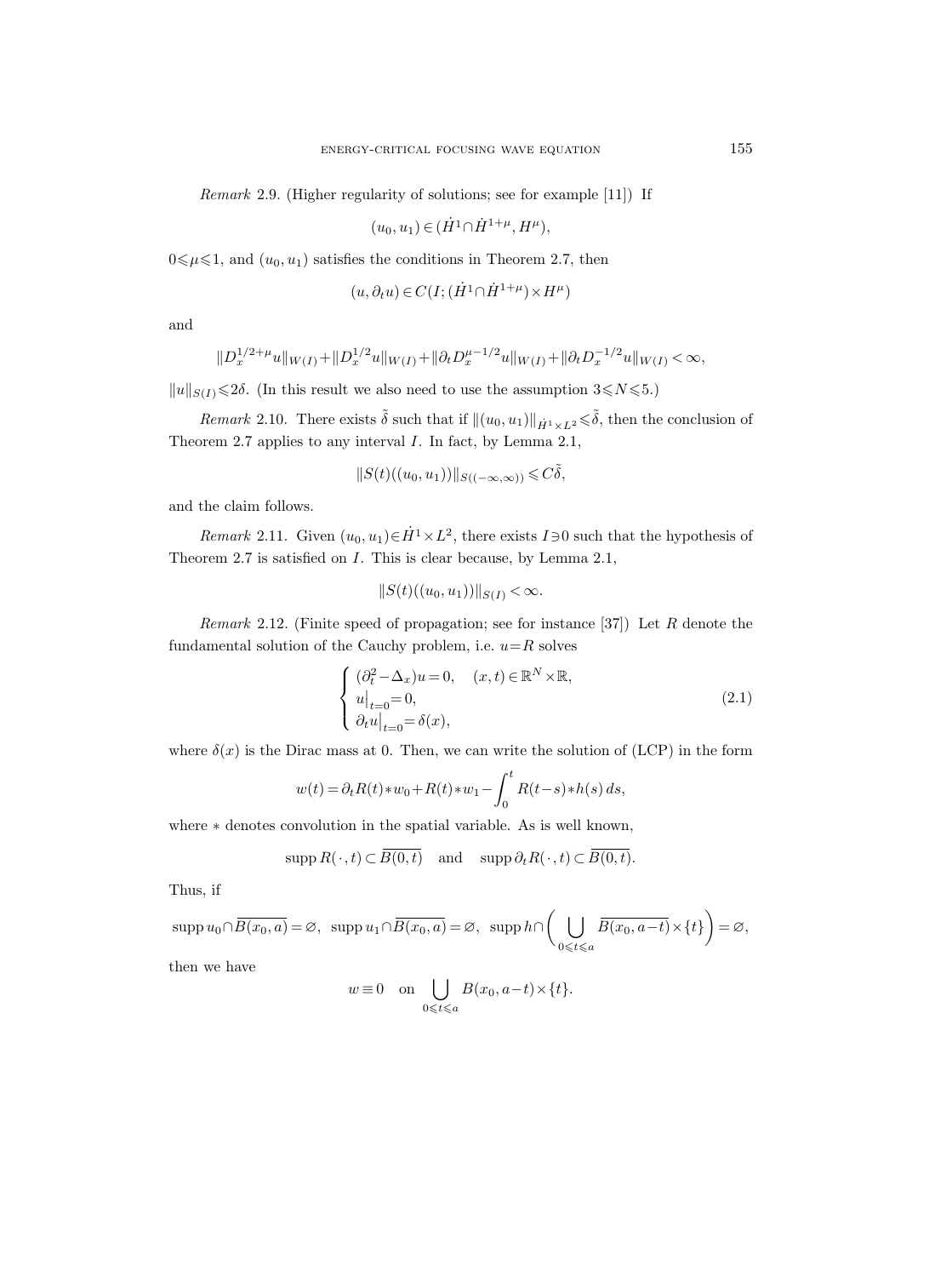*Remark* 2.9. (Higher regularity of solutions; see for example [11]) If

$$(u_0, u_1) \in (\dot{H}^1 \cap \dot{H}^{1+\mu}, H^\mu),$$

$0 \leqslant \mu \leqslant 1$, and $(u_0, u_1)$ satisfies the conditions in Theorem 2.7, then

$$(u, \partial_t u) \in C(I; (\dot{H}^1 \cap \dot{H}^{1+\mu}) \times H^\mu)$$

and

$$\|D_x^{1/2+\mu} u\|_{W(I)} + \|D_x^{1/2} u\|_{W(I)} + \|\partial_t D_x^{\mu-1/2} u\|_{W(I)} + \|\partial_t D_x^{-1/2} u\|_{W(I)} < \infty,$$

$\|u\|_{S(I)} \leqslant 2\delta$. (In this result we also need to use the assumption $3 \leqslant N \leqslant 5$.)

*Remark* 2.10. There exists $\tilde{\delta}$ such that if $\|(u_0, u_1)\|_{\dot{H}^1 \times L^2} \leqslant \tilde{\delta}$, then the conclusion of Theorem 2.7 applies to any interval $I$. In fact, by Lemma 2.1,

$$\|S(t)((u_0, u_1))\|_{S((-\infty,\infty))} \leqslant C\tilde{\delta},$$

and the claim follows.

*Remark* 2.11. Given $(u_0, u_1) \in \dot{H}^1 \times L^2$, there exists $I \ni 0$ such that the hypothesis of Theorem 2.7 is satisfied on $I$. This is clear because, by Lemma 2.1,

$$\|S(t)((u_0, u_1))\|_{S(I)} < \infty.$$

*Remark* 2.12. (Finite speed of propagation; see for instance [37]) Let $R$ denote the fundamental solution of the Cauchy problem, i.e. $u = R$ solves

$$\begin{cases} (\partial_t^2 - \Delta_x) u = 0, & (x,t) \in \mathbb{R}^N \times \mathbb{R}, \\ u\big|_{t=0} = 0, \\ \partial_t u\big|_{t=0} = \delta(x), \end{cases} \tag{2.1}$$

where $\delta(x)$ is the Dirac mass at 0. Then, we can write the solution of (LCP) in the form

$$w(t) = \partial_t R(t) * w_0 + R(t) * w_1 - \int_0^t R(t-s) * h(s)\, ds,$$

where $*$ denotes convolution in the spatial variable. As is well known,

$$\operatorname{supp} R(\,\cdot\,, t) \subset \overline{B(0,t)} \quad \text{and} \quad \operatorname{supp} \partial_t R(\,\cdot\,, t) \subset \overline{B(0,t)}.$$

Thus, if

$$\operatorname{supp} u_0 \cap \overline{B(x_0,a)} = \varnothing, \ \ \operatorname{supp} u_1 \cap \overline{B(x_0,a)} = \varnothing, \ \ \operatorname{supp} h \cap \left( \bigcup_{0 \leqslant t \leqslant a} \overline{B(x_0, a-t)} \times \{t\} \right) = \varnothing,$$

then we have

$$w \equiv 0 \quad \text{on} \bigcup_{0 \leqslant t \leqslant a} B(x_0, a-t) \times \{t\}.$$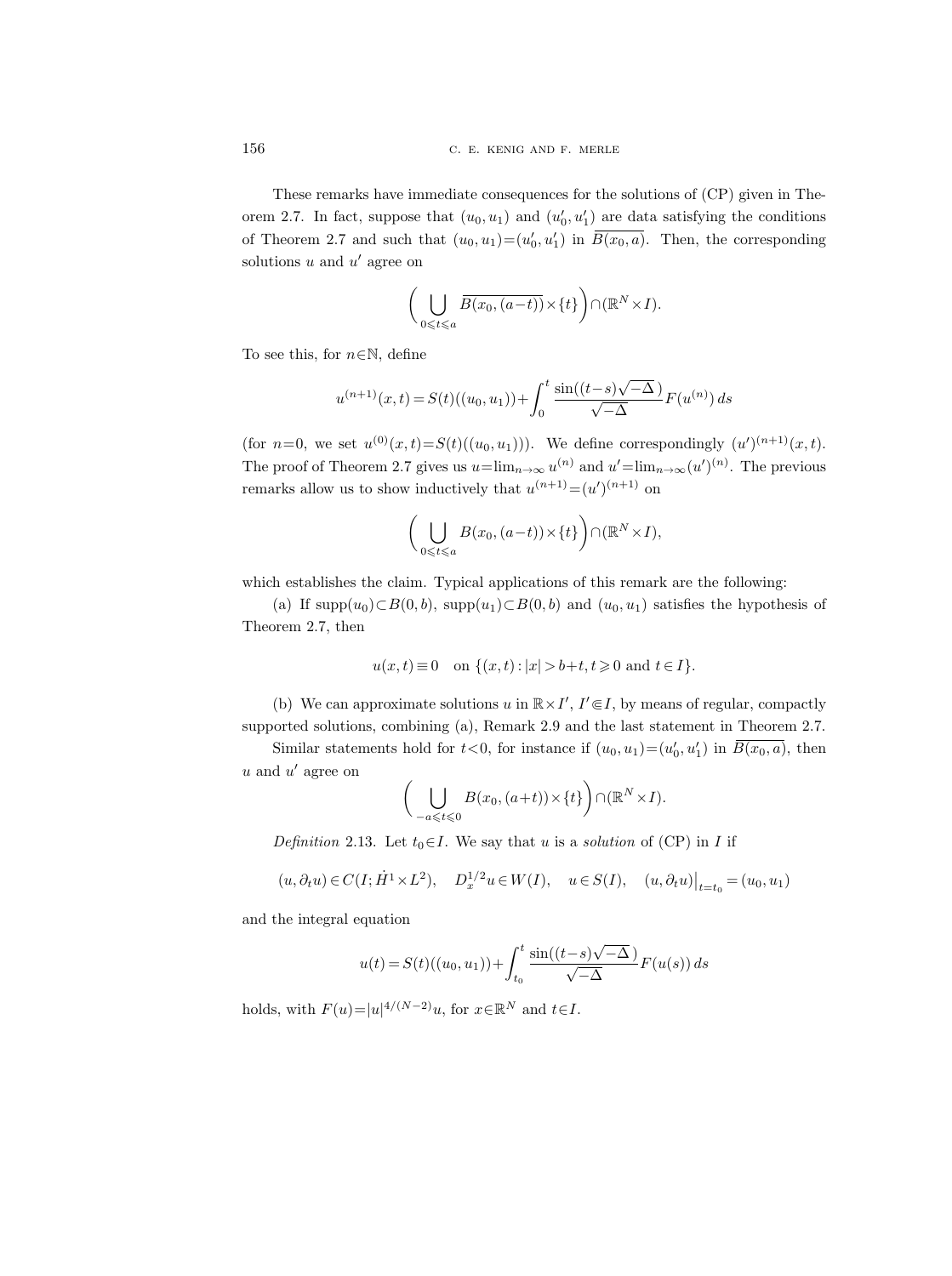These remarks have immediate consequences for the solutions of (CP) given in Theorem 2.7. In fact, suppose that $(u_0, u_1)$ and $(u_0', u_1')$ are data satisfying the conditions of Theorem 2.7 and such that $(u_0, u_1) = (u_0', u_1')$ in $\overline{B(x_0, a)}$. Then, the corresponding solutions $u$ and $u'$ agree on

$$\left( \bigcup_{0 \leqslant t \leqslant a} \overline{B(x_0, (a-t))} \times \{t\} \right) \cap (\mathbb{R}^N \times I).$$

To see this, for $n \in \mathbb{N}$, define

$$u^{(n+1)}(x,t) = S(t)((u_0, u_1)) + \int_0^t \frac{\sin((t-s)\sqrt{-\Delta}\,)}{\sqrt{-\Delta}} F(u^{(n)})\, ds$$

(for $n=0$, we set $u^{(0)}(x,t) = S(t)((u_0, u_1))$). We define correspondingly $(u')^{(n+1)}(x,t)$. The proof of Theorem 2.7 gives us $u = \lim_{n\to\infty} u^{(n)}$ and $u' = \lim_{n\to\infty} (u')^{(n)}$. The previous remarks allow us to show inductively that $u^{(n+1)} = (u')^{(n+1)}$ on

$$\left( \bigcup_{0 \leqslant t \leqslant a} B(x_0, (a-t)) \times \{t\} \right) \cap (\mathbb{R}^N \times I),$$

which establishes the claim. Typical applications of this remark are the following:

(a) If $\operatorname{supp}(u_0) \subset B(0,b)$, $\operatorname{supp}(u_1) \subset B(0,b)$ and $(u_0, u_1)$ satisfies the hypothesis of Theorem 2.7, then

$$u(x,t) \equiv 0 \quad \text{on } \{(x,t) : |x| > b+t, t \geqslant 0 \text{ and } t \in I\}.$$

(b) We can approximate solutions $u$ in $\mathbb{R} \times I'$, $I' \Subset I$, by means of regular, compactly supported solutions, combining (a), Remark 2.9 and the last statement in Theorem 2.7.

Similar statements hold for $t<0$, for instance if $(u_0, u_1) = (u_0', u_1')$ in $\overline{B(x_0, a)}$, then $u$ and $u'$ agree on

$$\left( \bigcup_{-a \leqslant t \leqslant 0} B(x_0, (a+t)) \times \{t\} \right) \cap (\mathbb{R}^N \times I).$$

*Definition* 2.13. Let $t_0 \in I$. We say that $u$ is a *solution* of (CP) in $I$ if

$$(u, \partial_t u) \in C(I; \dot{H}^1 \times L^2), \quad D_x^{1/2} u \in W(I), \quad u \in S(I), \quad (u, \partial_t u)\big|_{t=t_0} = (u_0, u_1)$$

and the integral equation

$$u(t) = S(t)((u_0, u_1)) + \int_{t_0}^t \frac{\sin((t-s)\sqrt{-\Delta}\,)}{\sqrt{-\Delta}} F(u(s))\, ds$$

holds, with $F(u) = |u|^{4/(N-2)} u$, for $x \in \mathbb{R}^N$ and $t \in I$.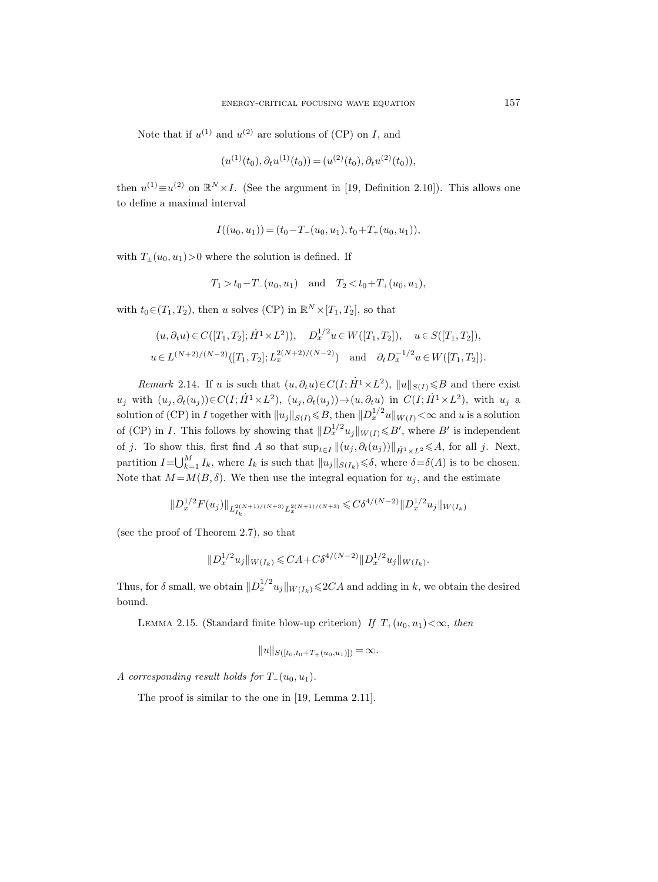Note that if $u^{(1)}$ and $u^{(2)}$ are solutions of (CP) on $I$, and

$$(u^{(1)}(t_0), \partial_t u^{(1)}(t_0)) = (u^{(2)}(t_0), \partial_t u^{(2)}(t_0)),$$

then $u^{(1)} \equiv u^{(2)}$ on $\mathbb{R}^N \times I$. (See the argument in [19, Definition 2.10]). This allows one to define a maximal interval

$$I((u_0, u_1)) = (t_0 - T_-(u_0, u_1), t_0 + T_+(u_0, u_1)),$$

with $T_\pm(u_0, u_1) > 0$ where the solution is defined. If

$$T_1 > t_0 - T_-(u_0, u_1) \quad \text{and} \quad T_2 < t_0 + T_+(u_0, u_1),$$

with $t_0 \in (T_1, T_2)$, then $u$ solves (CP) in $\mathbb{R}^N \times [T_1, T_2]$, so that

$$(u, \partial_t u) \in C([T_1, T_2]; \dot{H}^1 \times L^2)), \quad D_x^{1/2} u \in W([T_1, T_2]), \quad u \in S([T_1, T_2]),$$
$$u \in L^{(N+2)/(N-2)}([T_1, T_2]; L_x^{2(N+2)/(N-2)}) \quad \text{and} \quad \partial_t D_x^{-1/2} u \in W([T_1, T_2]).$$

*Remark* 2.14. If $u$ is such that $(u, \partial_t u) \in C(I; \dot{H}^1 \times L^2)$, $\|u\|_{S(I)} \leqslant B$ and there exist $u_j$ with $(u_j, \partial_t(u_j)) \in C(I; \dot{H}^1 \times L^2)$, $(u_j, \partial_t(u_j)) \to (u, \partial_t u)$ in $C(I; \dot{H}^1 \times L^2)$, with $u_j$ a solution of (CP) in $I$ together with $\|u_j\|_{S(I)} \leqslant B$, then $\|D_x^{1/2} u\|_{W(I)} < \infty$ and $u$ is a solution of (CP) in $I$. This follows by showing that $\|D_x^{1/2} u_j\|_{W(I)} \leqslant B'$, where $B'$ is independent of $j$. To show this, first find $A$ so that $\sup_{t \in I} \|(u_j, \partial_t(u_j))\|_{\dot{H}^1 \times L^2} \leqslant A$, for all $j$. Next, partition $I = \bigcup_{k=1}^M I_k$, where $I_k$ is such that $\|u_j\|_{S(I_k)} \leqslant \delta$, where $\delta = \delta(A)$ is to be chosen. Note that $M = M(B, \delta)$. We then use the integral equation for $u_j$, and the estimate

$$\|D_x^{1/2} F(u_j)\|_{L_{I_k}^{2(N+1)/(N+3)} L_x^{2(N+1)/(N+3)}} \leqslant C \delta^{4/(N-2)} \|D_x^{1/2} u_j\|_{W(I_k)}$$

(see the proof of Theorem 2.7), so that

$$\|D_x^{1/2} u_j\|_{W(I_k)} \leqslant CA + C\delta^{4/(N-2)} \|D_x^{1/2} u_j\|_{W(I_k)}.$$

Thus, for $\delta$ small, we obtain $\|D_x^{1/2} u_j\|_{W(I_k)} \leqslant 2CA$ and adding in $k$, we obtain the desired bound.

Lemma 2.15. (Standard finite blow-up criterion) *If $T_+(u_0, u_1) < \infty$, then*

$$\|u\|_{S([t_0, t_0 + T_+(u_0, u_1)])} = \infty.$$

*A corresponding result holds for $T_-(u_0, u_1)$.*

The proof is similar to the one in [19, Lemma 2.11].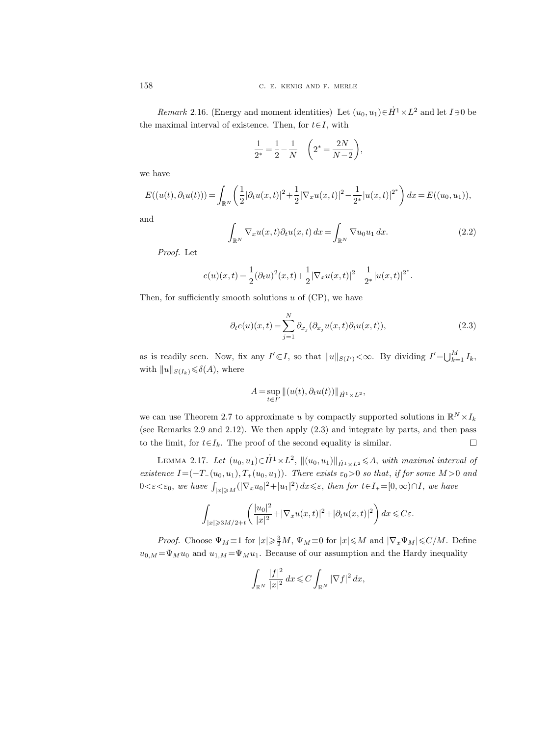*Remark* 2.16. (Energy and moment identities) Let $(u_0, u_1) \in \dot{H}^1 \times L^2$ and let $I \ni 0$ be the maximal interval of existence. Then, for $t \in I$, with

$$\frac{1}{2^*} = \frac{1}{2} - \frac{1}{N} \quad \left(2^* = \frac{2N}{N-2}\right),$$

we have

$$E((u(t), \partial_t u(t))) = \int_{\mathbb{R}^N} \left( \frac{1}{2}|\partial_t u(x,t)|^2 + \frac{1}{2}|\nabla_x u(x,t)|^2 - \frac{1}{2^*}|u(x,t)|^{2^*} \right) dx = E((u_0, u_1)),$$

and

$$\int_{\mathbb{R}^N} \nabla_x u(x,t) \partial_t u(x,t)\, dx = \int_{\mathbb{R}^N} \nabla u_0 u_1 \, dx. \tag{2.2}$$

*Proof.* Let

$$e(u)(x,t) = \frac{1}{2}(\partial_t u)^2(x,t) + \frac{1}{2}|\nabla_x u(x,t)|^2 - \frac{1}{2^*}|u(x,t)|^{2^*}.$$

Then, for sufficiently smooth solutions $u$ of (CP), we have

$$\partial_t e(u)(x,t) = \sum_{j=1}^N \partial_{x_j}(\partial_{x_j} u(x,t) \partial_t u(x,t)), \tag{2.3}$$

as is readily seen. Now, fix any $I' \Subset I$, so that $\|u\|_{S(I')} < \infty$. By dividing $I' = \bigcup_{k=1}^M I_k$, with $\|u\|_{S(I_k)} \leqslant \delta(A)$, where

$$A = \sup_{t \in I'} \|(u(t), \partial_t u(t))\|_{\dot{H}^1 \times L^2},$$

we can use Theorem 2.7 to approximate $u$ by compactly supported solutions in $\mathbb{R}^N \times I_k$ (see Remarks 2.9 and 2.12). We then apply (2.3) and integrate by parts, and then pass to the limit, for $t \in I_k$. The proof of the second equality is similar. $\square$

LEMMA 2.17. *Let $(u_0, u_1) \in \dot{H}^1 \times L^2$, $\|(u_0, u_1)\|_{\dot{H}^1 \times L^2} \leqslant A$, with maximal interval of existence $I = (-T_-(u_0, u_1), T_+(u_0, u_1))$. There exists $\varepsilon_0 > 0$ so that, if for some $M > 0$ and $0 < \varepsilon < \varepsilon_0$, we have $\int_{|x| \geqslant M} (|\nabla_x u_0|^2 + |u_1|^2)\, dx \leqslant \varepsilon$, then for $t \in I_+ = [0, \infty) \cap I$, we have*

$$\int_{|x| \geqslant 3M/2 + t} \left( \frac{|u_0|^2}{|x|^2} + |\nabla_x u(x,t)|^2 + |\partial_t u(x,t)|^2 \right) dx \leqslant C\varepsilon.$$

*Proof.* Choose $\Psi_M \equiv 1$ for $|x| \geqslant \frac{3}{2}M$, $\Psi_M \equiv 0$ for $|x| \leqslant M$ and $|\nabla_x \Psi_M| \leqslant C/M$. Define $u_{0,M} = \Psi_M u_0$ and $u_{1,M} = \Psi_M u_1$. Because of our assumption and the Hardy inequality

$$\int_{\mathbb{R}^N} \frac{|f|^2}{|x|^2}\, dx \leqslant C \int_{\mathbb{R}^N} |\nabla f|^2 \, dx,$$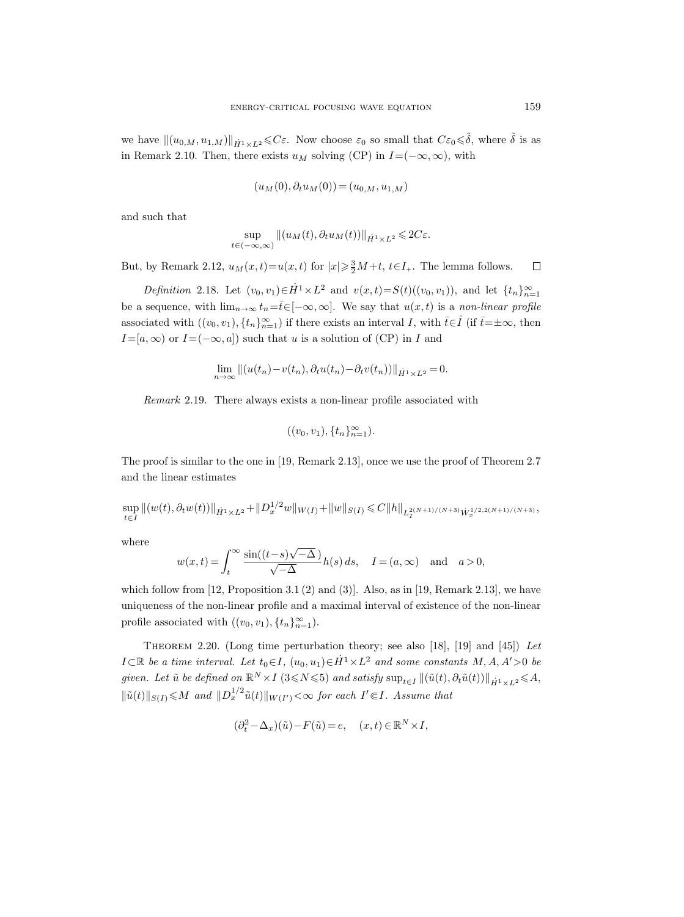we have $\|(u_{0,M}, u_{1,M})\|_{\dot{H}^1\times L^2} \leqslant C\varepsilon$. Now choose $\varepsilon_0$ so small that $C\varepsilon_0 \leqslant \tilde{\delta}$, where $\tilde{\delta}$ is as in Remark 2.10. Then, there exists $u_M$ solving (CP) in $I=(-\infty,\infty)$, with

$$(u_M(0), \partial_t u_M(0)) = (u_{0,M}, u_{1,M})$$

and such that

$$\sup_{t\in(-\infty,\infty)} \|(u_M(t), \partial_t u_M(t))\|_{\dot{H}^1\times L^2} \leqslant 2C\varepsilon.$$

But, by Remark 2.12, $u_M(x,t)=u(x,t)$ for $|x|\geqslant \frac{3}{2}M+t$, $t\in I_+$. The lemma follows. $\square$

*Definition* 2.18. Let $(v_0,v_1)\in \dot{H}^1\times L^2$ and $v(x,t)=S(t)((v_0,v_1))$, and let $\{t_n\}_{n=1}^\infty$ be a sequence, with $\lim_{n\to\infty} t_n = \bar{t}\in[-\infty,\infty]$. We say that $u(x,t)$ is a *non-linear profile* associated with $((v_0,v_1),\{t_n\}_{n=1}^\infty)$ if there exists an interval $I$, with $\bar{t}\in \mathring{I}$ (if $\bar{t}=\pm\infty$, then $I=[a,\infty)$ or $I=(-\infty,a]$) such that $u$ is a solution of (CP) in $I$ and

$$\lim_{n\to\infty} \|(u(t_n)-v(t_n), \partial_t u(t_n)-\partial_t v(t_n))\|_{\dot{H}^1\times L^2} = 0.$$

*Remark* 2.19. There always exists a non-linear profile associated with

$$((v_0,v_1),\{t_n\}_{n=1}^\infty).$$

The proof is similar to the one in [19, Remark 2.13], once we use the proof of Theorem 2.7 and the linear estimates

$$\sup_{t\in I} \|(w(t),\partial_t w(t))\|_{\dot{H}^1\times L^2} + \|D_x^{1/2} w\|_{W(I)} + \|w\|_{S(I)} \leqslant C\|h\|_{L_I^{2(N+1)/(N+3)}\dot{W}_x^{1/2,2(N+1)/(N+3)}},$$

where

$$w(x,t) = \int_t^\infty \frac{\sin((t-s)\sqrt{-\Delta})}{\sqrt{-\Delta}} h(s)\,ds, \quad I=(a,\infty) \quad \text{and} \quad a>0,$$

which follow from [12, Proposition 3.1 (2) and (3)]. Also, as in [19, Remark 2.13], we have uniqueness of the non-linear profile and a maximal interval of existence of the non-linear profile associated with $((v_0,v_1),\{t_n\}_{n=1}^\infty)$.

Theorem 2.20. (Long time perturbation theory; see also [18], [19] and [45]) *Let $I\subset\mathbb{R}$ be a time interval. Let $t_0\in I$, $(u_0,u_1)\in\dot{H}^1\times L^2$ and some constants $M,A,A'>0$ be given. Let $\tilde{u}$ be defined on $\mathbb{R}^N\times I$ $(3\leqslant N\leqslant 5)$ and satisfy $\sup_{t\in I}\|(\tilde{u}(t),\partial_t\tilde{u}(t))\|_{\dot{H}^1\times L^2}\leqslant A$, $\|\tilde{u}(t)\|_{S(I)}\leqslant M$ and $\|D_x^{1/2}\tilde{u}(t)\|_{W(I')}<\infty$ for each $I'\Subset I$. Assume that*

$$(\partial_t^2-\Delta_x)(\tilde{u}) - F(\tilde{u}) = e, \quad (x,t)\in\mathbb{R}^N\times I,$$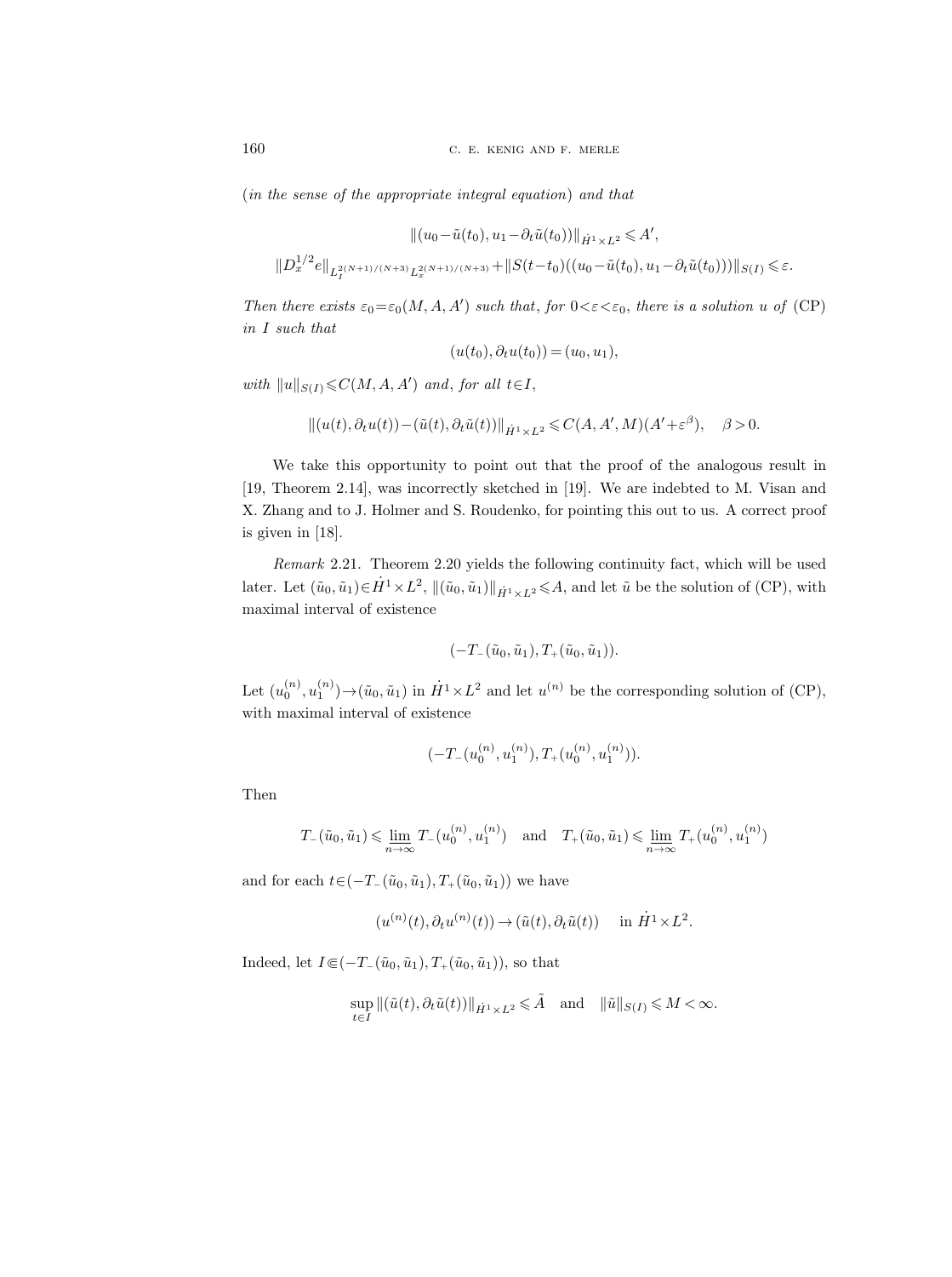(*in the sense of the appropriate integral equation*) *and that*

$$\|(u_0-\tilde{u}(t_0), u_1-\partial_t\tilde{u}(t_0))\|_{\dot{H}^1\times L^2} \leqslant A',$$

$$\|D_x^{1/2}e\|_{L_I^{2(N+1)/(N+3)}L_x^{2(N+1)/(N+3)}} + \|S(t-t_0)((u_0-\tilde{u}(t_0), u_1-\partial_t\tilde{u}(t_0)))\|_{S(I)} \leqslant \varepsilon.$$

*Then there exists* $\varepsilon_0=\varepsilon_0(M,A,A')$ *such that, for* $0<\varepsilon<\varepsilon_0$, *there is a solution* $u$ *of* (CP) *in* $I$ *such that*

$$(u(t_0), \partial_t u(t_0)) = (u_0, u_1),$$

*with* $\|u\|_{S(I)} \leqslant C(M,A,A')$ *and, for all* $t\in I$,

$$\|(u(t), \partial_t u(t)) - (\tilde{u}(t), \partial_t\tilde{u}(t))\|_{\dot{H}^1\times L^2} \leqslant C(A,A',M)(A'+\varepsilon^\beta), \quad \beta>0.$$

We take this opportunity to point out that the proof of the analogous result in [19, Theorem 2.14], was incorrectly sketched in [19]. We are indebted to M. Visan and X. Zhang and to J. Holmer and S. Roudenko, for pointing this out to us. A correct proof is given in [18].

*Remark* 2.21. Theorem 2.20 yields the following continuity fact, which will be used later. Let $(\tilde{u}_0, \tilde{u}_1)\in\dot{H}^1\times L^2$, $\|(\tilde{u}_0,\tilde{u}_1)\|_{\dot{H}^1\times L^2}\leqslant A$, and let $\tilde{u}$ be the solution of (CP), with maximal interval of existence

$$(-T_-(\tilde{u}_0,\tilde{u}_1), T_+(\tilde{u}_0,\tilde{u}_1)).$$

Let $(u_0^{(n)}, u_1^{(n)})\to(\tilde{u}_0,\tilde{u}_1)$ in $\dot{H}^1\times L^2$ and let $u^{(n)}$ be the corresponding solution of (CP), with maximal interval of existence

$$(-T_-(u_0^{(n)}, u_1^{(n)}), T_+(u_0^{(n)}, u_1^{(n)})).$$

Then

$$T_-(\tilde{u}_0,\tilde{u}_1) \leqslant \varliminf_{n\to\infty} T_-(u_0^{(n)}, u_1^{(n)}) \quad \text{and} \quad T_+(\tilde{u}_0,\tilde{u}_1) \leqslant \varliminf_{n\to\infty} T_+(u_0^{(n)}, u_1^{(n)})$$

and for each $t\in(-T_-(\tilde{u}_0,\tilde{u}_1), T_+(\tilde{u}_0,\tilde{u}_1))$ we have

$$(u^{(n)}(t), \partial_t u^{(n)}(t)) \to (\tilde{u}(t), \partial_t\tilde{u}(t)) \quad \text{in } \dot{H}^1\times L^2.$$

Indeed, let $I\Subset(-T_-(\tilde{u}_0,\tilde{u}_1), T_+(\tilde{u}_0,\tilde{u}_1))$, so that

$$\sup_{t\in I}\|(\tilde{u}(t), \partial_t\tilde{u}(t))\|_{\dot{H}^1\times L^2} \leqslant \tilde{A} \quad \text{and} \quad \|\tilde{u}\|_{S(I)} \leqslant M < \infty.$$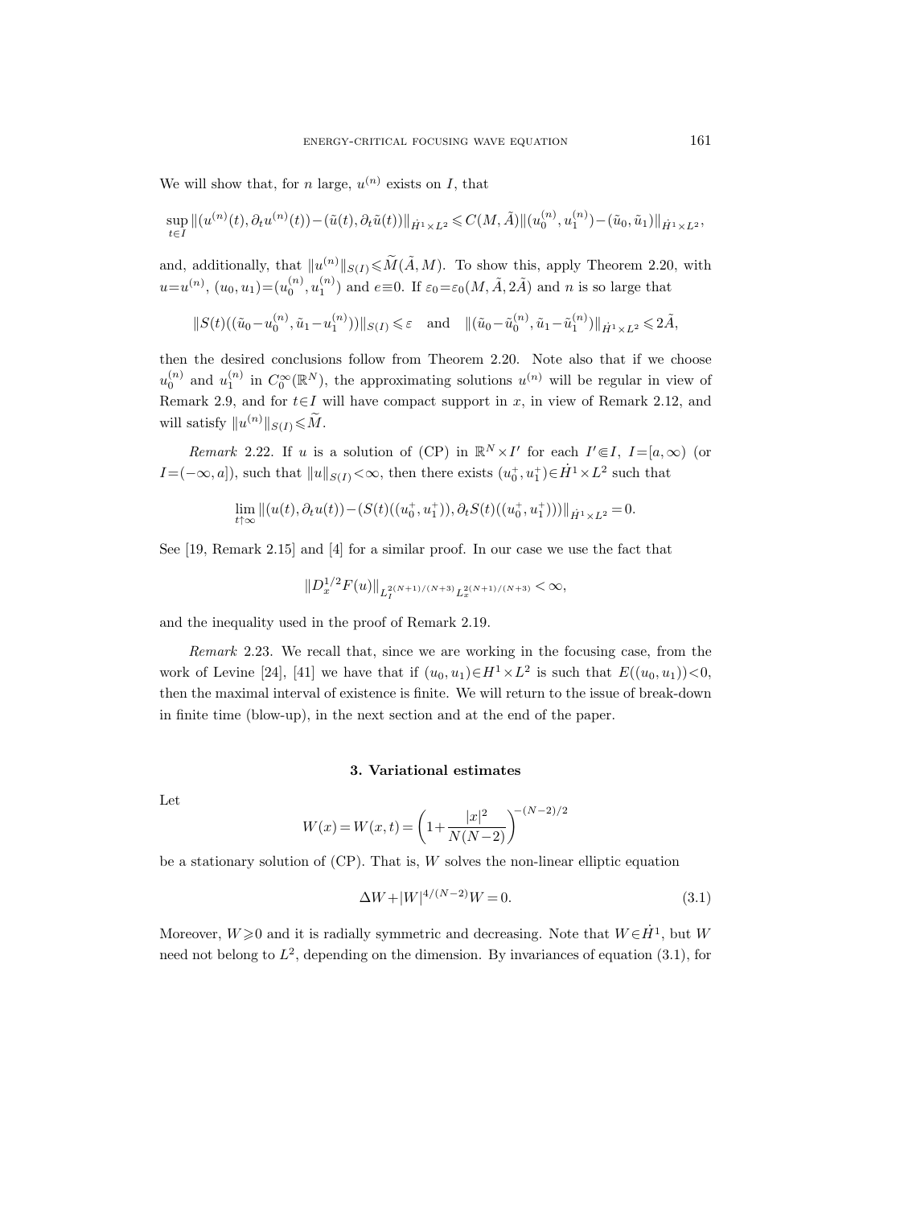We will show that, for $n$ large, $u^{(n)}$ exists on $I$, that

$$\sup_{t\in I}\|(u^{(n)}(t),\partial_t u^{(n)}(t))-(\tilde u(t),\partial_t\tilde u(t))\|_{\dot H^1\times L^2}\leqslant C(M,\tilde A)\|(u_0^{(n)},u_1^{(n)})-(\tilde u_0,\tilde u_1)\|_{\dot H^1\times L^2},$$

and, additionally, that $\|u^{(n)}\|_{S(I)}\leqslant \widetilde M(\tilde A,M)$. To show this, apply Theorem 2.20, with $u=u^{(n)}$, $(u_0,u_1)=(u_0^{(n)},u_1^{(n)})$ and $e\equiv 0$. If $\varepsilon_0=\varepsilon_0(M,\tilde A,2\tilde A)$ and $n$ is so large that

$$\|S(t)((\tilde u_0-u_0^{(n)},\tilde u_1-u_1^{(n)}))\|_{S(I)}\leqslant\varepsilon \quad\text{and}\quad \|(\tilde u_0-\tilde u_0^{(n)},\tilde u_1-\tilde u_1^{(n)})\|_{\dot H^1\times L^2}\leqslant 2\tilde A,$$

then the desired conclusions follow from Theorem 2.20. Note also that if we choose $u_0^{(n)}$ and $u_1^{(n)}$ in $C_0^\infty(\mathbb{R}^N)$, the approximating solutions $u^{(n)}$ will be regular in view of Remark 2.9, and for $t\in I$ will have compact support in $x$, in view of Remark 2.12, and will satisfy $\|u^{(n)}\|_{S(I)}\leqslant\widetilde M$.

*Remark* 2.22. If $u$ is a solution of (CP) in $\mathbb{R}^N\times I'$ for each $I'\Subset I$, $I=[a,\infty)$ (or $I=(-\infty,a]$), such that $\|u\|_{S(I)}<\infty$, then there exists $(u_0^+,u_1^+)\in\dot H^1\times L^2$ such that

$$\lim_{t\uparrow\infty}\|(u(t),\partial_t u(t))-(S(t)((u_0^+,u_1^+)),\partial_t S(t)((u_0^+,u_1^+)))\|_{\dot H^1\times L^2}=0.$$

See [19, Remark 2.15] and [4] for a similar proof. In our case we use the fact that

$$\|D_x^{1/2}F(u)\|_{L_I^{2(N+1)/(N+3)}L_x^{2(N+1)/(N+3)}}<\infty,$$

and the inequality used in the proof of Remark 2.19.

*Remark* 2.23. We recall that, since we are working in the focusing case, from the work of Levine [24], [41] we have that if $(u_0,u_1)\in H^1\times L^2$ is such that $E((u_0,u_1))<0$, then the maximal interval of existence is finite. We will return to the issue of break-down in finite time (blow-up), in the next section and at the end of the paper.

## 3. Variational estimates

Let

$$W(x)=W(x,t)=\left(1+\frac{|x|^2}{N(N-2)}\right)^{-(N-2)/2}$$

be a stationary solution of (CP). That is, $W$ solves the non-linear elliptic equation

$$\Delta W+|W|^{4/(N-2)}W=0. \tag{3.1}$$

Moreover, $W\geqslant 0$ and it is radially symmetric and decreasing. Note that $W\in\dot H^1$, but $W$ need not belong to $L^2$, depending on the dimension. By invariances of equation (3.1), for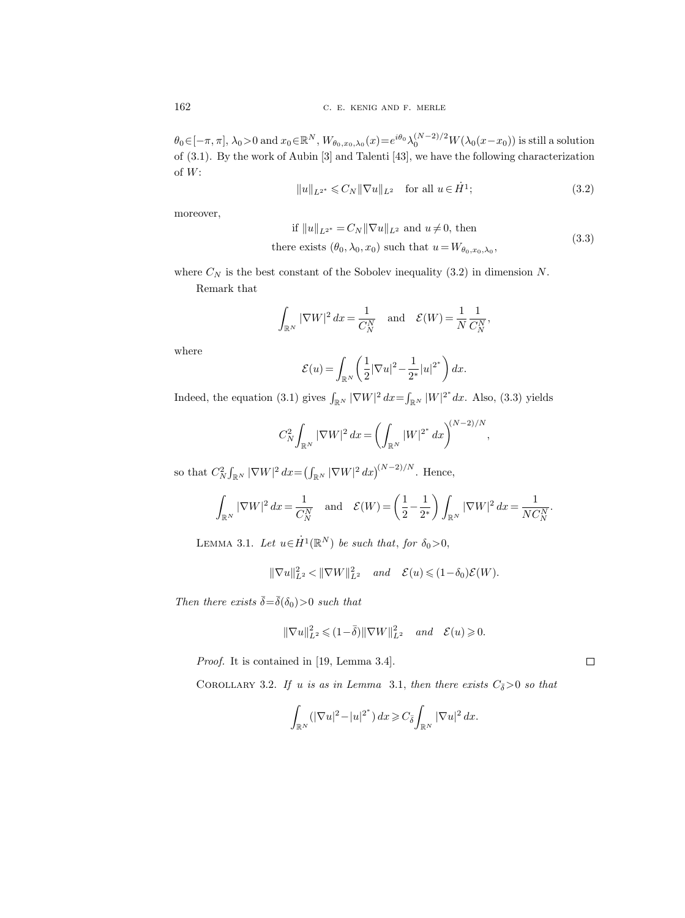$\theta_0 \in [-\pi, \pi]$, $\lambda_0 > 0$ and $x_0 \in \mathbb{R}^N$, $W_{\theta_0, x_0, \lambda_0}(x) = e^{i\theta_0} \lambda_0^{(N-2)/2} W(\lambda_0(x - x_0))$ is still a solution of (3.1). By the work of Aubin [3] and Talenti [43], we have the following characterization of $W$:

$$\|u\|_{L^{2^*}} \leqslant C_N \|\nabla u\|_{L^2} \quad \text{for all } u \in \dot{H}^1; \tag{3.2}$$

moreover,

$$\begin{gathered} \text{if } \|u\|_{L^{2^*}} = C_N \|\nabla u\|_{L^2} \text{ and } u \neq 0, \text{ then} \\ \text{there exists } (\theta_0, \lambda_0, x_0) \text{ such that } u = W_{\theta_0, x_0, \lambda_0}, \end{gathered} \tag{3.3}$$

where $C_N$ is the best constant of the Sobolev inequality (3.2) in dimension $N$.

Remark that

$$\int_{\mathbb{R}^N} |\nabla W|^2 \, dx = \frac{1}{C_N^N} \quad \text{and} \quad \mathcal{E}(W) = \frac{1}{N} \frac{1}{C_N^N},$$

where

$$\mathcal{E}(u) = \int_{\mathbb{R}^N} \left( \frac{1}{2} |\nabla u|^2 - \frac{1}{2^*} |u|^{2^*} \right) dx.$$

Indeed, the equation (3.1) gives $\int_{\mathbb{R}^N} |\nabla W|^2 \, dx = \int_{\mathbb{R}^N} |W|^{2^*} dx$. Also, (3.3) yields

$$C_N^2 \int_{\mathbb{R}^N} |\nabla W|^2 \, dx = \left( \int_{\mathbb{R}^N} |W|^{2^*} \, dx \right)^{(N-2)/N},$$

so that $C_N^2 \int_{\mathbb{R}^N} |\nabla W|^2 \, dx = \left( \int_{\mathbb{R}^N} |\nabla W|^2 \, dx \right)^{(N-2)/N}$. Hence,

$$\int_{\mathbb{R}^N} |\nabla W|^2 \, dx = \frac{1}{C_N^N} \quad \text{and} \quad \mathcal{E}(W) = \left( \frac{1}{2} - \frac{1}{2^*} \right) \int_{\mathbb{R}^N} |\nabla W|^2 \, dx = \frac{1}{N C_N^N}.$$

Lemma 3.1. *Let $u \in \dot{H}^1(\mathbb{R}^N)$ be such that, for $\delta_0 > 0$,*

$$\|\nabla u\|_{L^2}^2 < \|\nabla W\|_{L^2}^2 \quad \textit{and} \quad \mathcal{E}(u) \leqslant (1 - \delta_0) \mathcal{E}(W).$$

*Then there exists $\bar{\delta} = \bar{\delta}(\delta_0) > 0$ such that*

$$\|\nabla u\|_{L^2}^2 \leqslant (1 - \bar{\delta}) \|\nabla W\|_{L^2}^2 \quad \textit{and} \quad \mathcal{E}(u) \geqslant 0.$$

*Proof.* It is contained in [19, Lemma 3.4]. □

Corollary 3.2. *If $u$ is as in Lemma 3.1, then there exists $C_{\bar{\delta}} > 0$ so that*

$$\int_{\mathbb{R}^N} (|\nabla u|^2 - |u|^{2^*}) \, dx \geqslant C_{\bar{\delta}} \int_{\mathbb{R}^N} |\nabla u|^2 \, dx.$$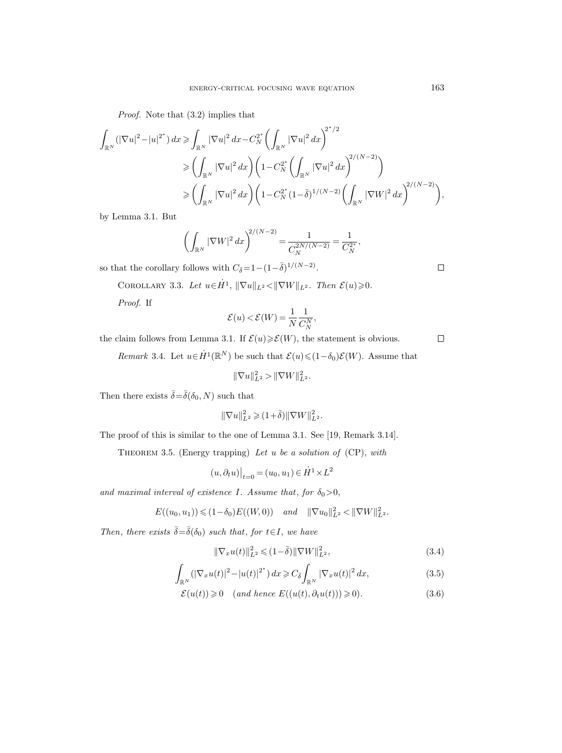*Proof.* Note that (3.2) implies that

$$
\begin{aligned}
\int_{\mathbb{R}^N} (|\nabla u|^2 - |u|^{2^*})\,dx &\geqslant \int_{\mathbb{R}^N} |\nabla u|^2\,dx - C_N^{2^*}\left(\int_{\mathbb{R}^N} |\nabla u|^2\,dx\right)^{2^*/2} \\
&\geqslant \left(\int_{\mathbb{R}^N} |\nabla u|^2\,dx\right)\left(1 - C_N^{2^*}\left(\int_{\mathbb{R}^N} |\nabla u|^2\,dx\right)^{2/(N-2)}\right) \\
&\geqslant \left(\int_{\mathbb{R}^N} |\nabla u|^2\,dx\right)\left(1 - C_N^{2^*}(1-\bar{\delta})^{1/(N-2)}\left(\int_{\mathbb{R}^N} |\nabla W|^2\,dx\right)^{2/(N-2)}\right),
\end{aligned}
$$

by Lemma 3.1. But

$$
\left(\int_{\mathbb{R}^N} |\nabla W|^2\,dx\right)^{2/(N-2)} = \frac{1}{C_N^{2N/(N-2)}} = \frac{1}{C_N^{2^*}},
$$

so that the corollary follows with $C_{\bar{\delta}} = 1 - (1-\bar{\delta})^{1/(N-2)}$. $\square$

COROLLARY 3.3. *Let $u \in \dot{H}^1$, $\|\nabla u\|_{L^2} < \|\nabla W\|_{L^2}$. Then $\mathcal{E}(u) \geqslant 0$.*

*Proof.* If

$$
\mathcal{E}(u) < \mathcal{E}(W) = \frac{1}{N}\frac{1}{C_N^N},
$$

the claim follows from Lemma 3.1. If $\mathcal{E}(u) \geqslant \mathcal{E}(W)$, the statement is obvious. $\square$

*Remark* 3.4. Let $u \in \dot{H}^1(\mathbb{R}^N)$ be such that $\mathcal{E}(u) \leqslant (1-\delta_0)\mathcal{E}(W)$. Assume that

$$
\|\nabla u\|_{L^2}^2 > \|\nabla W\|_{L^2}^2.
$$

Then there exists $\bar{\delta} = \bar{\delta}(\delta_0, N)$ such that

$$
\|\nabla u\|_{L^2}^2 \geqslant (1+\bar{\delta})\|\nabla W\|_{L^2}^2.
$$

The proof of this is similar to the one of Lemma 3.1. See [19, Remark 3.14].

THEOREM 3.5. (Energy trapping) *Let $u$ be a solution of* (CP), *with*

$$
(u, \partial_t u)\big|_{t=0} = (u_0, u_1) \in \dot{H}^1 \times L^2
$$

*and maximal interval of existence $I$. Assume that, for $\delta_0 > 0$,*

$$
E((u_0, u_1)) \leqslant (1-\delta_0)E((W, 0)) \quad \text{and} \quad \|\nabla u_0\|_{L^2}^2 < \|\nabla W\|_{L^2}^2.
$$

*Then, there exists $\bar{\delta} = \bar{\delta}(\delta_0)$ such that, for $t \in I$, we have*

$$
\|\nabla_x u(t)\|_{L^2}^2 \leqslant (1-\bar{\delta})\|\nabla W\|_{L^2}^2, \tag{3.4}
$$

$$
\int_{\mathbb{R}^N} (|\nabla_x u(t)|^2 - |u(t)|^{2^*})\,dx \geqslant C_{\bar{\delta}} \int_{\mathbb{R}^N} |\nabla_x u(t)|^2\,dx, \tag{3.5}
$$

$$
\mathcal{E}(u(t)) \geqslant 0 \quad (\textit{and hence } E((u(t), \partial_t u(t))) \geqslant 0). \tag{3.6}
$$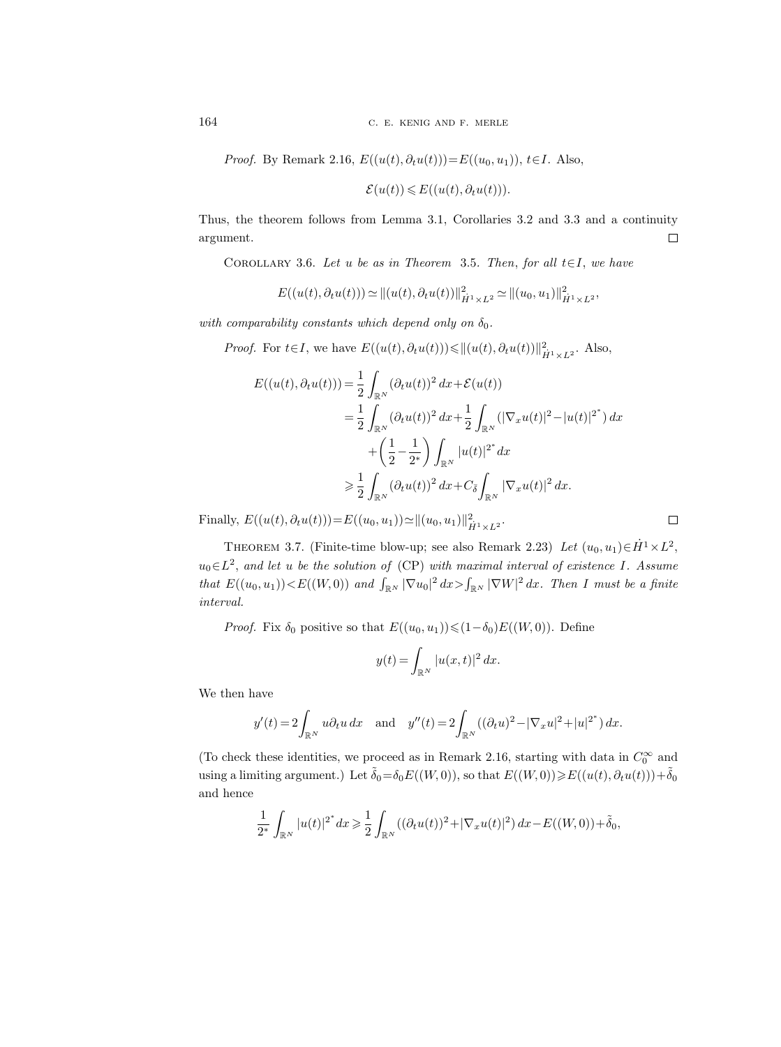*Proof.* By Remark 2.16, $E((u(t),\partial_t u(t)))=E((u_0,u_1))$, $t\in I$. Also,

$$\mathcal{E}(u(t))\leqslant E((u(t),\partial_t u(t))).$$

Thus, the theorem follows from Lemma 3.1, Corollaries 3.2 and 3.3 and a continuity argument. $\square$

COROLLARY 3.6. *Let $u$ be as in Theorem 3.5. Then, for all $t\in I$, we have*

$$E((u(t),\partial_t u(t)))\simeq \|(u(t),\partial_t u(t))\|^2_{\dot H^1\times L^2}\simeq \|(u_0,u_1)\|^2_{\dot H^1\times L^2},$$

*with comparability constants which depend only on $\delta_0$.*

*Proof.* For $t\in I$, we have $E((u(t),\partial_t u(t)))\leqslant \|(u(t),\partial_t u(t))\|^2_{\dot H^1\times L^2}$. Also,

$$\begin{aligned}
E((u(t),\partial_t u(t))) &= \frac{1}{2}\int_{\mathbb{R}^N}(\partial_t u(t))^2\,dx+\mathcal{E}(u(t))\\
&= \frac{1}{2}\int_{\mathbb{R}^N}(\partial_t u(t))^2\,dx+\frac{1}{2}\int_{\mathbb{R}^N}(|\nabla_x u(t)|^2-|u(t)|^{2^*})\,dx\\
&\quad+\left(\frac{1}{2}-\frac{1}{2^*}\right)\int_{\mathbb{R}^N}|u(t)|^{2^*}\,dx\\
&\geqslant \frac{1}{2}\int_{\mathbb{R}^N}(\partial_t u(t))^2\,dx+C_{\bar\delta}\int_{\mathbb{R}^N}|\nabla_x u(t)|^2\,dx.
\end{aligned}$$

Finally, $E((u(t),\partial_t u(t)))=E((u_0,u_1))\simeq\|(u_0,u_1)\|^2_{\dot H^1\times L^2}$. $\square$

THEOREM 3.7. (Finite-time blow-up; see also Remark 2.23) *Let $(u_0,u_1)\in\dot H^1\times L^2$, $u_0\in L^2$, and let $u$ be the solution of* (CP) *with maximal interval of existence $I$. Assume that $E((u_0,u_1))<E((W,0))$ and $\int_{\mathbb{R}^N}|\nabla u_0|^2\,dx>\int_{\mathbb{R}^N}|\nabla W|^2\,dx$. Then $I$ must be a finite interval.*

*Proof.* Fix $\delta_0$ positive so that $E((u_0,u_1))\leqslant(1-\delta_0)E((W,0))$. Define

$$y(t)=\int_{\mathbb{R}^N}|u(x,t)|^2\,dx.$$

We then have

$$y'(t)=2\int_{\mathbb{R}^N}u\partial_t u\,dx\quad\text{and}\quad y''(t)=2\int_{\mathbb{R}^N}((\partial_t u)^2-|\nabla_x u|^2+|u|^{2^*})\,dx.$$

(To check these identities, we proceed as in Remark 2.16, starting with data in $C_0^\infty$ and using a limiting argument.) Let $\tilde\delta_0=\delta_0 E((W,0))$, so that $E((W,0))\geqslant E((u(t),\partial_t u(t)))+\tilde\delta_0$ and hence

$$\frac{1}{2^*}\int_{\mathbb{R}^N}|u(t)|^{2^*}dx\geqslant\frac{1}{2}\int_{\mathbb{R}^N}((\partial_t u(t))^2+|\nabla_x u(t)|^2)\,dx-E((W,0))+\tilde\delta_0,$$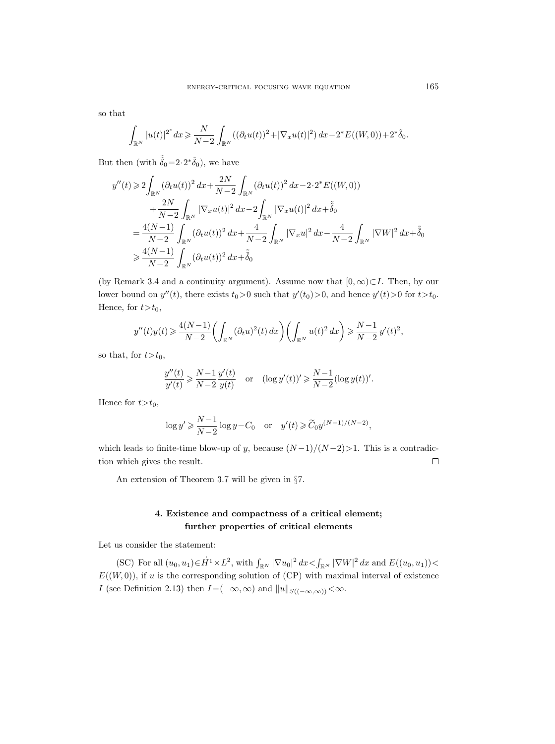so that

$$\int_{\mathbb{R}^N} |u(t)|^{2^*} dx \geqslant \frac{N}{N-2} \int_{\mathbb{R}^N} ((\partial_t u(t))^2 + |\nabla_x u(t)|^2)\, dx - 2^* E((W,0)) + 2^* \tilde{\delta}_0.$$

But then (with $\tilde{\tilde{\delta}}_0 = 2 \cdot 2^* \tilde{\delta}_0$), we have

$$\begin{aligned}
y''(t) &\geqslant 2 \int_{\mathbb{R}^N} (\partial_t u(t))^2\, dx + \frac{2N}{N-2} \int_{\mathbb{R}^N} (\partial_t u(t))^2\, dx - 2 \cdot 2^* E((W,0)) \\
&\quad + \frac{2N}{N-2} \int_{\mathbb{R}^N} |\nabla_x u(t)|^2\, dx - 2 \int_{\mathbb{R}^N} |\nabla_x u(t)|^2\, dx + \tilde{\tilde{\delta}}_0 \\
&= \frac{4(N-1)}{N-2} \int_{\mathbb{R}^N} (\partial_t u(t))^2\, dx + \frac{4}{N-2} \int_{\mathbb{R}^N} |\nabla_x u|^2\, dx - \frac{4}{N-2} \int_{\mathbb{R}^N} |\nabla W|^2\, dx + \tilde{\tilde{\delta}}_0 \\
&\geqslant \frac{4(N-1)}{N-2} \int_{\mathbb{R}^N} (\partial_t u(t))^2\, dx + \tilde{\tilde{\delta}}_0
\end{aligned}$$

(by Remark 3.4 and a continuity argument). Assume now that $[0,\infty) \subset I$. Then, by our lower bound on $y''(t)$, there exists $t_0 > 0$ such that $y'(t_0) > 0$, and hence $y'(t) > 0$ for $t > t_0$. Hence, for $t > t_0$,

$$y''(t) y(t) \geqslant \frac{4(N-1)}{N-2} \left( \int_{\mathbb{R}^N} (\partial_t u)^2(t)\, dx \right) \left( \int_{\mathbb{R}^N} u(t)^2\, dx \right) \geqslant \frac{N-1}{N-2}\, y'(t)^2,$$

so that, for $t > t_0$,

$$\frac{y''(t)}{y'(t)} \geqslant \frac{N-1}{N-2} \frac{y'(t)}{y(t)} \quad \text{or} \quad (\log y'(t))' \geqslant \frac{N-1}{N-2} (\log y(t))'.$$

Hence for $t > t_0$,

$$\log y' \geqslant \frac{N-1}{N-2} \log y - C_0 \quad \text{or} \quad y'(t) \geqslant \widetilde{C}_0 y^{(N-1)/(N-2)},$$

which leads to finite-time blow-up of $y$, because $(N-1)/(N-2) > 1$. This is a contradiction which gives the result. □

An extension of Theorem 3.7 will be given in §7.

## 4. Existence and compactness of a critical element; further properties of critical elements

Let us consider the statement:

(SC) For all $(u_0, u_1) \in \dot{H}^1 \times L^2$, with $\int_{\mathbb{R}^N} |\nabla u_0|^2\, dx < \int_{\mathbb{R}^N} |\nabla W|^2\, dx$ and $E((u_0, u_1)) < E((W,0))$, if $u$ is the corresponding solution of (CP) with maximal interval of existence $I$ (see Definition 2.13) then $I = (-\infty, \infty)$ and $\|u\|_{S((-\infty,\infty))} < \infty$.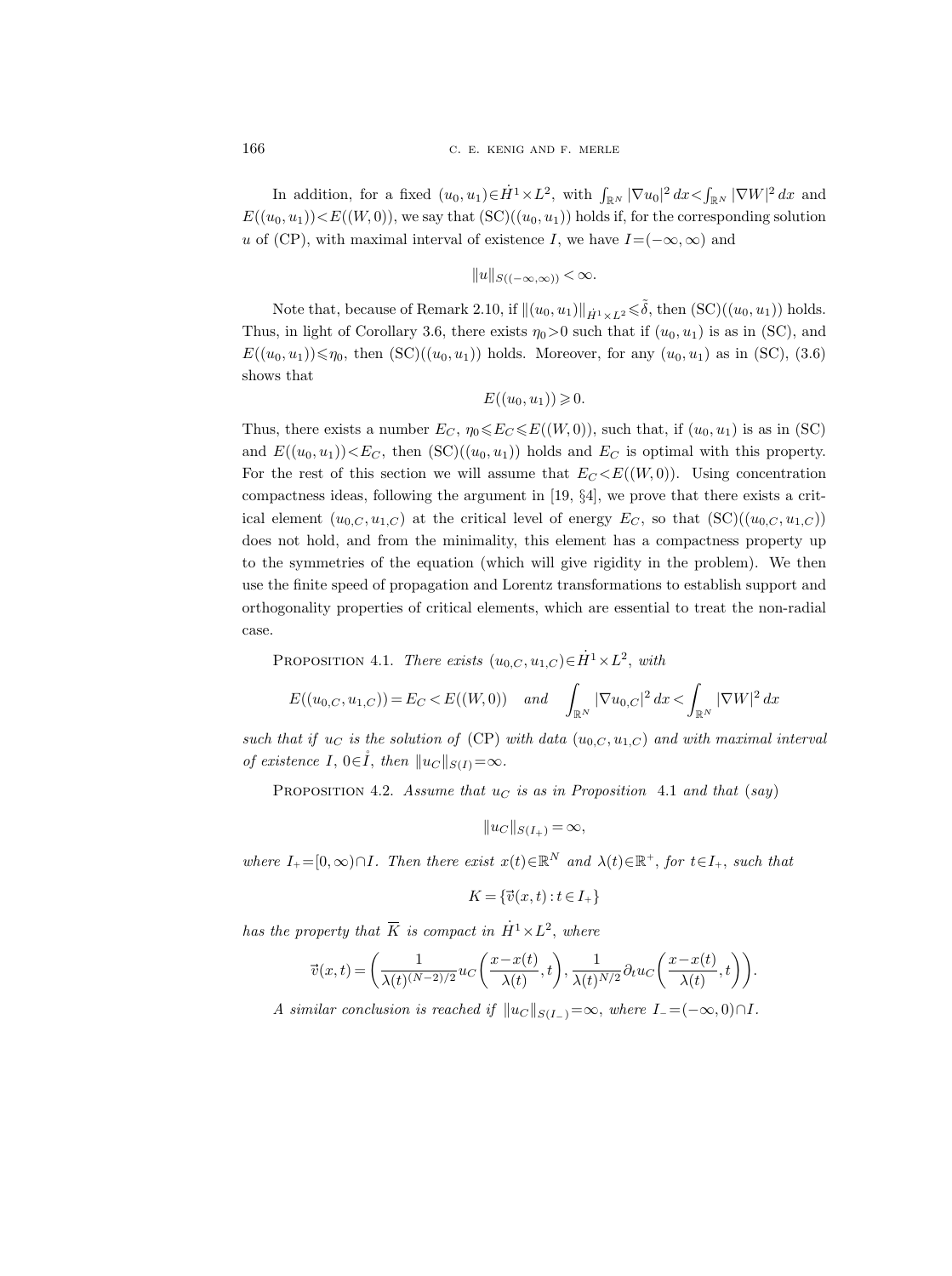In addition, for a fixed $(u_0,u_1)\in \dot{H}^1\times L^2$, with $\int_{\mathbb{R}^N}|\nabla u_0|^2\,dx<\int_{\mathbb{R}^N}|\nabla W|^2\,dx$ and $E((u_0,u_1))<E((W,0))$, we say that (SC)$((u_0,u_1))$ holds if, for the corresponding solution $u$ of (CP), with maximal interval of existence $I$, we have $I=(-\infty,\infty)$ and

$$\|u\|_{S((-\infty,\infty))}<\infty.$$

Note that, because of Remark 2.10, if $\|(u_0,u_1)\|_{\dot{H}^1\times L^2}\leqslant\tilde{\delta}$, then (SC)$((u_0,u_1))$ holds. Thus, in light of Corollary 3.6, there exists $\eta_0>0$ such that if $(u_0,u_1)$ is as in (SC), and $E((u_0,u_1))\leqslant\eta_0$, then (SC)$((u_0,u_1))$ holds. Moreover, for any $(u_0,u_1)$ as in (SC), (3.6) shows that

$$E((u_0,u_1))\geqslant 0.$$

Thus, there exists a number $E_C$, $\eta_0\leqslant E_C\leqslant E((W,0))$, such that, if $(u_0,u_1)$ is as in (SC) and $E((u_0,u_1))<E_C$, then (SC)$((u_0,u_1))$ holds and $E_C$ is optimal with this property. For the rest of this section we will assume that $E_C<E((W,0))$. Using concentration compactness ideas, following the argument in [19, §4], we prove that there exists a critical element $(u_{0,C},u_{1,C})$ at the critical level of energy $E_C$, so that (SC)$((u_{0,C},u_{1,C}))$ does not hold, and from the minimality, this element has a compactness property up to the symmetries of the equation (which will give rigidity in the problem). We then use the finite speed of propagation and Lorentz transformations to establish support and orthogonality properties of critical elements, which are essential to treat the non-radial case.

Proposition 4.1. *There exists $(u_{0,C},u_{1,C})\in\dot{H}^1\times L^2$, with*

$$E((u_{0,C},u_{1,C}))=E_C<E((W,0))\quad\text{and}\quad\int_{\mathbb{R}^N}|\nabla u_{0,C}|^2\,dx<\int_{\mathbb{R}^N}|\nabla W|^2\,dx$$

*such that if $u_C$ is the solution of* (CP) *with data $(u_{0,C},u_{1,C})$ and with maximal interval of existence $I$, $0\in\mathring{I}$, then $\|u_C\|_{S(I)}=\infty$.*

Proposition 4.2. *Assume that $u_C$ is as in Proposition* 4.1 *and that* (*say*)

$$\|u_C\|_{S(I_+)}=\infty,$$

*where $I_+=[0,\infty)\cap I$. Then there exist $x(t)\in\mathbb{R}^N$ and $\lambda(t)\in\mathbb{R}^+$, for $t\in I_+$, such that*

$$K=\{\vec{v}(x,t):t\in I_+\}$$

*has the property that $\overline{K}$ is compact in $\dot{H}^1\times L^2$, where*

$$\vec{v}(x,t)=\left(\frac{1}{\lambda(t)^{(N-2)/2}}u_C\left(\frac{x-x(t)}{\lambda(t)},t\right),\frac{1}{\lambda(t)^{N/2}}\partial_t u_C\left(\frac{x-x(t)}{\lambda(t)},t\right)\right).$$

*A similar conclusion is reached if $\|u_C\|_{S(I_-)}=\infty$, where $I_-=(-\infty,0)\cap I$.*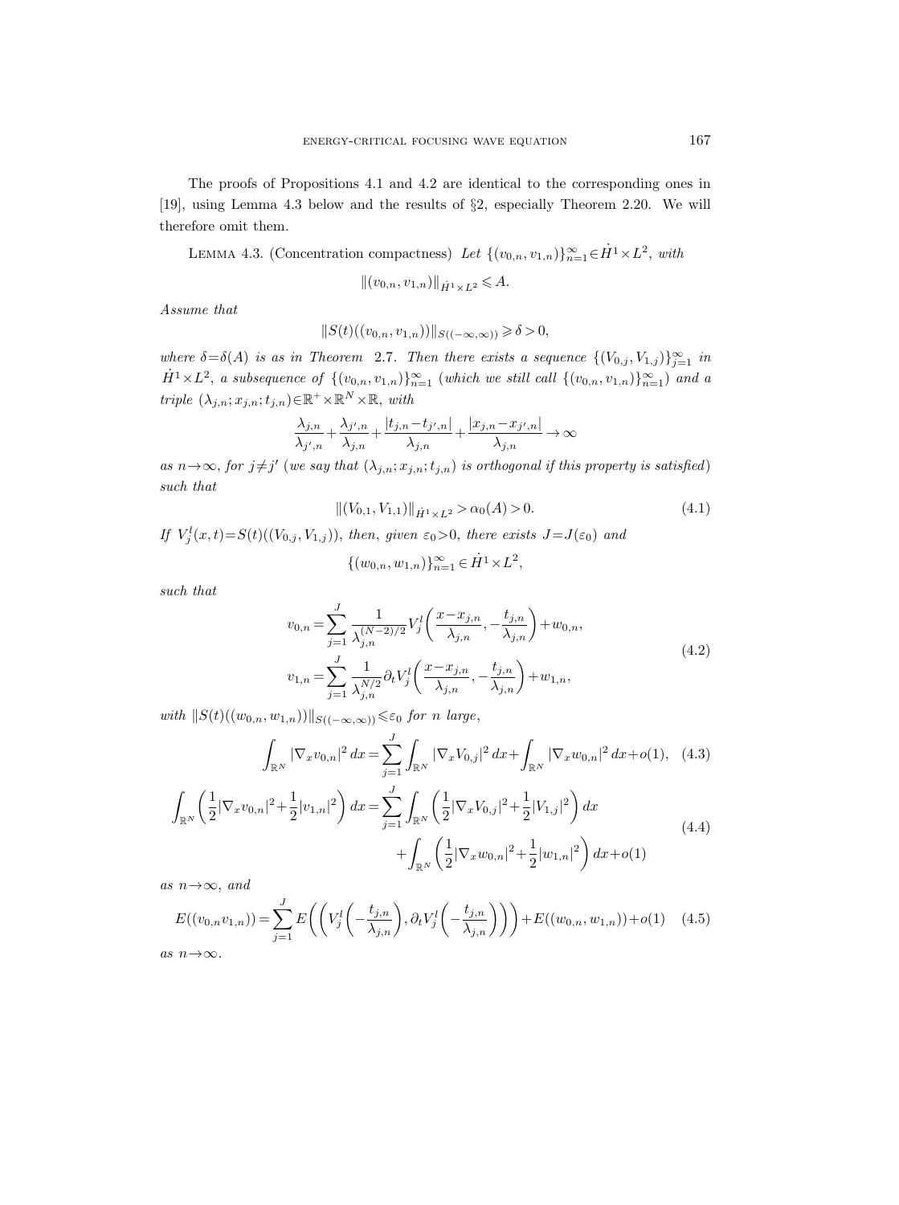The proofs of Propositions 4.1 and 4.2 are identical to the corresponding ones in [19], using Lemma 4.3 below and the results of §2, especially Theorem 2.20. We will therefore omit them.

LEMMA 4.3. (Concentration compactness) *Let* $\{(v_{0,n}, v_{1,n})\}_{n=1}^{\infty} \in \dot{H}^1 \times L^2$, *with*

$$\|(v_{0,n}, v_{1,n})\|_{\dot{H}^1 \times L^2} \leqslant A.$$

*Assume that*

$$\|S(t)((v_{0,n}, v_{1,n}))\|_{S((-\infty,\infty))} \geqslant \delta > 0,$$

*where* $\delta = \delta(A)$ *is as in Theorem 2.7. Then there exists a sequence* $\{(V_{0,j}, V_{1,j})\}_{j=1}^{\infty}$ *in* $\dot{H}^1 \times L^2$, *a subsequence of* $\{(v_{0,n}, v_{1,n})\}_{n=1}^{\infty}$ *(which we still call* $\{(v_{0,n}, v_{1,n})\}_{n=1}^{\infty}$*) and a triple* $(\lambda_{j,n}; x_{j,n}; t_{j,n}) \in \mathbb{R}^+ \times \mathbb{R}^N \times \mathbb{R}$, *with*

$$\frac{\lambda_{j,n}}{\lambda_{j',n}} + \frac{\lambda_{j',n}}{\lambda_{j,n}} + \frac{|t_{j,n} - t_{j',n}|}{\lambda_{j,n}} + \frac{|x_{j,n} - x_{j',n}|}{\lambda_{j,n}} \to \infty$$

*as* $n \to \infty$, *for* $j \neq j'$ *(we say that* $(\lambda_{j,n}; x_{j,n}; t_{j,n})$ *is orthogonal if this property is satisfied) such that*

$$\|(V_{0,1}, V_{1,1})\|_{\dot{H}^1 \times L^2} > \alpha_0(A) > 0. \tag{4.1}$$

*If* $V_j^l(x,t) = S(t)((V_{0,j}, V_{1,j}))$, *then, given* $\varepsilon_0 > 0$, *there exists* $J = J(\varepsilon_0)$ *and*

$$\{(w_{0,n}, w_{1,n})\}_{n=1}^{\infty} \in \dot{H}^1 \times L^2,$$

*such that*

$$\begin{aligned}
v_{0,n} &= \sum_{j=1}^{J} \frac{1}{\lambda_{j,n}^{(N-2)/2}} V_j^l\left(\frac{x - x_{j,n}}{\lambda_{j,n}}, -\frac{t_{j,n}}{\lambda_{j,n}}\right) + w_{0,n}, \\
v_{1,n} &= \sum_{j=1}^{J} \frac{1}{\lambda_{j,n}^{N/2}} \partial_t V_j^l\left(\frac{x - x_{j,n}}{\lambda_{j,n}}, -\frac{t_{j,n}}{\lambda_{j,n}}\right) + w_{1,n},
\end{aligned} \tag{4.2}$$

*with* $\|S(t)((w_{0,n}, w_{1,n}))\|_{S((-\infty,\infty))} \leqslant \varepsilon_0$ *for* $n$ *large*,

$$\int_{\mathbb{R}^N} |\nabla_x v_{0,n}|^2 \, dx = \sum_{j=1}^{J} \int_{\mathbb{R}^N} |\nabla_x V_{0,j}|^2 \, dx + \int_{\mathbb{R}^N} |\nabla_x w_{0,n}|^2 \, dx + o(1), \tag{4.3}$$

$$\begin{aligned}
\int_{\mathbb{R}^N} \left(\frac{1}{2}|\nabla_x v_{0,n}|^2 + \frac{1}{2}|v_{1,n}|^2\right) dx &= \sum_{j=1}^{J} \int_{\mathbb{R}^N} \left(\frac{1}{2}|\nabla_x V_{0,j}|^2 + \frac{1}{2}|V_{1,j}|^2\right) dx \\
&\quad + \int_{\mathbb{R}^N} \left(\frac{1}{2}|\nabla_x w_{0,n}|^2 + \frac{1}{2}|w_{1,n}|^2\right) dx + o(1)
\end{aligned} \tag{4.4}$$

*as* $n \to \infty$, *and*

$$E((v_{0,n} v_{1,n})) = \sum_{j=1}^{J} E\left(\left(V_j^l\left(-\frac{t_{j,n}}{\lambda_{j,n}}\right), \partial_t V_j^l\left(-\frac{t_{j,n}}{\lambda_{j,n}}\right)\right)\right) + E((w_{0,n}, w_{1,n})) + o(1) \tag{4.5}$$

*as* $n \to \infty$.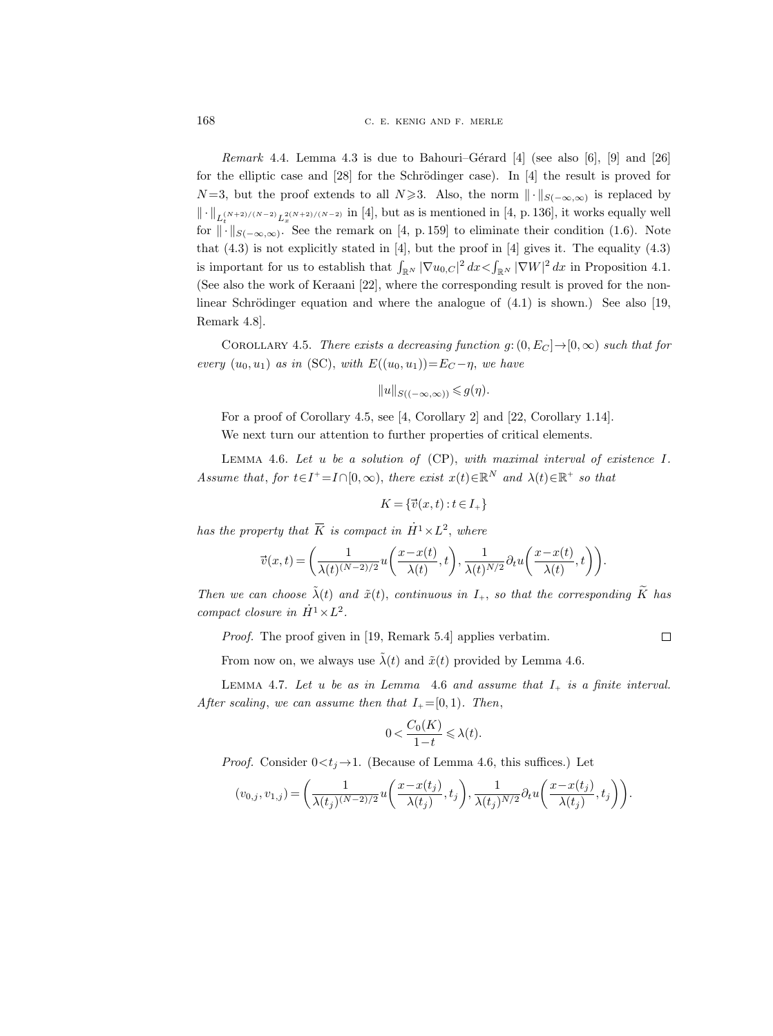*Remark* 4.4. Lemma 4.3 is due to Bahouri–Gérard [4] (see also [6], [9] and [26] for the elliptic case and [28] for the Schrödinger case). In [4] the result is proved for $N=3$, but the proof extends to all $N \geqslant 3$. Also, the norm $\|\cdot\|_{S(-\infty,\infty)}$ is replaced by $\|\cdot\|_{L_t^{(N+2)/(N-2)} L_x^{2(N+2)/(N-2)}}$ in [4], but as is mentioned in [4, p. 136], it works equally well for $\|\cdot\|_{S(-\infty,\infty)}$. See the remark on [4, p. 159] to eliminate their condition (1.6). Note that (4.3) is not explicitly stated in [4], but the proof in [4] gives it. The equality (4.3) is important for us to establish that $\int_{\mathbb{R}^N} |\nabla u_{0,C}|^2 \, dx < \int_{\mathbb{R}^N} |\nabla W|^2 \, dx$ in Proposition 4.1. (See also the work of Keraani [22], where the corresponding result is proved for the nonlinear Schrödinger equation and where the analogue of (4.1) is shown.) See also [19, Remark 4.8].

Corollary 4.5. *There exists a decreasing function $g: (0, E_C] \to [0, \infty)$ such that for every $(u_0, u_1)$ as in* (SC), *with $E((u_0, u_1)) = E_C - \eta$, we have*

$$\|u\|_{S((-\infty,\infty))} \leqslant g(\eta).$$

For a proof of Corollary 4.5, see [4, Corollary 2] and [22, Corollary 1.14].

We next turn our attention to further properties of critical elements.

Lemma 4.6. *Let $u$ be a solution of* (CP), *with maximal interval of existence $I$. Assume that, for $t \in I^+ = I \cap [0, \infty)$, there exist $x(t) \in \mathbb{R}^N$ and $\lambda(t) \in \mathbb{R}^+$ so that*

$$K = \{\vec{v}(x,t) : t \in I_+\}$$

*has the property that $\overline{K}$ is compact in $\dot{H}^1 \times L^2$, where*

$$\vec{v}(x,t) = \left( \frac{1}{\lambda(t)^{(N-2)/2}} u\left( \frac{x - x(t)}{\lambda(t)}, t \right), \frac{1}{\lambda(t)^{N/2}} \partial_t u\left( \frac{x - x(t)}{\lambda(t)}, t \right) \right).$$

*Then we can choose $\tilde{\lambda}(t)$ and $\tilde{x}(t)$, continuous in $I_+$, so that the corresponding $\widetilde{K}$ has compact closure in $\dot{H}^1 \times L^2$.*

*Proof.* The proof given in [19, Remark 5.4] applies verbatim. $\square$

From now on, we always use $\tilde{\lambda}(t)$ and $\tilde{x}(t)$ provided by Lemma 4.6.

Lemma 4.7. *Let $u$ be as in Lemma 4.6 and assume that $I_+$ is a finite interval. After scaling, we can assume then that $I_+ = [0, 1)$. Then,*

$$0 < \frac{C_0(K)}{1-t} \leqslant \lambda(t).$$

*Proof.* Consider $0 < t_j \to 1$. (Because of Lemma 4.6, this suffices.) Let

$$(v_{0,j}, v_{1,j}) = \left( \frac{1}{\lambda(t_j)^{(N-2)/2}} u\left( \frac{x - x(t_j)}{\lambda(t_j)}, t_j \right), \frac{1}{\lambda(t_j)^{N/2}} \partial_t u\left( \frac{x - x(t_j)}{\lambda(t_j)}, t_j \right) \right).$$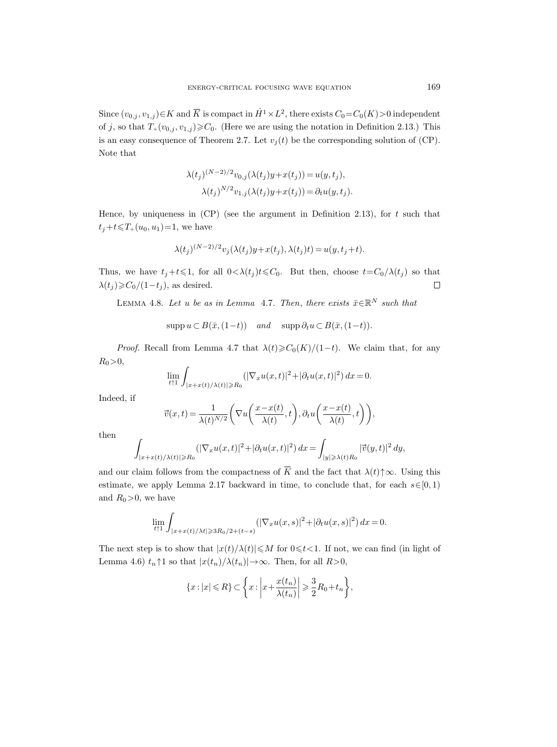Since $(v_{0,j}, v_{1,j}) \in K$ and $\overline{K}$ is compact in $\dot{H}^1 \times L^2$, there exists $C_0 = C_0(K) > 0$ independent of $j$, so that $T_+(v_{0,j}, v_{1,j}) \geqslant C_0$. (Here we are using the notation in Definition 2.13.) This is an easy consequence of Theorem 2.7. Let $v_j(t)$ be the corresponding solution of (CP). Note that

$$\lambda(t_j)^{(N-2)/2} v_{0,j}(\lambda(t_j)y + x(t_j)) = u(y, t_j),$$
$$\lambda(t_j)^{N/2} v_{1,j}(\lambda(t_j)y + x(t_j)) = \partial_t u(y, t_j).$$

Hence, by uniqueness in (CP) (see the argument in Definition 2.13), for $t$ such that $t_j + t \leqslant T_+(u_0, u_1) = 1$, we have

$$\lambda(t_j)^{(N-2)/2} v_j(\lambda(t_j)y + x(t_j), \lambda(t_j)t) = u(y, t_j + t).$$

Thus, we have $t_j + t \leqslant 1$, for all $0 < \lambda(t_j)t \leqslant C_0$. But then, choose $t = C_0/\lambda(t_j)$ so that $\lambda(t_j) \geqslant C_0/(1-t_j)$, as desired. □

LEMMA 4.8. *Let $u$ be as in Lemma 4.7. Then, there exists $\bar{x} \in \mathbb{R}^N$ such that*

$$\operatorname{supp} u \subset B(\bar{x}, (1-t)) \quad \text{and} \quad \operatorname{supp} \partial_t u \subset B(\bar{x}, (1-t)).$$

*Proof.* Recall from Lemma 4.7 that $\lambda(t) \geqslant C_0(K)/(1-t)$. We claim that, for any $R_0 > 0$,

$$\lim_{t \uparrow 1} \int_{|x + x(t)/\lambda(t)| \geqslant R_0} (|\nabla_x u(x,t)|^2 + |\partial_t u(x,t)|^2)\, dx = 0.$$

Indeed, if

$$\vec{v}(x,t) = \frac{1}{\lambda(t)^{N/2}} \left( \nabla u\left( \frac{x - x(t)}{\lambda(t)}, t \right), \partial_t u\left( \frac{x - x(t)}{\lambda(t)}, t \right) \right),$$

then

$$\int_{|x + x(t)/\lambda(t)| \geqslant R_0} (|\nabla_x u(x,t)|^2 + |\partial_t u(x,t)|^2)\, dx = \int_{|y| \geqslant \lambda(t) R_0} |\vec{v}(y,t)|^2\, dy,$$

and our claim follows from the compactness of $\overline{K}$ and the fact that $\lambda(t) \uparrow \infty$. Using this estimate, we apply Lemma 2.17 backward in time, to conclude that, for each $s \in [0,1)$ and $R_0 > 0$, we have

$$\lim_{t \uparrow 1} \int_{|x + x(t)/\lambda t| \geqslant 3R_0/2 + (t-s)} (|\nabla_x u(x,s)|^2 + |\partial_t u(x,s)|^2)\, dx = 0.$$

The next step is to show that $|x(t)/\lambda(t)| \leqslant M$ for $0 \leqslant t < 1$. If not, we can find (in light of Lemma 4.6) $t_n \uparrow 1$ so that $|x(t_n)/\lambda(t_n)| \to \infty$. Then, for all $R > 0$,

$$\{x : |x| \leqslant R\} \subset \left\{ x : \left| x + \frac{x(t_n)}{\lambda(t_n)} \right| \geqslant \frac{3}{2} R_0 + t_n \right\},$$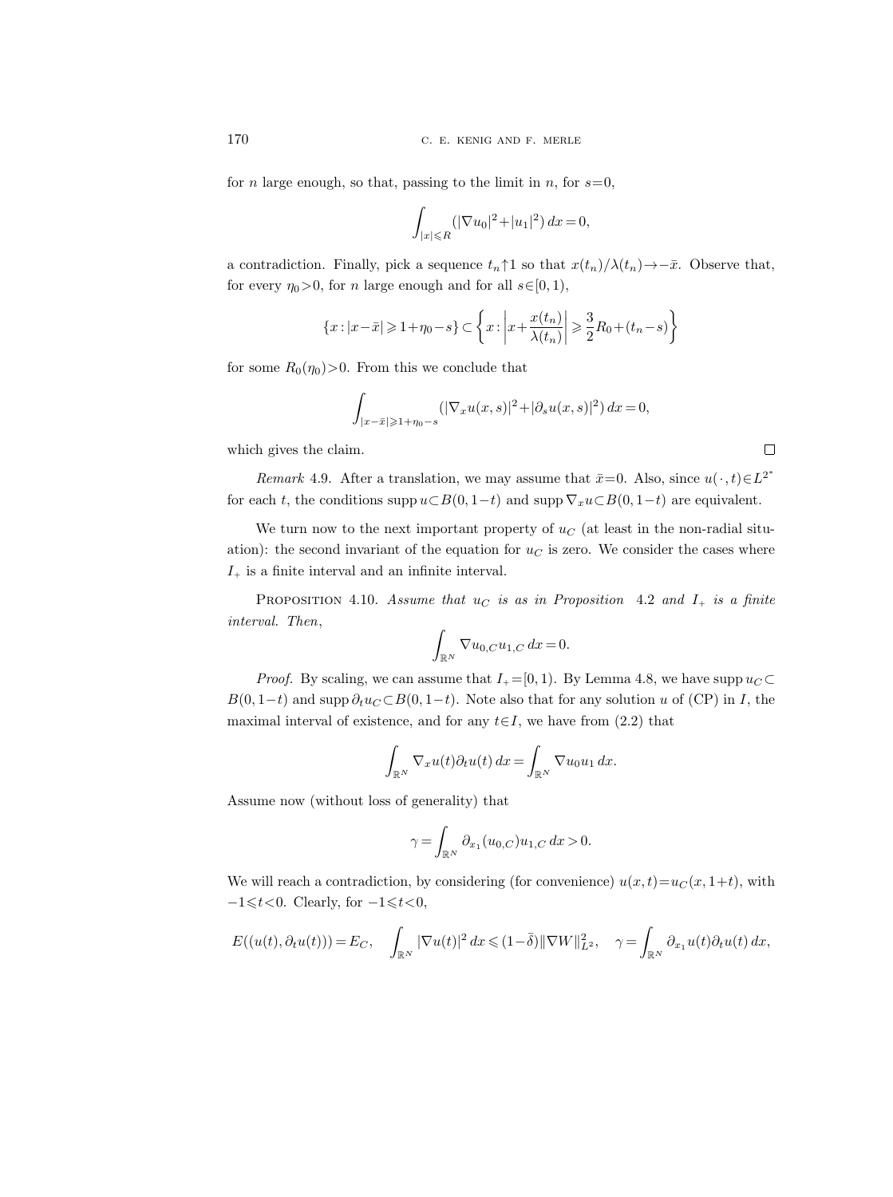for $n$ large enough, so that, passing to the limit in $n$, for $s=0$,

$$\int_{|x|\leqslant R} (|\nabla u_0|^2+|u_1|^2)\,dx=0,$$

a contradiction. Finally, pick a sequence $t_n\uparrow 1$ so that $x(t_n)/\lambda(t_n)\to -\bar{x}$. Observe that, for every $\eta_0>0$, for $n$ large enough and for all $s\in[0,1)$,

$$\{x:|x-\bar{x}|\geqslant 1+\eta_0-s\}\subset\left\{x:\left|x+\frac{x(t_n)}{\lambda(t_n)}\right|\geqslant \frac{3}{2}R_0+(t_n-s)\right\}$$

for some $R_0(\eta_0)>0$. From this we conclude that

$$\int_{|x-\bar{x}|\geqslant 1+\eta_0-s} (|\nabla_x u(x,s)|^2+|\partial_s u(x,s)|^2)\,dx=0,$$

which gives the claim. □

*Remark* 4.9. After a translation, we may assume that $\bar{x}=0$. Also, since $u(\,\cdot\,,t)\in L^{2^*}$ for each $t$, the conditions $\operatorname{supp} u\subset B(0,1-t)$ and $\operatorname{supp}\nabla_x u\subset B(0,1-t)$ are equivalent.

We turn now to the next important property of $u_C$ (at least in the non-radial situation): the second invariant of the equation for $u_C$ is zero. We consider the cases where $I_+$ is a finite interval and an infinite interval.

PROPOSITION 4.10. *Assume that $u_C$ is as in Proposition 4.2 and $I_+$ is a finite interval. Then*,

$$\int_{\mathbb{R}^N} \nabla u_{0,C}\, u_{1,C}\,dx=0.$$

*Proof.* By scaling, we can assume that $I_+=[0,1)$. By Lemma 4.8, we have $\operatorname{supp} u_C\subset B(0,1-t)$ and $\operatorname{supp}\partial_t u_C\subset B(0,1-t)$. Note also that for any solution $u$ of (CP) in $I$, the maximal interval of existence, and for any $t\in I$, we have from (2.2) that

$$\int_{\mathbb{R}^N} \nabla_x u(t)\partial_t u(t)\,dx=\int_{\mathbb{R}^N}\nabla u_0 u_1\,dx.$$

Assume now (without loss of generality) that

$$\gamma=\int_{\mathbb{R}^N} \partial_{x_1}(u_{0,C})u_{1,C}\,dx>0.$$

We will reach a contradiction, by considering (for convenience) $u(x,t)=u_C(x,1+t)$, with $-1\leqslant t<0$. Clearly, for $-1\leqslant t<0$,

$$E((u(t),\partial_t u(t)))=E_C,\quad \int_{\mathbb{R}^N}|\nabla u(t)|^2\,dx\leqslant(1-\bar{\delta})\|\nabla W\|_{L^2}^2,\quad \gamma=\int_{\mathbb{R}^N}\partial_{x_1}u(t)\partial_t u(t)\,dx,$$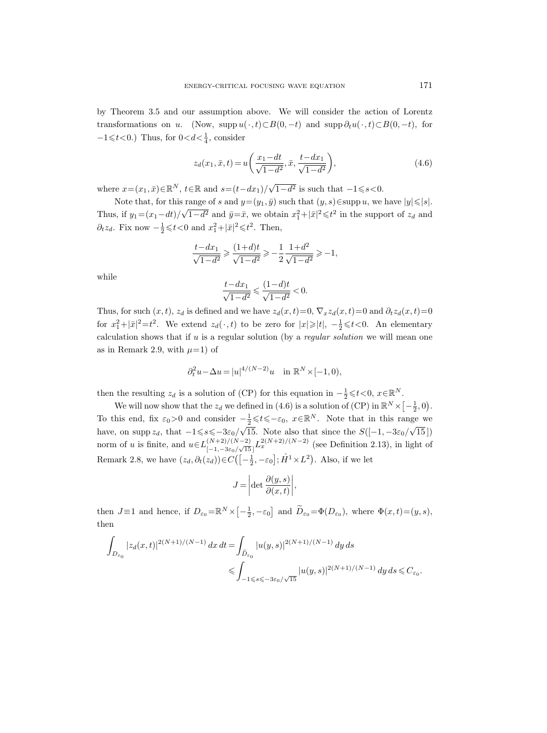by Theorem 3.5 and our assumption above. We will consider the action of Lorentz transformations on $u$. (Now, $\operatorname{supp} u(\cdot,t)\subset B(0,-t)$ and $\operatorname{supp}\partial_t u(\cdot,t)\subset B(0,-t)$, for $-1\leqslant t<0$.) Thus, for $0<d<\frac{1}{4}$, consider

$$z_d(x_1,\bar{x},t)=u\biggl(\frac{x_1-dt}{\sqrt{1-d^2}},\bar{x},\frac{t-dx_1}{\sqrt{1-d^2}}\biggr), \tag{4.6}$$

where $x=(x_1,\bar{x})\in\mathbb{R}^N$, $t\in\mathbb{R}$ and $s=(t-dx_1)/\sqrt{1-d^2}$ is such that $-1\leqslant s<0$.

Note that, for this range of $s$ and $y=(y_1,\bar{y})$ such that $(y,s)\in\operatorname{supp} u$, we have $|y|\leqslant|s|$. Thus, if $y_1=(x_1-dt)/\sqrt{1-d^2}$ and $\bar{y}=\bar{x}$, we obtain $x_1^2+|\bar{x}|^2\leqslant t^2$ in the support of $z_d$ and $\partial_t z_d$. Fix now $-\frac{1}{2}\leqslant t<0$ and $x_1^2+|\bar{x}|^2\leqslant t^2$. Then,

$$\frac{t-dx_1}{\sqrt{1-d^2}}\geqslant\frac{(1+d)t}{\sqrt{1-d^2}}\geqslant-\frac{1}{2}\frac{1+d^2}{\sqrt{1-d^2}}\geqslant-1,$$

while

$$\frac{t-dx_1}{\sqrt{1-d^2}}\leqslant\frac{(1-d)t}{\sqrt{1-d^2}}<0.$$

Thus, for such $(x,t)$, $z_d$ is defined and we have $z_d(x,t)=0$, $\nabla_x z_d(x,t)=0$ and $\partial_t z_d(x,t)=0$ for $x_1^2+|\bar{x}|^2=t^2$. We extend $z_d(\cdot,t)$ to be zero for $|x|\geqslant|t|$, $-\frac{1}{2}\leqslant t<0$. An elementary calculation shows that if $u$ is a regular solution (by a *regular solution* we will mean one as in Remark 2.9, with $\mu=1$) of

$$\partial_t^2 u-\Delta u=|u|^{4/(N-2)}u \quad \text{in } \mathbb{R}^N\times[-1,0),$$

then the resulting $z_d$ is a solution of (CP) for this equation in $-\frac{1}{2}\leqslant t<0$, $x\in\mathbb{R}^N$.

We will now show that the $z_d$ we defined in (4.6) is a solution of (CP) in $\mathbb{R}^N\times\bigl[-\frac{1}{2},0\bigr)$. To this end, fix $\varepsilon_0>0$ and consider $-\frac{1}{2}\leqslant t\leqslant-\varepsilon_0$, $x\in\mathbb{R}^N$. Note that in this range we have, on $\operatorname{supp} z_d$, that $-1\leqslant s\leqslant-3\varepsilon_0/\sqrt{15}$. Note also that since the $S([-1,-3\varepsilon_0/\sqrt{15}\,])$ norm of $u$ is finite, and $u\in L^{(N+2)/(N-2)}_{[-1,-3\varepsilon_0/\sqrt{15}\,]}L^{2(N+2)/(N-2)}_x$ (see Definition 2.13), in light of Remark 2.8, we have $(z_d,\partial_t(z_d))\in C\bigl(\bigl[-\frac{1}{2},-\varepsilon_0\bigr];\dot{H}^1\times L^2\bigr)$. Also, if we let

$$J=\biggl|\det\frac{\partial(y,s)}{\partial(x,t)}\biggr|,$$

then $J\equiv1$ and hence, if $D_{\varepsilon_0}=\mathbb{R}^N\times\bigl[-\frac{1}{2},-\varepsilon_0\bigr]$ and $\widetilde{D}_{\varepsilon_0}=\Phi(D_{\varepsilon_0})$, where $\Phi(x,t)=(y,s)$, then

$$\begin{aligned}\int_{D_{\varepsilon_0}}|z_d(x,t)|^{2(N+1)/(N-1)}\,dx\,dt&=\int_{\widetilde{D}_{\varepsilon_0}}|u(y,s)|^{2(N+1)/(N-1)}\,dy\,ds\\&\leqslant\int_{-1\leqslant s\leqslant-3\varepsilon_0/\sqrt{15}}|u(y,s)|^{2(N+1)/(N-1)}\,dy\,ds\leqslant C_{\varepsilon_0}.\end{aligned}$$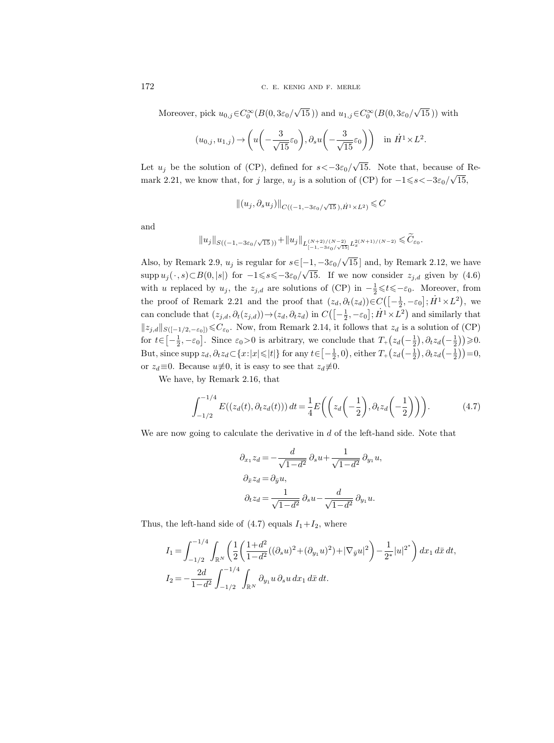Moreover, pick $u_{0,j}\in C_0^\infty(B(0,3\varepsilon_0/\sqrt{15}\,))$ and $u_{1,j}\in C_0^\infty(B(0,3\varepsilon_0/\sqrt{15}\,))$ with

$$(u_{0,j},u_{1,j})\to\biggl(u\biggl(-\frac{3}{\sqrt{15}}\varepsilon_0\biggr),\partial_s u\biggl(-\frac{3}{\sqrt{15}}\varepsilon_0\biggr)\biggr)\quad\text{in } \dot H^1\times L^2.$$

Let $u_j$ be the solution of (CP), defined for $s<-3\varepsilon_0/\sqrt{15}$. Note that, because of Remark 2.21, we know that, for $j$ large, $u_j$ is a solution of (CP) for $-1\leqslant s<-3\varepsilon_0/\sqrt{15}$,

$$\|(u_j,\partial_s u_j)\|_{C((-1,-3\varepsilon_0/\sqrt{15}\,),\dot H^1\times L^2)}\leqslant C$$

and

$$\|u_j\|_{S((-1,-3\varepsilon_0/\sqrt{15}\,))}+\|u_j\|_{L^{(N+2)/(N-2)}_{[-1,-3\varepsilon_0/\sqrt{15}]}L_x^{2(N+1)/(N-2)}}\leqslant \widetilde C_{\varepsilon_0}.$$

Also, by Remark 2.9, $u_j$ is regular for $s\in[-1,-3\varepsilon_0/\sqrt{15}\,]$ and, by Remark 2.12, we have $\operatorname{supp} u_j(\cdot,s)\subset B(0,|s|)$ for $-1\leqslant s\leqslant -3\varepsilon_0/\sqrt{15}$. If we now consider $z_{j,d}$ given by (4.6) with $u$ replaced by $u_j$, the $z_{j,d}$ are solutions of (CP) in $-\frac12\leqslant t\leqslant -\varepsilon_0$. Moreover, from the proof of Remark 2.21 and the proof that $(z_d,\partial_t(z_d))\in C\bigl(\bigl[-\frac12,-\varepsilon_0\bigr];\dot H^1\times L^2\bigr)$, we can conclude that $(z_{j,d},\partial_t(z_{j,d}))\to(z_d,\partial_t z_d)$ in $C\bigl(\bigl[-\frac12,-\varepsilon_0\bigr];\dot H^1\times L^2\bigr)$ and similarly that $\|z_{j,d}\|_{S([-1/2,-\varepsilon_0])}\leqslant C_{\varepsilon_0}$. Now, from Remark 2.14, it follows that $z_d$ is a solution of (CP) for $t\in\bigl[-\frac12,-\varepsilon_0\bigr]$. Since $\varepsilon_0>0$ is arbitrary, we conclude that $T_+\bigl(z_d\bigl(-\frac12\bigr),\partial_t z_d\bigl(-\frac12\bigr)\bigr)\geqslant 0$. But, since $\operatorname{supp} z_d,\partial_t z_d\subset\{x:|x|\leqslant|t|\}$ for any $t\in\bigl[-\frac12,0\bigr)$, either $T_+\bigl(z_d\bigl(-\frac12\bigr),\partial_t z_d\bigl(-\frac12\bigr)\bigr)=0$, or $z_d\equiv 0$. Because $u\not\equiv 0$, it is easy to see that $z_d\not\equiv 0$.

We have, by Remark 2.16, that

$$\int_{-1/2}^{-1/4} E((z_d(t),\partial_t z_d(t)))\,dt=\frac14 E\biggl(\biggl(z_d\biggl(-\frac12\biggr),\partial_t z_d\biggl(-\frac12\biggr)\biggr)\biggr). \tag{4.7}$$

We are now going to calculate the derivative in $d$ of the left-hand side. Note that

$$\begin{aligned}
\partial_{x_1} z_d&=-\frac{d}{\sqrt{1-d^2}}\,\partial_s u+\frac{1}{\sqrt{1-d^2}}\,\partial_{y_1}u,\\
\partial_{\bar x} z_d&=\partial_{\bar y}u,\\
\partial_t z_d&=\frac{1}{\sqrt{1-d^2}}\,\partial_s u-\frac{d}{\sqrt{1-d^2}}\,\partial_{y_1}u.
\end{aligned}$$

Thus, the left-hand side of (4.7) equals $I_1+I_2$, where

$$\begin{aligned}
I_1&=\int_{-1/2}^{-1/4}\int_{\mathbb{R}^N}\biggl(\frac12\biggl(\frac{1+d^2}{1-d^2}((\partial_s u)^2+(\partial_{y_1}u)^2)+|\nabla_{\bar y}u|^2\biggr)-\frac{1}{2^*}|u|^{2^*}\biggr)\,dx_1\,d\bar x\,dt,\\
I_2&=-\frac{2d}{1-d^2}\int_{-1/2}^{-1/4}\int_{\mathbb{R}^N}\partial_{y_1}u\,\partial_s u\,dx_1\,d\bar x\,dt.
\end{aligned}$$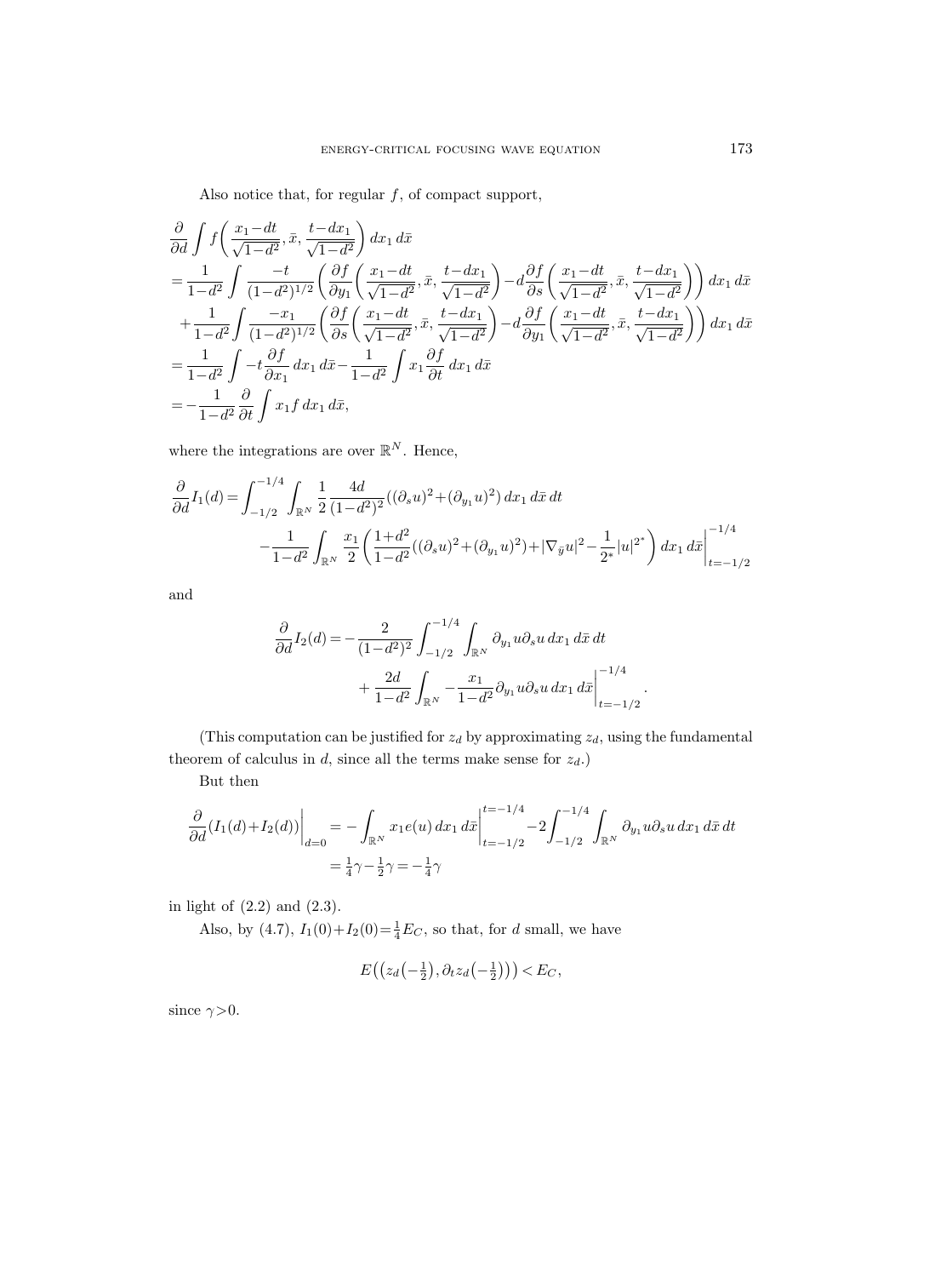Also notice that, for regular $f$, of compact support,

$$
\begin{aligned}
&\frac{\partial}{\partial d}\int f\bigg(\frac{x_1-dt}{\sqrt{1-d^2}},\bar{x},\frac{t-dx_1}{\sqrt{1-d^2}}\bigg)\,dx_1\,d\bar{x}\\
&=\frac{1}{1-d^2}\int\frac{-t}{(1-d^2)^{1/2}}\bigg(\frac{\partial f}{\partial y_1}\bigg(\frac{x_1-dt}{\sqrt{1-d^2}},\bar{x},\frac{t-dx_1}{\sqrt{1-d^2}}\bigg)-d\frac{\partial f}{\partial s}\bigg(\frac{x_1-dt}{\sqrt{1-d^2}},\bar{x},\frac{t-dx_1}{\sqrt{1-d^2}}\bigg)\bigg)\,dx_1\,d\bar{x}\\
&\quad+\frac{1}{1-d^2}\int\frac{-x_1}{(1-d^2)^{1/2}}\bigg(\frac{\partial f}{\partial s}\bigg(\frac{x_1-dt}{\sqrt{1-d^2}},\bar{x},\frac{t-dx_1}{\sqrt{1-d^2}}\bigg)-d\frac{\partial f}{\partial y_1}\bigg(\frac{x_1-dt}{\sqrt{1-d^2}},\bar{x},\frac{t-dx_1}{\sqrt{1-d^2}}\bigg)\bigg)\,dx_1\,d\bar{x}\\
&=\frac{1}{1-d^2}\int -t\frac{\partial f}{\partial x_1}\,dx_1\,d\bar{x}-\frac{1}{1-d^2}\int x_1\frac{\partial f}{\partial t}\,dx_1\,d\bar{x}\\
&=-\frac{1}{1-d^2}\frac{\partial}{\partial t}\int x_1 f\,dx_1\,d\bar{x},
\end{aligned}
$$

where the integrations are over $\mathbb{R}^N$. Hence,

$$
\begin{aligned}
\frac{\partial}{\partial d}I_1(d)=&\int_{-1/2}^{-1/4}\int_{\mathbb{R}^N}\frac{1}{2}\frac{4d}{(1-d^2)^2}((\partial_s u)^2+(\partial_{y_1}u)^2)\,dx_1\,d\bar{x}\,dt\\
&-\frac{1}{1-d^2}\int_{\mathbb{R}^N}\frac{x_1}{2}\bigg(\frac{1+d^2}{1-d^2}((\partial_s u)^2+(\partial_{y_1}u)^2)+|\nabla_{\bar{y}}u|^2-\frac{1}{2^*}|u|^{2^*}\bigg)\,dx_1\,d\bar{x}\bigg|_{t=-1/2}^{-1/4}
\end{aligned}
$$

and

$$
\begin{aligned}
\frac{\partial}{\partial d}I_2(d)=&-\frac{2}{(1-d^2)^2}\int_{-1/2}^{-1/4}\int_{\mathbb{R}^N}\partial_{y_1}u\partial_s u\,dx_1\,d\bar{x}\,dt\\
&+\frac{2d}{1-d^2}\int_{\mathbb{R}^N}-\frac{x_1}{1-d^2}\partial_{y_1}u\partial_s u\,dx_1\,d\bar{x}\bigg|_{t=-1/2}^{-1/4}.
\end{aligned}
$$

(This computation can be justified for $z_d$ by approximating $z_d$, using the fundamental theorem of calculus in $d$, since all the terms make sense for $z_d$.)

But then

$$
\begin{aligned}
\frac{\partial}{\partial d}(I_1(d)+I_2(d))\bigg|_{d=0}&=-\int_{\mathbb{R}^N}x_1 e(u)\,dx_1\,d\bar{x}\bigg|_{t=-1/2}^{t=-1/4}-2\int_{-1/2}^{-1/4}\int_{\mathbb{R}^N}\partial_{y_1}u\partial_s u\,dx_1\,d\bar{x}\,dt\\
&=\tfrac{1}{4}\gamma-\tfrac{1}{2}\gamma=-\tfrac{1}{4}\gamma
\end{aligned}
$$

in light of (2.2) and (2.3).

Also, by (4.7), $I_1(0)+I_2(0)=\frac{1}{4}E_C$, so that, for $d$ small, we have

$$
E\big(\big(z_d\big(-\tfrac{1}{2}\big),\partial_t z_d\big(-\tfrac{1}{2}\big)\big)\big)<E_C,
$$

since $\gamma>0$.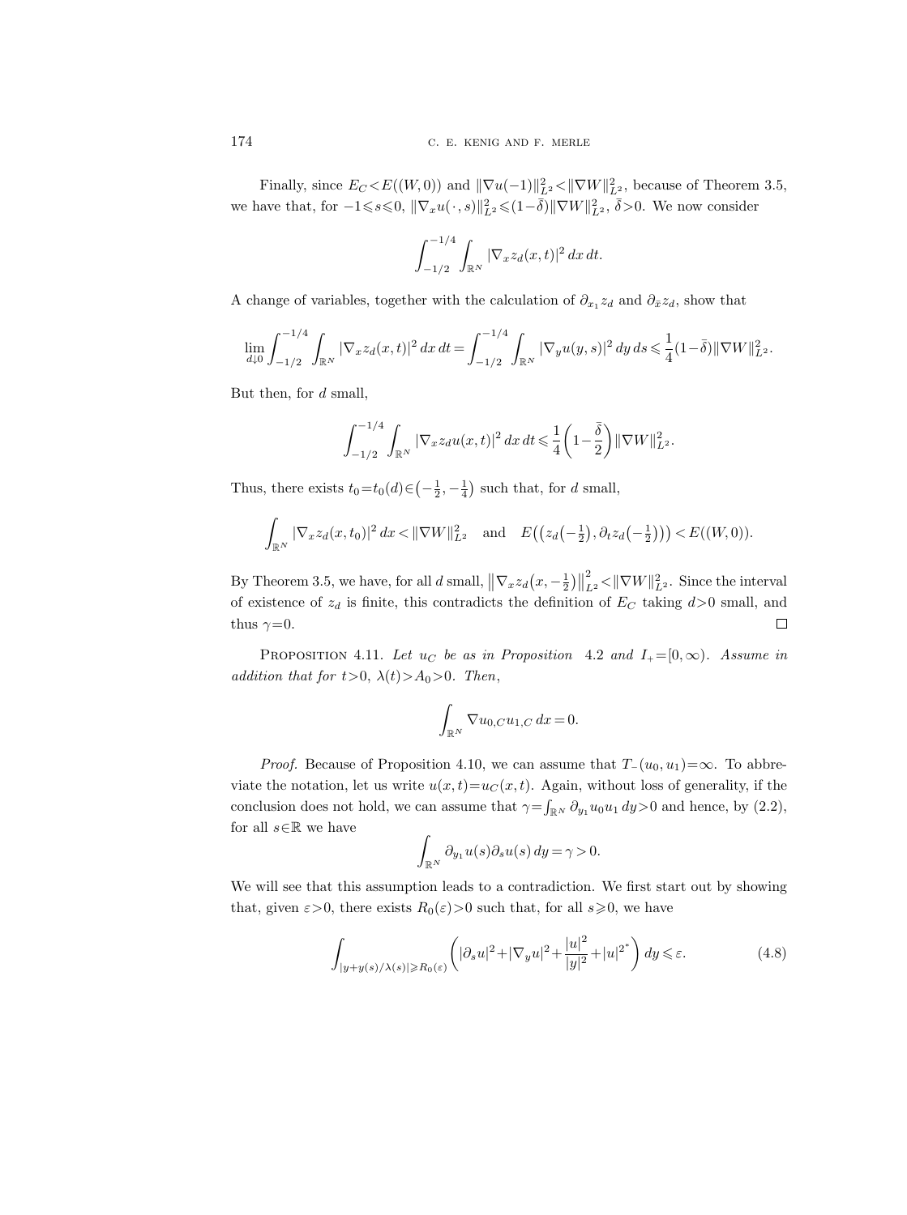Finally, since $E_C < E((W,0))$ and $\|\nabla u(-1)\|_{L^2}^2 < \|\nabla W\|_{L^2}^2$, because of Theorem 3.5, we have that, for $-1 \leqslant s \leqslant 0$, $\|\nabla_x u(\cdot, s)\|_{L^2}^2 \leqslant (1-\bar{\delta})\|\nabla W\|_{L^2}^2$, $\bar{\delta} > 0$. We now consider

$$\int_{-1/2}^{-1/4} \int_{\mathbb{R}^N} |\nabla_x z_d(x,t)|^2 \, dx \, dt.$$

A change of variables, together with the calculation of $\partial_{x_1} z_d$ and $\partial_{\bar{x}} z_d$, show that

$$\lim_{d \downarrow 0} \int_{-1/2}^{-1/4} \int_{\mathbb{R}^N} |\nabla_x z_d(x,t)|^2 \, dx \, dt = \int_{-1/2}^{-1/4} \int_{\mathbb{R}^N} |\nabla_y u(y,s)|^2 \, dy \, ds \leqslant \frac{1}{4}(1-\bar{\delta})\|\nabla W\|_{L^2}^2.$$

But then, for $d$ small,

$$\int_{-1/2}^{-1/4} \int_{\mathbb{R}^N} |\nabla_x z_d u(x,t)|^2 \, dx \, dt \leqslant \frac{1}{4}\left(1 - \frac{\bar{\delta}}{2}\right)\|\nabla W\|_{L^2}^2.$$

Thus, there exists $t_0 = t_0(d) \in \left(-\frac{1}{2}, -\frac{1}{4}\right)$ such that, for $d$ small,

$$\int_{\mathbb{R}^N} |\nabla_x z_d(x,t_0)|^2 \, dx < \|\nabla W\|_{L^2}^2 \quad \text{and} \quad E\left(\left(z_d\left(-\tfrac{1}{2}\right), \partial_t z_d\left(-\tfrac{1}{2}\right)\right)\right) < E((W,0)).$$

By Theorem 3.5, we have, for all $d$ small, $\left\|\nabla_x z_d\left(x, -\frac{1}{2}\right)\right\|_{L^2}^2 < \|\nabla W\|_{L^2}^2$. Since the interval of existence of $z_d$ is finite, this contradicts the definition of $E_C$ taking $d>0$ small, and thus $\gamma = 0$. $\square$

Proposition 4.11. *Let $u_C$ be as in Proposition 4.2 and $I_+ = [0,\infty)$. Assume in addition that for $t>0$, $\lambda(t) > A_0 > 0$. Then,*

$$\int_{\mathbb{R}^N} \nabla u_{0,C} u_{1,C} \, dx = 0.$$

*Proof.* Because of Proposition 4.10, we can assume that $T_-(u_0,u_1) = \infty$. To abbreviate the notation, let us write $u(x,t) = u_C(x,t)$. Again, without loss of generality, if the conclusion does not hold, we can assume that $\gamma = \int_{\mathbb{R}^N} \partial_{y_1} u_0 u_1 \, dy > 0$ and hence, by (2.2), for all $s \in \mathbb{R}$ we have

$$\int_{\mathbb{R}^N} \partial_{y_1} u(s) \partial_s u(s) \, dy = \gamma > 0.$$

We will see that this assumption leads to a contradiction. We first start out by showing that, given $\varepsilon > 0$, there exists $R_0(\varepsilon) > 0$ such that, for all $s \geqslant 0$, we have

$$\int_{|y + y(s)/\lambda(s)| \geqslant R_0(\varepsilon)} \left( |\partial_s u|^2 + |\nabla_y u|^2 + \frac{|u|^2}{|y|^2} + |u|^{2^*} \right) dy \leqslant \varepsilon. \tag{4.8}$$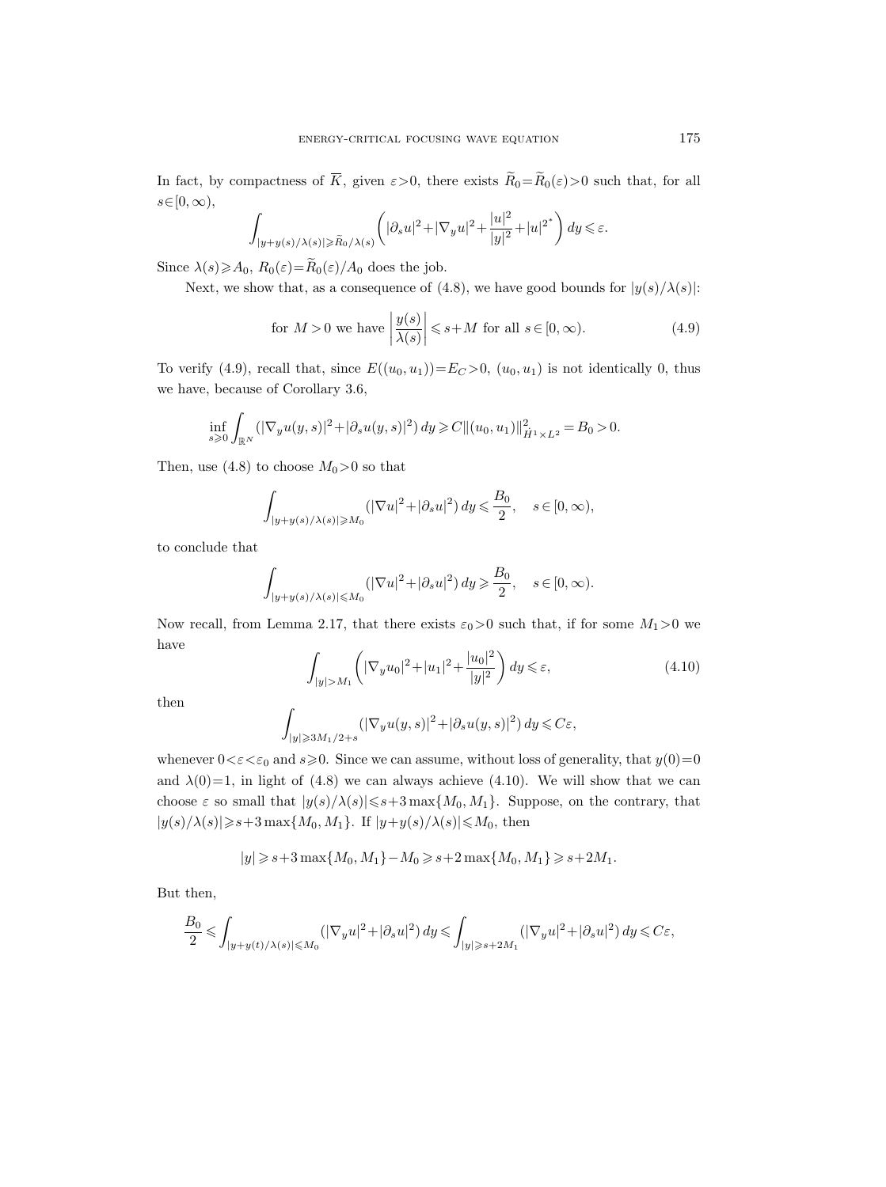In fact, by compactness of $\overline{K}$, given $\varepsilon>0$, there exists $\widetilde{R}_0=\widetilde{R}_0(\varepsilon)>0$ such that, for all $s\in[0,\infty)$,

$$\int_{|y+y(s)/\lambda(s)|\geqslant \widetilde{R}_0/\lambda(s)} \left(|\partial_s u|^2+|\nabla_y u|^2+\frac{|u|^2}{|y|^2}+|u|^{2^*}\right)dy\leqslant\varepsilon.$$

Since $\lambda(s)\geqslant A_0$, $R_0(\varepsilon)=\widetilde{R}_0(\varepsilon)/A_0$ does the job.

Next, we show that, as a consequence of (4.8), we have good bounds for $|y(s)/\lambda(s)|$:

$$\text{for } M>0 \text{ we have } \left|\frac{y(s)}{\lambda(s)}\right|\leqslant s+M \text{ for all } s\in[0,\infty). \tag{4.9}$$

To verify (4.9), recall that, since $E((u_0,u_1))=E_C>0$, $(u_0,u_1)$ is not identically 0, thus we have, because of Corollary 3.6,

$$\inf_{s\geqslant 0}\int_{\mathbb{R}^N}(|\nabla_y u(y,s)|^2+|\partial_s u(y,s)|^2)\,dy\geqslant C\|(u_0,u_1)\|^2_{\dot{H}^1\times L^2}=B_0>0.$$

Then, use (4.8) to choose $M_0>0$ so that

$$\int_{|y+y(s)/\lambda(s)|\geqslant M_0}(|\nabla u|^2+|\partial_s u|^2)\,dy\leqslant\frac{B_0}{2},\quad s\in[0,\infty),$$

to conclude that

$$\int_{|y+y(s)/\lambda(s)|\leqslant M_0}(|\nabla u|^2+|\partial_s u|^2)\,dy\geqslant\frac{B_0}{2},\quad s\in[0,\infty).$$

Now recall, from Lemma 2.17, that there exists $\varepsilon_0>0$ such that, if for some $M_1>0$ we have

$$\int_{|y|>M_1}\left(|\nabla_y u_0|^2+|u_1|^2+\frac{|u_0|^2}{|y|^2}\right)dy\leqslant\varepsilon, \tag{4.10}$$

then

$$\int_{|y|\geqslant 3M_1/2+s}(|\nabla_y u(y,s)|^2+|\partial_s u(y,s)|^2)\,dy\leqslant C\varepsilon,$$

whenever $0<\varepsilon<\varepsilon_0$ and $s\geqslant 0$. Since we can assume, without loss of generality, that $y(0)=0$ and $\lambda(0)=1$, in light of (4.8) we can always achieve (4.10). We will show that we can choose $\varepsilon$ so small that $|y(s)/\lambda(s)|\leqslant s+3\max\{M_0,M_1\}$. Suppose, on the contrary, that $|y(s)/\lambda(s)|\geqslant s+3\max\{M_0,M_1\}$. If $|y+y(s)/\lambda(s)|\leqslant M_0$, then

$$|y|\geqslant s+3\max\{M_0,M_1\}-M_0\geqslant s+2\max\{M_0,M_1\}\geqslant s+2M_1.$$

But then,

$$\frac{B_0}{2}\leqslant\int_{|y+y(t)/\lambda(s)|\leqslant M_0}(|\nabla_y u|^2+|\partial_s u|^2)\,dy\leqslant\int_{|y|\geqslant s+2M_1}(|\nabla_y u|^2+|\partial_s u|^2)\,dy\leqslant C\varepsilon,$$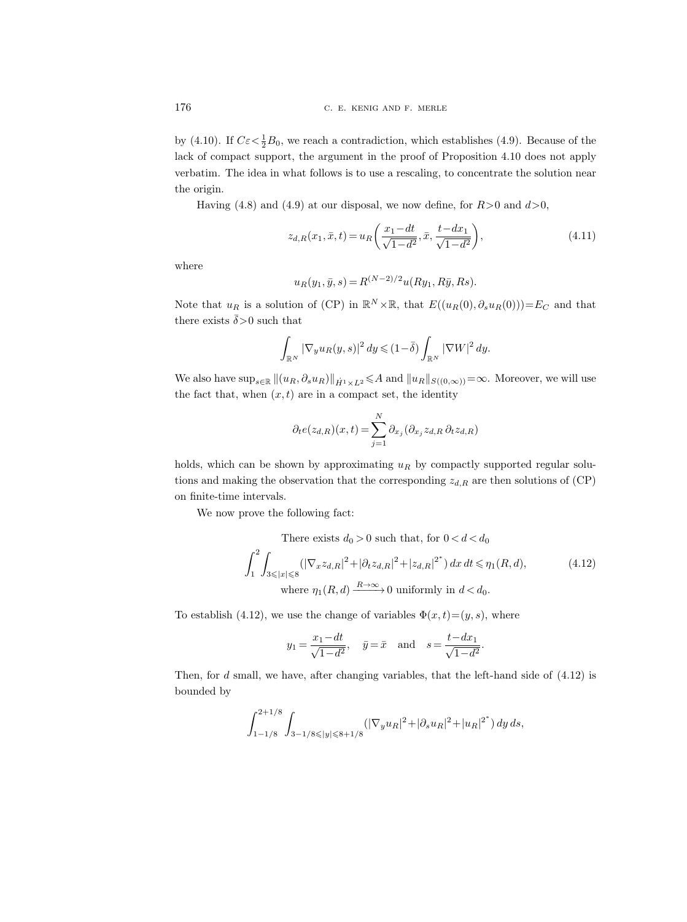by (4.10). If $C\varepsilon<\frac{1}{2}B_0$, we reach a contradiction, which establishes (4.9). Because of the lack of compact support, the argument in the proof of Proposition 4.10 does not apply verbatim. The idea in what follows is to use a rescaling, to concentrate the solution near the origin.

Having (4.8) and (4.9) at our disposal, we now define, for $R>0$ and $d>0$,

$$z_{d,R}(x_1,\bar{x},t)=u_R\left(\frac{x_1-dt}{\sqrt{1-d^2}},\bar{x},\frac{t-dx_1}{\sqrt{1-d^2}}\right), \tag{4.11}$$

where

$$u_R(y_1,\bar{y},s)=R^{(N-2)/2}u(Ry_1,R\bar{y},Rs).$$

Note that $u_R$ is a solution of (CP) in $\mathbb{R}^N\times\mathbb{R}$, that $E((u_R(0),\partial_s u_R(0)))=E_C$ and that there exists $\bar{\delta}>0$ such that

$$\int_{\mathbb{R}^N}|\nabla_y u_R(y,s)|^2\,dy\leqslant(1-\bar{\delta})\int_{\mathbb{R}^N}|\nabla W|^2\,dy.$$

We also have $\sup_{s\in\mathbb{R}}\|(u_R,\partial_s u_R)\|_{\dot{H}^1\times L^2}\leqslant A$ and $\|u_R\|_{S((0,\infty))}=\infty$. Moreover, we will use the fact that, when $(x,t)$ are in a compact set, the identity

$$\partial_t e(z_{d,R})(x,t)=\sum_{j=1}^N\partial_{x_j}(\partial_{x_j}z_{d,R}\,\partial_t z_{d,R})$$

holds, which can be shown by approximating $u_R$ by compactly supported regular solutions and making the observation that the corresponding $z_{d,R}$ are then solutions of (CP) on finite-time intervals.

We now prove the following fact:

$$\begin{gathered}\text{There exists } d_0>0 \text{ such that, for } 0<d<d_0\\ \int_1^2\int_{3\leqslant|x|\leqslant 8}(|\nabla_x z_{d,R}|^2+|\partial_t z_{d,R}|^2+|z_{d,R}|^{2^*})\,dx\,dt\leqslant\eta_1(R,d),\\ \text{where } \eta_1(R,d)\xrightarrow{R\to\infty}0 \text{ uniformly in } d<d_0.\end{gathered} \tag{4.12}$$

To establish (4.12), we use the change of variables $\Phi(x,t)=(y,s)$, where

$$y_1=\frac{x_1-dt}{\sqrt{1-d^2}},\quad \bar{y}=\bar{x}\quad\text{and}\quad s=\frac{t-dx_1}{\sqrt{1-d^2}}.$$

Then, for $d$ small, we have, after changing variables, that the left-hand side of (4.12) is bounded by

$$\int_{1-1/8}^{2+1/8}\int_{3-1/8\leqslant|y|\leqslant 8+1/8}(|\nabla_y u_R|^2+|\partial_s u_R|^2+|u_R|^{2^*})\,dy\,ds,$$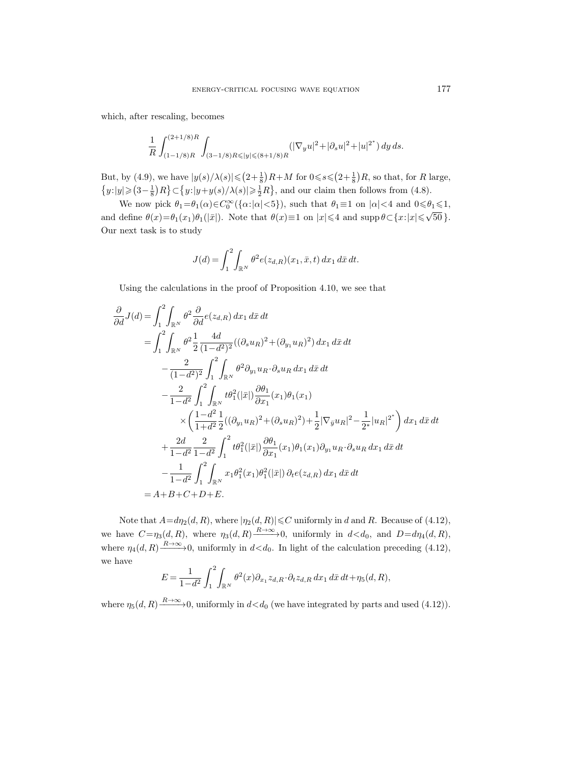which, after rescaling, becomes

$$\frac{1}{R}\int_{(1-1/8)R}^{(2+1/8)R}\int_{(3-1/8)R\leqslant|y|\leqslant(8+1/8)R}(|\nabla_y u|^2+|\partial_s u|^2+|u|^{2^*})\,dy\,ds.$$

But, by (4.9), we have $|y(s)/\lambda(s)|\leqslant\left(2+\frac{1}{8}\right)R+M$ for $0\leqslant s\leqslant\left(2+\frac{1}{8}\right)R$, so that, for $R$ large, $\left\{y:|y|\geqslant\left(3-\frac{1}{8}\right)R\right\}\subset\left\{y:|y+y(s)/\lambda(s)|\geqslant\frac{1}{2}R\right\}$, and our claim then follows from (4.8).

We now pick $\theta_1=\theta_1(\alpha)\in C_0^\infty(\{\alpha:|\alpha|<5\})$, such that $\theta_1\equiv 1$ on $|\alpha|<4$ and $0\leqslant\theta_1\leqslant 1$, and define $\theta(x)=\theta_1(x_1)\theta_1(|\bar{x}|)$. Note that $\theta(x)\equiv 1$ on $|x|\leqslant 4$ and $\operatorname{supp}\theta\subset\{x:|x|\leqslant\sqrt{50}\,\}$. Our next task is to study

$$J(d)=\int_1^2\int_{\mathbb{R}^N}\theta^2 e(z_{d,R})(x_1,\bar{x},t)\,dx_1\,d\bar{x}\,dt.$$

Using the calculations in the proof of Proposition 4.10, we see that

$$\begin{aligned}
\frac{\partial}{\partial d}J(d) &= \int_1^2\int_{\mathbb{R}^N}\theta^2\frac{\partial}{\partial d}e(z_{d,R})\,dx_1\,d\bar{x}\,dt\\
&= \int_1^2\int_{\mathbb{R}^N}\theta^2\frac{1}{2}\frac{4d}{(1-d^2)^2}((\partial_s u_R)^2+(\partial_{y_1}u_R)^2)\,dx_1\,d\bar{x}\,dt\\
&\quad -\frac{2}{(1-d^2)^2}\int_1^2\int_{\mathbb{R}^N}\theta^2\partial_{y_1}u_R\cdot\partial_s u_R\,dx_1\,d\bar{x}\,dt\\
&\quad -\frac{2}{1-d^2}\int_1^2\int_{\mathbb{R}^N}t\theta_1^2(|\bar{x}|)\frac{\partial\theta_1}{\partial x_1}(x_1)\theta_1(x_1)\\
&\qquad\times\left(\frac{1-d^2}{1+d^2}\frac{1}{2}((\partial_{y_1}u_R)^2+(\partial_s u_R)^2)+\frac{1}{2}|\nabla_{\bar{y}}u_R|^2-\frac{1}{2^*}|u_R|^{2^*}\right)dx_1\,d\bar{x}\,dt\\
&\quad +\frac{2d}{1-d^2}\frac{2}{1-d^2}\int_1^2 t\theta_1^2(|\bar{x}|)\frac{\partial\theta_1}{\partial x_1}(x_1)\theta_1(x_1)\partial_{y_1}u_R\cdot\partial_s u_R\,dx_1\,d\bar{x}\,dt\\
&\quad -\frac{1}{1-d^2}\int_1^2\int_{\mathbb{R}^N}x_1\theta_1^2(x_1)\theta_1^2(|\bar{x}|)\,\partial_t e(z_{d,R})\,dx_1\,d\bar{x}\,dt\\
&= A+B+C+D+E.
\end{aligned}$$

Note that $A=d\eta_2(d,R)$, where $|\eta_2(d,R)|\leqslant C$ uniformly in $d$ and $R$. Because of (4.12), we have $C=\eta_3(d,R)$, where $\eta_3(d,R)\xrightarrow{R\to\infty}0$, uniformly in $d<d_0$, and $D=d\eta_4(d,R)$, where $\eta_4(d,R)\xrightarrow{R\to\infty}0$, uniformly in $d<d_0$. In light of the calculation preceding (4.12), we have

$$E=\frac{1}{1-d^2}\int_1^2\int_{\mathbb{R}^N}\theta^2(x)\partial_{x_1}z_{d,R}\cdot\partial_t z_{d,R}\,dx_1\,d\bar{x}\,dt+\eta_5(d,R),$$

where $\eta_5(d,R)\xrightarrow{R\to\infty}0$, uniformly in $d<d_0$ (we have integrated by parts and used (4.12)).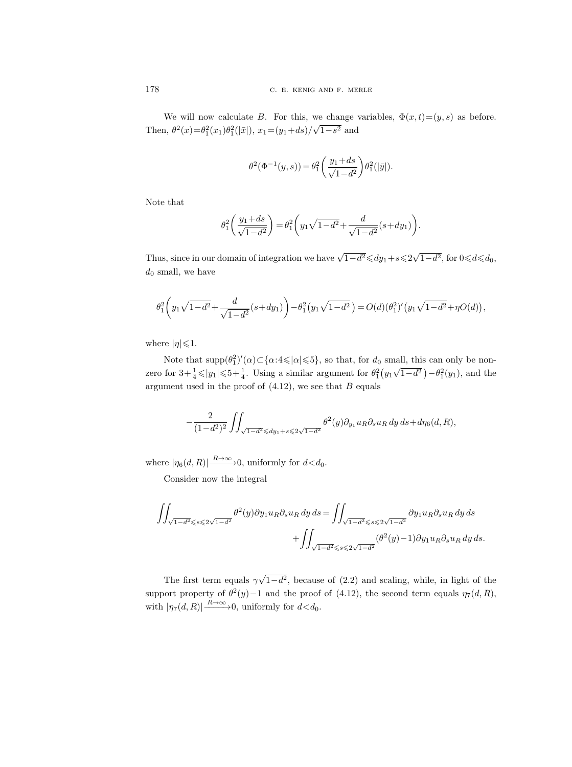We will now calculate $B$. For this, we change variables, $\Phi(x,t)=(y,s)$ as before. Then, $\theta^2(x)=\theta_1^2(x_1)\theta_1^2(|\bar{x}|)$, $x_1=(y_1+ds)/\sqrt{1-s^2}$ and

$$\theta^2(\Phi^{-1}(y,s))=\theta_1^2\biggl(\frac{y_1+ds}{\sqrt{1-d^2}}\biggr)\theta_1^2(|\bar{y}|).$$

Note that

$$\theta_1^2\biggl(\frac{y_1+ds}{\sqrt{1-d^2}}\biggr)=\theta_1^2\biggl(y_1\sqrt{1-d^2}+\frac{d}{\sqrt{1-d^2}}(s+dy_1)\biggr).$$

Thus, since in our domain of integration we have $\sqrt{1-d^2}\leqslant dy_1+s\leqslant 2\sqrt{1-d^2}$, for $0\leqslant d\leqslant d_0$, $d_0$ small, we have

$$\theta_1^2\biggl(y_1\sqrt{1-d^2}+\frac{d}{\sqrt{1-d^2}}(s+dy_1)\biggr)-\theta_1^2\bigl(y_1\sqrt{1-d^2}\,\bigr)=O(d)(\theta_1^2)'\bigl(y_1\sqrt{1-d^2}+\eta O(d)\bigr),$$

where $|\eta|\leqslant 1$.

Note that $\operatorname{supp}(\theta_1^2)'(\alpha)\subset\{\alpha:4\leqslant|\alpha|\leqslant 5\}$, so that, for $d_0$ small, this can only be non-zero for $3+\frac{1}{4}\leqslant|y_1|\leqslant 5+\frac{1}{4}$. Using a similar argument for $\theta_1^2\bigl(y_1\sqrt{1-d^2}\,\bigr)-\theta_1^2(y_1)$, and the argument used in the proof of (4.12), we see that $B$ equals

$$-\frac{2}{(1-d^2)^2}\iint_{\sqrt{1-d^2}\leqslant dy_1+s\leqslant 2\sqrt{1-d^2}}\theta^2(y)\partial_{y_1}u_R\partial_s u_R\,dy\,ds+d\eta_6(d,R),$$

where $|\eta_6(d,R)|\xrightarrow{R\to\infty}0$, uniformly for $d<d_0$.

Consider now the integral

$$\begin{aligned}\iint_{\sqrt{1-d^2}\leqslant s\leqslant 2\sqrt{1-d^2}}\theta^2(y)\partial y_1 u_R\partial_s u_R\,dy\,ds&=\iint_{\sqrt{1-d^2}\leqslant s\leqslant 2\sqrt{1-d^2}}\partial y_1 u_R\partial_s u_R\,dy\,ds\\&\quad+\iint_{\sqrt{1-d^2}\leqslant s\leqslant 2\sqrt{1-d^2}}(\theta^2(y)-1)\partial y_1 u_R\partial_s u_R\,dy\,ds.\end{aligned}$$

The first term equals $\gamma\sqrt{1-d^2}$, because of (2.2) and scaling, while, in light of the support property of $\theta^2(y)-1$ and the proof of (4.12), the second term equals $\eta_7(d,R)$, with $|\eta_7(d,R)|\xrightarrow{R\to\infty}0$, uniformly for $d<d_0$.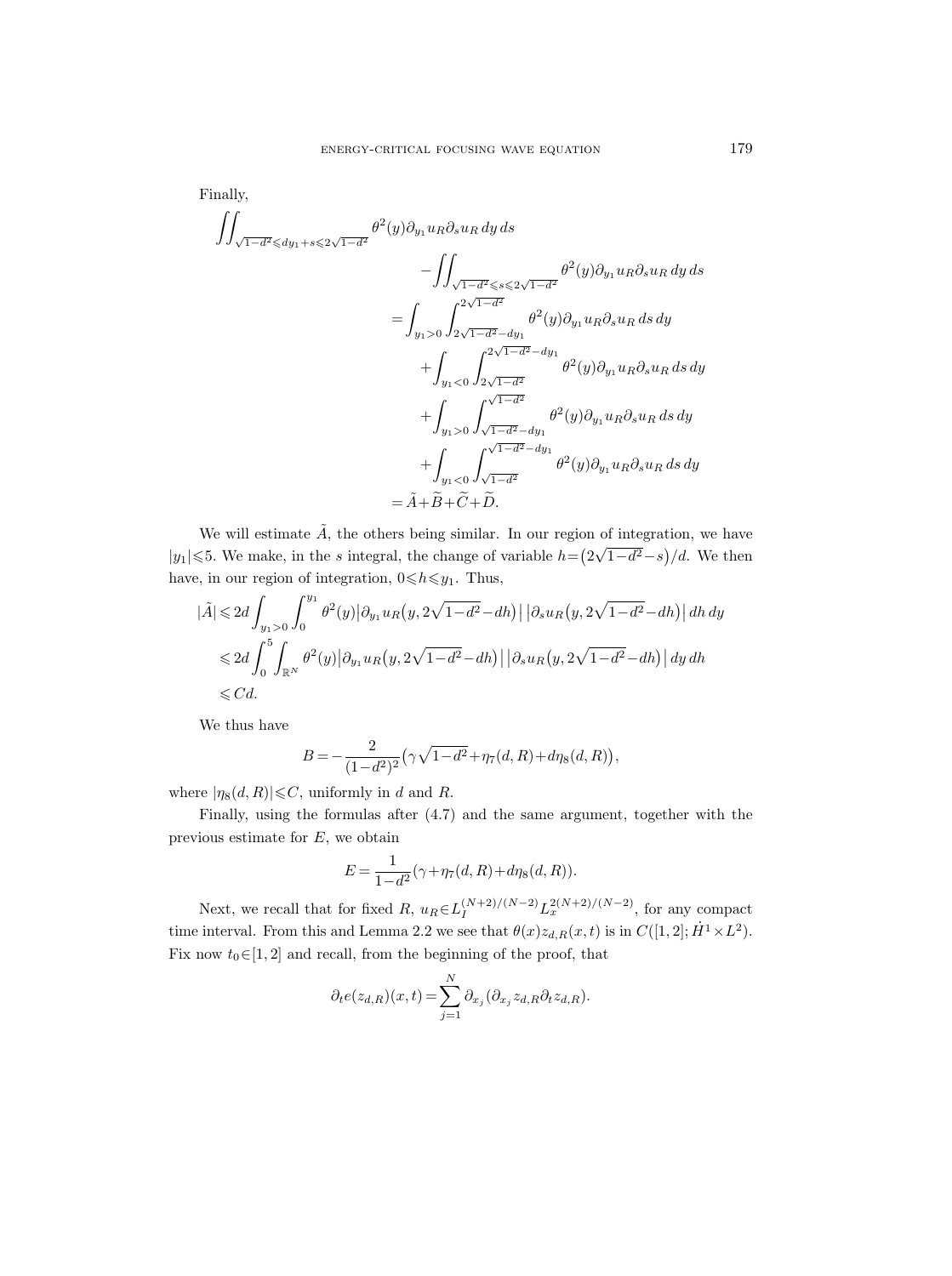Finally,

$$
\begin{aligned}
\iint_{\sqrt{1-d^2}\leqslant dy_1+s\leqslant 2\sqrt{1-d^2}} & \theta^2(y)\partial_{y_1}u_R\partial_s u_R\,dy\,ds \\
& -\iint_{\sqrt{1-d^2}\leqslant s\leqslant 2\sqrt{1-d^2}} \theta^2(y)\partial_{y_1}u_R\partial_s u_R\,dy\,ds \\
&= \int_{y_1>0}\int_{2\sqrt{1-d^2}-dy_1}^{2\sqrt{1-d^2}} \theta^2(y)\partial_{y_1}u_R\partial_s u_R\,ds\,dy \\
&\quad + \int_{y_1<0}\int_{2\sqrt{1-d^2}}^{2\sqrt{1-d^2}-dy_1} \theta^2(y)\partial_{y_1}u_R\partial_s u_R\,ds\,dy \\
&\quad + \int_{y_1>0}\int_{\sqrt{1-d^2}-dy_1}^{\sqrt{1-d^2}} \theta^2(y)\partial_{y_1}u_R\partial_s u_R\,ds\,dy \\
&\quad + \int_{y_1<0}\int_{\sqrt{1-d^2}}^{\sqrt{1-d^2}-dy_1} \theta^2(y)\partial_{y_1}u_R\partial_s u_R\,ds\,dy \\
&= \tilde{A}+\widetilde{B}+\widetilde{C}+\widetilde{D}.
\end{aligned}
$$

We will estimate $\tilde{A}$, the others being similar. In our region of integration, we have $|y_1|\leqslant 5$. We make, in the $s$ integral, the change of variable $h=\big(2\sqrt{1-d^2}-s\big)/d$. We then have, in our region of integration, $0\leqslant h\leqslant y_1$. Thus,

$$
\begin{aligned}
|\tilde{A}| &\leqslant 2d\int_{y_1>0}\int_0^{y_1}\theta^2(y)\big|\partial_{y_1}u_R\big(y,2\sqrt{1-d^2}-dh\big)\big|\,\big|\partial_s u_R\big(y,2\sqrt{1-d^2}-dh\big)\big|\,dh\,dy \\
&\leqslant 2d\int_0^5\int_{\mathbb{R}^N}\theta^2(y)\big|\partial_{y_1}u_R\big(y,2\sqrt{1-d^2}-dh\big)\big|\,\big|\partial_s u_R\big(y,2\sqrt{1-d^2}-dh\big)\big|\,dy\,dh \\
&\leqslant Cd.
\end{aligned}
$$

We thus have

$$
B=-\frac{2}{(1-d^2)^2}\big(\gamma\sqrt{1-d^2}+\eta_7(d,R)+d\eta_8(d,R)\big),
$$

where $|\eta_8(d,R)|\leqslant C$, uniformly in $d$ and $R$.

Finally, using the formulas after (4.7) and the same argument, together with the previous estimate for $E$, we obtain

$$
E=\frac{1}{1-d^2}(\gamma+\eta_7(d,R)+d\eta_8(d,R)).
$$

Next, we recall that for fixed $R$, $u_R\in L_I^{(N+2)/(N-2)}L_x^{2(N+2)/(N-2)}$, for any compact time interval. From this and Lemma 2.2 we see that $\theta(x)z_{d,R}(x,t)$ is in $C([1,2];\dot{H}^1\times L^2)$. Fix now $t_0\in[1,2]$ and recall, from the beginning of the proof, that

$$
\partial_t e(z_{d,R})(x,t)=\sum_{j=1}^N\partial_{x_j}(\partial_{x_j}z_{d,R}\partial_t z_{d,R}).
$$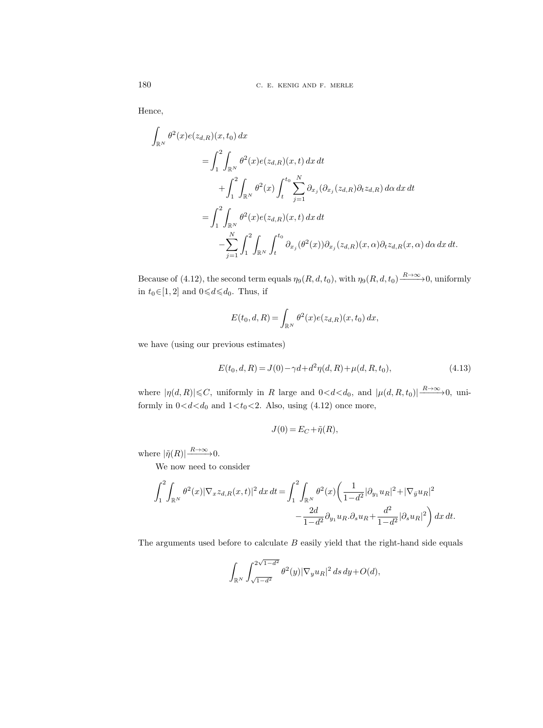Hence,

$$
\begin{aligned}
\int_{\mathbb{R}^N} \theta^2(x) e(z_{d,R})(x,t_0)\,dx
&= \int_1^2 \int_{\mathbb{R}^N} \theta^2(x) e(z_{d,R})(x,t)\,dx\,dt \\
&\quad + \int_1^2 \int_{\mathbb{R}^N} \theta^2(x) \int_t^{t_0} \sum_{j=1}^N \partial_{x_j}(\partial_{x_j}(z_{d,R})\partial_t z_{d,R})\,d\alpha\,dx\,dt \\
&= \int_1^2 \int_{\mathbb{R}^N} \theta^2(x) e(z_{d,R})(x,t)\,dx\,dt \\
&\quad - \sum_{j=1}^N \int_1^2 \int_{\mathbb{R}^N} \int_t^{t_0} \partial_{x_j}(\theta^2(x))\partial_{x_j}(z_{d,R})(x,\alpha)\partial_t z_{d,R}(x,\alpha)\,d\alpha\,dx\,dt.
\end{aligned}
$$

Because of (4.12), the second term equals $\eta_9(R,d,t_0)$, with $\eta_9(R,d,t_0) \xrightarrow{R\to\infty} 0$, uniformly in $t_0 \in [1,2]$ and $0 \leqslant d \leqslant d_0$. Thus, if

$$
E(t_0,d,R) = \int_{\mathbb{R}^N} \theta^2(x) e(z_{d,R})(x,t_0)\,dx,
$$

we have (using our previous estimates)

$$
E(t_0,d,R) = J(0) - \gamma d + d^2 \eta(d,R) + \mu(d,R,t_0), \tag{4.13}
$$

where $|\eta(d,R)| \leqslant C$, uniformly in $R$ large and $0<d<d_0$, and $|\mu(d,R,t_0)| \xrightarrow{R\to\infty} 0$, uniformly in $0<d<d_0$ and $1<t_0<2$. Also, using (4.12) once more,

$$
J(0) = E_C + \tilde{\eta}(R),
$$

where $|\tilde{\eta}(R)| \xrightarrow{R\to\infty} 0$.

We now need to consider

$$
\begin{aligned}
\int_1^2 \int_{\mathbb{R}^N} \theta^2(x) |\nabla_x z_{d,R}(x,t)|^2\,dx\,dt = \int_1^2 \int_{\mathbb{R}^N} \theta^2(x) \bigg( & \frac{1}{1-d^2} |\partial_{y_1} u_R|^2 + |\nabla_{\bar{y}} u_R|^2 \\
& - \frac{2d}{1-d^2} \partial_{y_1} u_R . \partial_s u_R + \frac{d^2}{1-d^2} |\partial_s u_R|^2 \bigg)\,dx\,dt.
\end{aligned}
$$

The arguments used before to calculate $B$ easily yield that the right-hand side equals

$$
\int_{\mathbb{R}^N} \int_{\sqrt{1-d^2}}^{2\sqrt{1-d^2}} \theta^2(y) |\nabla_y u_R|^2\,ds\,dy + O(d),
$$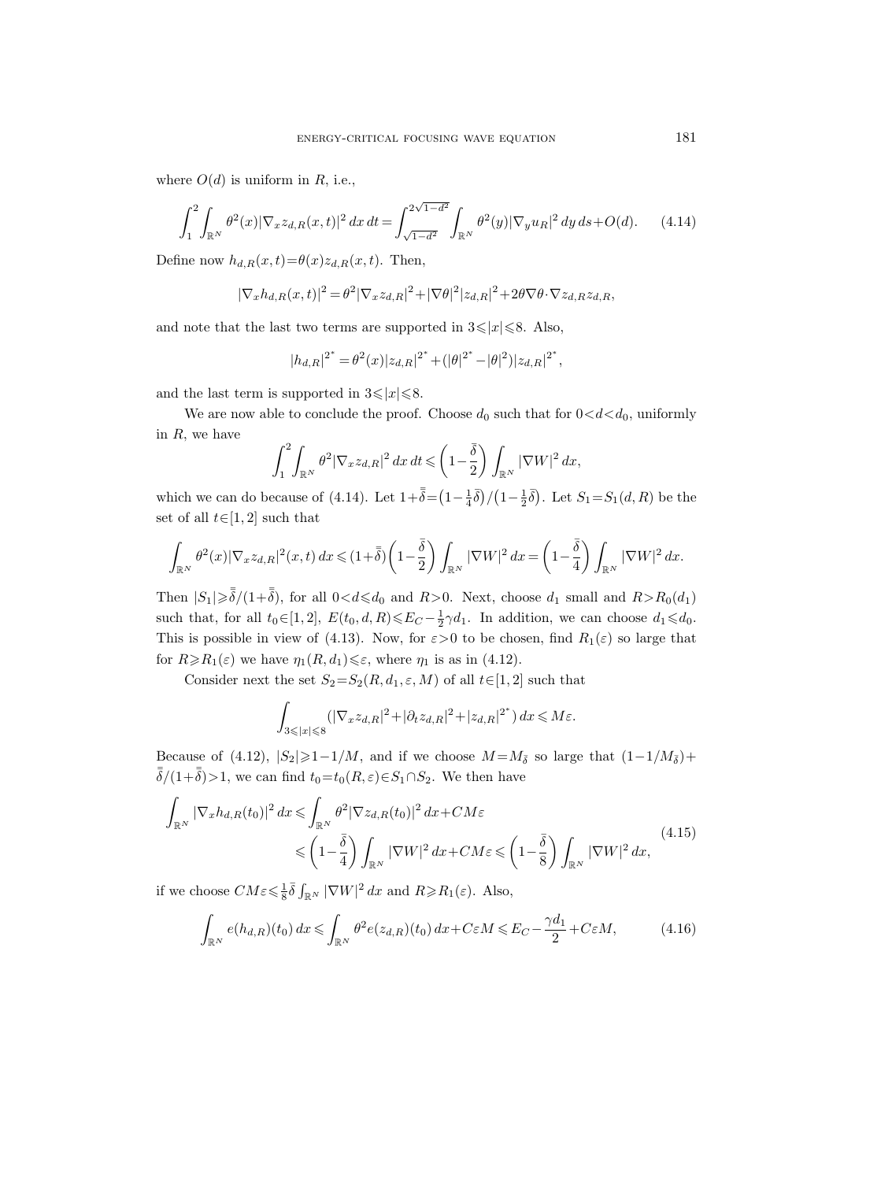where $O(d)$ is uniform in $R$, i.e.,

$$\int_1^2 \int_{\mathbb{R}^N} \theta^2(x) |\nabla_x z_{d,R}(x,t)|^2 \, dx \, dt = \int_{\sqrt{1-d^2}}^{2\sqrt{1-d^2}} \int_{\mathbb{R}^N} \theta^2(y) |\nabla_y u_R|^2 \, dy \, ds + O(d). \tag{4.14}$$

Define now $h_{d,R}(x,t) = \theta(x) z_{d,R}(x,t)$. Then,

$$|\nabla_x h_{d,R}(x,t)|^2 = \theta^2 |\nabla_x z_{d,R}|^2 + |\nabla \theta|^2 |z_{d,R}|^2 + 2\theta \nabla\theta \cdot \nabla z_{d,R} z_{d,R},$$

and note that the last two terms are supported in $3 \leqslant |x| \leqslant 8$. Also,

$$|h_{d,R}|^{2^*} = \theta^2(x) |z_{d,R}|^{2^*} + (|\theta|^{2^*} - |\theta|^2) |z_{d,R}|^{2^*},$$

and the last term is supported in $3 \leqslant |x| \leqslant 8$.

We are now able to conclude the proof. Choose $d_0$ such that for $0 < d < d_0$, uniformly in $R$, we have

$$\int_1^2 \int_{\mathbb{R}^N} \theta^2 |\nabla_x z_{d,R}|^2 \, dx \, dt \leqslant \left(1 - \frac{\bar{\delta}}{2}\right) \int_{\mathbb{R}^N} |\nabla W|^2 \, dx,$$

which we can do because of (4.14). Let $1 + \bar{\bar{\delta}} = \left(1 - \frac{1}{4}\bar{\delta}\right) / \left(1 - \frac{1}{2}\bar{\delta}\right)$. Let $S_1 = S_1(d,R)$ be the set of all $t \in [1,2]$ such that

$$\int_{\mathbb{R}^N} \theta^2(x) |\nabla_x z_{d,R}|^2(x,t) \, dx \leqslant (1 + \bar{\bar{\delta}}) \left(1 - \frac{\bar{\delta}}{2}\right) \int_{\mathbb{R}^N} |\nabla W|^2 \, dx = \left(1 - \frac{\bar{\delta}}{4}\right) \int_{\mathbb{R}^N} |\nabla W|^2 \, dx.$$

Then $|S_1| \geqslant \bar{\bar{\delta}} / (1 + \bar{\bar{\delta}})$, for all $0 < d \leqslant d_0$ and $R > 0$. Next, choose $d_1$ small and $R > R_0(d_1)$ such that, for all $t_0 \in [1,2]$, $E(t_0, d, R) \leqslant E_C - \frac{1}{2}\gamma d_1$. In addition, we can choose $d_1 \leqslant d_0$. This is possible in view of (4.13). Now, for $\varepsilon > 0$ to be chosen, find $R_1(\varepsilon)$ so large that for $R \geqslant R_1(\varepsilon)$ we have $\eta_1(R, d_1) \leqslant \varepsilon$, where $\eta_1$ is as in (4.12).

Consider next the set $S_2 = S_2(R, d_1, \varepsilon, M)$ of all $t \in [1,2]$ such that

$$\int_{3 \leqslant |x| \leqslant 8} (|\nabla_x z_{d,R}|^2 + |\partial_t z_{d,R}|^2 + |z_{d,R}|^{2^*}) \, dx \leqslant M\varepsilon.$$

Because of (4.12), $|S_2| \geqslant 1 - 1/M$, and if we choose $M = M_{\bar{\delta}}$ so large that $(1 - 1/M_{\bar{\delta}}) + \bar{\bar{\delta}} / (1 + \bar{\bar{\delta}}) > 1$, we can find $t_0 = t_0(R, \varepsilon) \in S_1 \cap S_2$. We then have

$$\begin{aligned}
\int_{\mathbb{R}^N} |\nabla_x h_{d,R}(t_0)|^2 \, dx &\leqslant \int_{\mathbb{R}^N} \theta^2 |\nabla z_{d,R}(t_0)|^2 \, dx + CM\varepsilon \\
&\leqslant \left(1 - \frac{\bar{\delta}}{4}\right) \int_{\mathbb{R}^N} |\nabla W|^2 \, dx + CM\varepsilon \leqslant \left(1 - \frac{\bar{\delta}}{8}\right) \int_{\mathbb{R}^N} |\nabla W|^2 \, dx,
\end{aligned} \tag{4.15}$$

if we choose $CM\varepsilon \leqslant \frac{1}{8}\bar{\delta} \int_{\mathbb{R}^N} |\nabla W|^2 \, dx$ and $R \geqslant R_1(\varepsilon)$. Also,

$$\int_{\mathbb{R}^N} e(h_{d,R})(t_0) \, dx \leqslant \int_{\mathbb{R}^N} \theta^2 e(z_{d,R})(t_0) \, dx + C\varepsilon M \leqslant E_C - \frac{\gamma d_1}{2} + C\varepsilon M, \tag{4.16}$$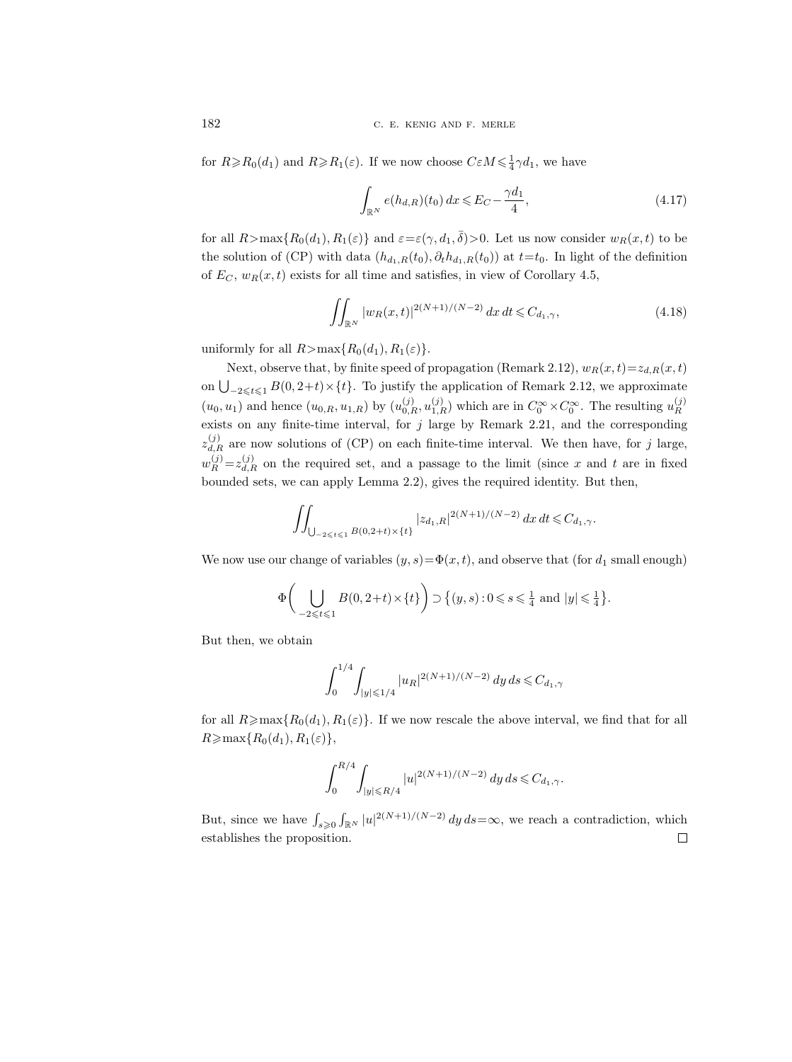for $R \geqslant R_0(d_1)$ and $R \geqslant R_1(\varepsilon)$. If we now choose $C\varepsilon M \leqslant \frac{1}{4}\gamma d_1$, we have

$$\int_{\mathbb{R}^N} e(h_{d,R})(t_0)\,dx \leqslant E_C - \frac{\gamma d_1}{4}, \tag{4.17}$$

for all $R > \max\{R_0(d_1), R_1(\varepsilon)\}$ and $\varepsilon = \varepsilon(\gamma, d_1, \bar{\delta}) > 0$. Let us now consider $w_R(x,t)$ to be the solution of (CP) with data $(h_{d_1,R}(t_0), \partial_t h_{d_1,R}(t_0))$ at $t = t_0$. In light of the definition of $E_C$, $w_R(x,t)$ exists for all time and satisfies, in view of Corollary 4.5,

$$\iint_{\mathbb{R}^N} |w_R(x,t)|^{2(N+1)/(N-2)}\,dx\,dt \leqslant C_{d_1,\gamma}, \tag{4.18}$$

uniformly for all $R > \max\{R_0(d_1), R_1(\varepsilon)\}$.

Next, observe that, by finite speed of propagation (Remark 2.12), $w_R(x,t) = z_{d,R}(x,t)$ on $\bigcup_{-2 \leqslant t \leqslant 1} B(0, 2+t) \times \{t\}$. To justify the application of Remark 2.12, we approximate $(u_0, u_1)$ and hence $(u_{0,R}, u_{1,R})$ by $(u_{0,R}^{(j)}, u_{1,R}^{(j)})$ which are in $C_0^\infty \times C_0^\infty$. The resulting $u_R^{(j)}$ exists on any finite-time interval, for $j$ large by Remark 2.21, and the corresponding $z_{d,R}^{(j)}$ are now solutions of (CP) on each finite-time interval. We then have, for $j$ large, $w_R^{(j)} = z_{d,R}^{(j)}$ on the required set, and a passage to the limit (since $x$ and $t$ are in fixed bounded sets, we can apply Lemma 2.2), gives the required identity. But then,

$$\iint_{\bigcup_{-2 \leqslant t \leqslant 1} B(0,2+t) \times \{t\}} |z_{d_1,R}|^{2(N+1)/(N-2)}\,dx\,dt \leqslant C_{d_1,\gamma}.$$

We now use our change of variables $(y,s) = \Phi(x,t)$, and observe that (for $d_1$ small enough)

$$\Phi\biggl(\bigcup_{-2 \leqslant t \leqslant 1} B(0, 2+t) \times \{t\}\biggr) \supset \bigl\{(y,s) : 0 \leqslant s \leqslant \tfrac{1}{4} \text{ and } |y| \leqslant \tfrac{1}{4}\bigr\}.$$

But then, we obtain

$$\int_0^{1/4} \int_{|y| \leqslant 1/4} |u_R|^{2(N+1)/(N-2)}\,dy\,ds \leqslant C_{d_1,\gamma}$$

for all $R \geqslant \max\{R_0(d_1), R_1(\varepsilon)\}$. If we now rescale the above interval, we find that for all $R \geqslant \max\{R_0(d_1), R_1(\varepsilon)\}$,

$$\int_0^{R/4} \int_{|y| \leqslant R/4} |u|^{2(N+1)/(N-2)}\,dy\,ds \leqslant C_{d_1,\gamma}.$$

But, since we have $\int_{s \geqslant 0} \int_{\mathbb{R}^N} |u|^{2(N+1)/(N-2)}\,dy\,ds = \infty$, we reach a contradiction, which establishes the proposition. □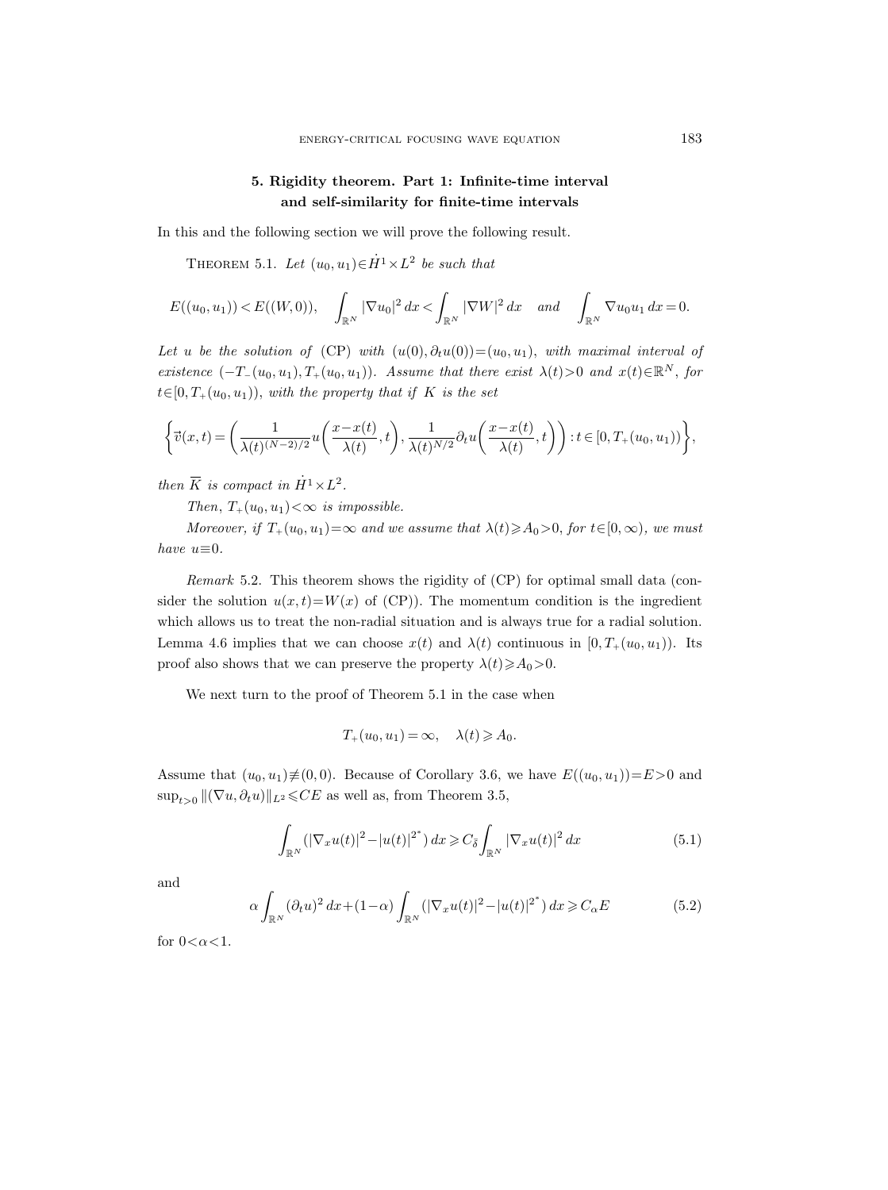## 5. Rigidity theorem. Part 1: Infinite-time interval and self-similarity for finite-time intervals

In this and the following section we will prove the following result.

THEOREM 5.1. *Let $(u_0,u_1)\in \dot H^1\times L^2$ be such that*

$$E((u_0,u_1))<E((W,0)),\quad \int_{\mathbb{R}^N}|\nabla u_0|^2\,dx<\int_{\mathbb{R}^N}|\nabla W|^2\,dx \quad \text{and} \quad \int_{\mathbb{R}^N}\nabla u_0 u_1\,dx=0.$$

*Let $u$ be the solution of* (CP) *with $(u(0),\partial_t u(0))=(u_0,u_1)$, with maximal interval of existence $(-T_-(u_0,u_1),T_+(u_0,u_1))$. Assume that there exist $\lambda(t)>0$ and $x(t)\in\mathbb{R}^N$, for $t\in[0,T_+(u_0,u_1))$, with the property that if $K$ is the set*

$$\left\{\vec v(x,t)=\left(\frac{1}{\lambda(t)^{(N-2)/2}}u\left(\frac{x-x(t)}{\lambda(t)},t\right),\frac{1}{\lambda(t)^{N/2}}\partial_t u\left(\frac{x-x(t)}{\lambda(t)},t\right)\right):t\in[0,T_+(u_0,u_1))\right\},$$

*then $\overline K$ is compact in $\dot H^1\times L^2$.*

*Then, $T_+(u_0,u_1)<\infty$ is impossible.*

*Moreover, if $T_+(u_0,u_1)=\infty$ and we assume that $\lambda(t)\geqslant A_0>0$, for $t\in[0,\infty)$, we must have $u\equiv 0$.*

*Remark* 5.2. This theorem shows the rigidity of (CP) for optimal small data (consider the solution $u(x,t)=W(x)$ of (CP)). The momentum condition is the ingredient which allows us to treat the non-radial situation and is always true for a radial solution. Lemma 4.6 implies that we can choose $x(t)$ and $\lambda(t)$ continuous in $[0,T_+(u_0,u_1))$. Its proof also shows that we can preserve the property $\lambda(t)\geqslant A_0>0$.

We next turn to the proof of Theorem 5.1 in the case when

$$T_+(u_0,u_1)=\infty,\quad \lambda(t)\geqslant A_0.$$

Assume that $(u_0,u_1)\not\equiv(0,0)$. Because of Corollary 3.6, we have $E((u_0,u_1))=E>0$ and $\sup_{t>0}\|(\nabla u,\partial_t u)\|_{L^2}\leqslant CE$ as well as, from Theorem 3.5,

$$\int_{\mathbb{R}^N}(|\nabla_x u(t)|^2-|u(t)|^{2^*})\,dx\geqslant C_{\bar\delta}\int_{\mathbb{R}^N}|\nabla_x u(t)|^2\,dx \tag{5.1}$$

and

$$\alpha\int_{\mathbb{R}^N}(\partial_t u)^2\,dx+(1-\alpha)\int_{\mathbb{R}^N}(|\nabla_x u(t)|^2-|u(t)|^{2^*})\,dx\geqslant C_\alpha E \tag{5.2}$$

for $0<\alpha<1$.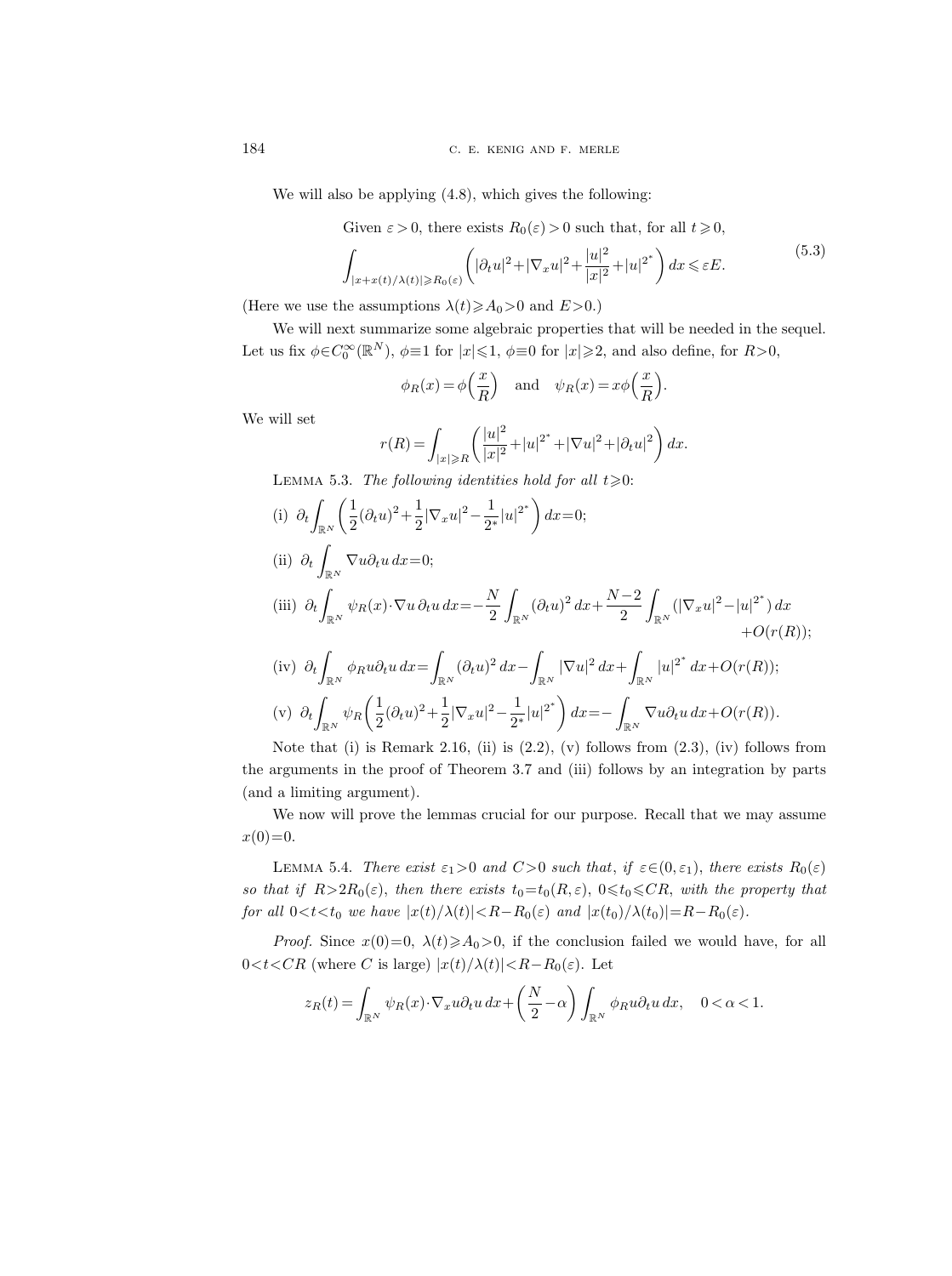We will also be applying (4.8), which gives the following:

$$
\begin{gathered}
\text{Given } \varepsilon>0, \text{ there exists } R_0(\varepsilon)>0 \text{ such that, for all } t\geqslant 0,\\
\int_{|x+x(t)/\lambda(t)|\geqslant R_0(\varepsilon)} \left(|\partial_t u|^2+|\nabla_x u|^2+\frac{|u|^2}{|x|^2}+|u|^{2^*}\right)dx \leqslant \varepsilon E.
\end{gathered}
\tag{5.3}
$$

(Here we use the assumptions $\lambda(t)\geqslant A_0>0$ and $E>0$.)

We will next summarize some algebraic properties that will be needed in the sequel. Let us fix $\phi\in C_0^\infty(\mathbb{R}^N)$, $\phi\equiv 1$ for $|x|\leqslant 1$, $\phi\equiv 0$ for $|x|\geqslant 2$, and also define, for $R>0$,

$$
\phi_R(x)=\phi\left(\frac{x}{R}\right) \quad \text{and} \quad \psi_R(x)=x\phi\left(\frac{x}{R}\right).
$$

We will set

$$
r(R)=\int_{|x|\geqslant R}\left(\frac{|u|^2}{|x|^2}+|u|^{2^*}+|\nabla u|^2+|\partial_t u|^2\right)dx.
$$

Lemma 5.3. *The following identities hold for all* $t\geqslant 0$:

(i) $\displaystyle \partial_t \int_{\mathbb{R}^N}\left(\frac{1}{2}(\partial_t u)^2+\frac{1}{2}|\nabla_x u|^2-\frac{1}{2^*}|u|^{2^*}\right)dx=0;$

(ii) $\displaystyle \partial_t \int_{\mathbb{R}^N} \nabla u\,\partial_t u\,dx=0;$

(iii) $\displaystyle \partial_t \int_{\mathbb{R}^N} \psi_R(x)\cdot\nabla u\,\partial_t u\,dx=-\frac{N}{2}\int_{\mathbb{R}^N}(\partial_t u)^2\,dx+\frac{N-2}{2}\int_{\mathbb{R}^N}(|\nabla_x u|^2-|u|^{2^*})\,dx+O(r(R));$

(iv) $\displaystyle \partial_t \int_{\mathbb{R}^N} \phi_R u\partial_t u\,dx=\int_{\mathbb{R}^N}(\partial_t u)^2\,dx-\int_{\mathbb{R}^N}|\nabla u|^2\,dx+\int_{\mathbb{R}^N}|u|^{2^*}\,dx+O(r(R));$

(v) $\displaystyle \partial_t \int_{\mathbb{R}^N} \psi_R\left(\frac{1}{2}(\partial_t u)^2+\frac{1}{2}|\nabla_x u|^2-\frac{1}{2^*}|u|^{2^*}\right)dx=-\int_{\mathbb{R}^N}\nabla u\partial_t u\,dx+O(r(R)).$

Note that (i) is Remark 2.16, (ii) is (2.2), (v) follows from (2.3), (iv) follows from the arguments in the proof of Theorem 3.7 and (iii) follows by an integration by parts (and a limiting argument).

We now will prove the lemmas crucial for our purpose. Recall that we may assume $x(0)=0$.

Lemma 5.4. *There exist* $\varepsilon_1>0$ *and* $C>0$ *such that, if* $\varepsilon\in(0,\varepsilon_1)$, *there exists* $R_0(\varepsilon)$ *so that if* $R>2R_0(\varepsilon)$, *then there exists* $t_0=t_0(R,\varepsilon)$, $0\leqslant t_0\leqslant CR$, *with the property that for all* $0<t<t_0$ *we have* $|x(t)/\lambda(t)|<R-R_0(\varepsilon)$ *and* $|x(t_0)/\lambda(t_0)|=R-R_0(\varepsilon)$.

*Proof.* Since $x(0)=0$, $\lambda(t)\geqslant A_0>0$, if the conclusion failed we would have, for all $0<t<CR$ (where $C$ is large) $|x(t)/\lambda(t)|<R-R_0(\varepsilon)$. Let

$$
z_R(t)=\int_{\mathbb{R}^N}\psi_R(x)\cdot\nabla_x u\partial_t u\,dx+\left(\frac{N}{2}-\alpha\right)\int_{\mathbb{R}^N}\phi_R u\partial_t u\,dx, \quad 0<\alpha<1.
$$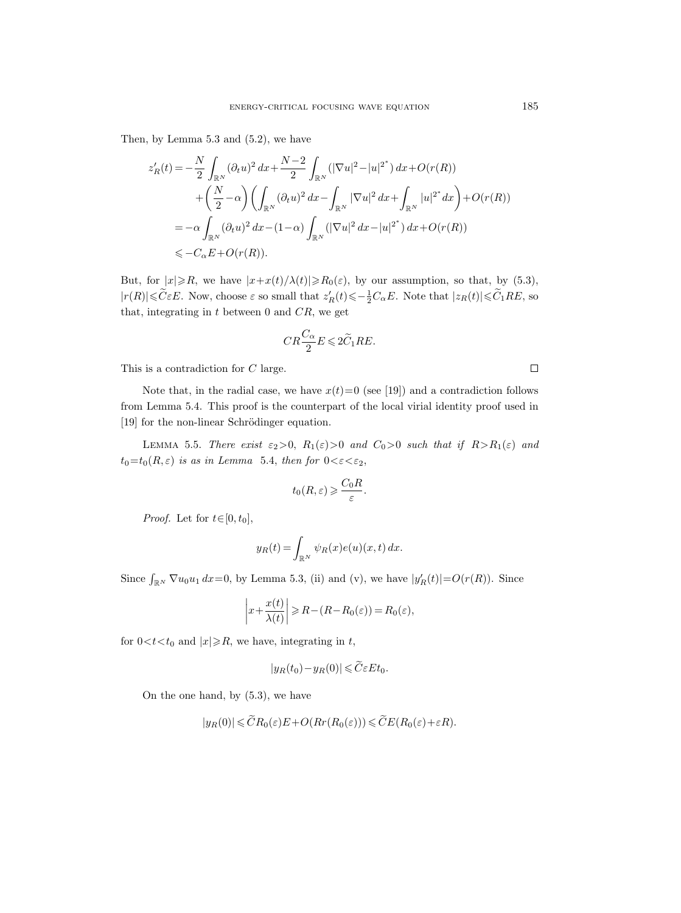Then, by Lemma 5.3 and (5.2), we have

$$
\begin{aligned}
z_R'(t) &= -\frac{N}{2}\int_{\mathbb{R}^N} (\partial_t u)^2\,dx + \frac{N-2}{2}\int_{\mathbb{R}^N} (|\nabla u|^2 - |u|^{2^*})\,dx + O(r(R)) \\
&\quad + \left(\frac{N}{2}-\alpha\right)\left(\int_{\mathbb{R}^N} (\partial_t u)^2\,dx - \int_{\mathbb{R}^N} |\nabla u|^2\,dx + \int_{\mathbb{R}^N} |u|^{2^*}\,dx\right) + O(r(R)) \\
&= -\alpha\int_{\mathbb{R}^N} (\partial_t u)^2\,dx - (1-\alpha)\int_{\mathbb{R}^N} (|\nabla u|^2\,dx - |u|^{2^*})\,dx + O(r(R)) \\
&\leqslant -C_\alpha E + O(r(R)).
\end{aligned}
$$

But, for $|x|\geqslant R$, we have $|x+x(t)/\lambda(t)|\geqslant R_0(\varepsilon)$, by our assumption, so that, by (5.3), $|r(R)|\leqslant \widetilde{C}\varepsilon E$. Now, choose $\varepsilon$ so small that $z_R'(t)\leqslant -\frac{1}{2}C_\alpha E$. Note that $|z_R(t)|\leqslant \widetilde{C}_1 RE$, so that, integrating in $t$ between 0 and $CR$, we get

$$
CR\frac{C_\alpha}{2}E \leqslant 2\widetilde{C}_1 RE.
$$

This is a contradiction for $C$ large. $\square$

Note that, in the radial case, we have $x(t)=0$ (see [19]) and a contradiction follows from Lemma 5.4. This proof is the counterpart of the local virial identity proof used in [19] for the non-linear Schrödinger equation.

Lemma 5.5. *There exist $\varepsilon_2>0$, $R_1(\varepsilon)>0$ and $C_0>0$ such that if $R>R_1(\varepsilon)$ and $t_0=t_0(R,\varepsilon)$ is as in Lemma 5.4, then for $0<\varepsilon<\varepsilon_2$,*

$$
t_0(R,\varepsilon) \geqslant \frac{C_0 R}{\varepsilon}.
$$

*Proof.* Let for $t\in[0,t_0]$,

$$
y_R(t) = \int_{\mathbb{R}^N} \psi_R(x) e(u)(x,t)\,dx.
$$

Since $\int_{\mathbb{R}^N} \nabla u_0 u_1\,dx=0$, by Lemma 5.3, (ii) and (v), we have $|y_R'(t)|=O(r(R))$. Since

$$
\left| x + \frac{x(t)}{\lambda(t)} \right| \geqslant R - (R - R_0(\varepsilon)) = R_0(\varepsilon),
$$

for $0<t<t_0$ and $|x|\geqslant R$, we have, integrating in $t$,

$$
|y_R(t_0) - y_R(0)| \leqslant \widetilde{C}\varepsilon E t_0.
$$

On the one hand, by (5.3), we have

$$
|y_R(0)| \leqslant \widetilde{C} R_0(\varepsilon) E + O(R r(R_0(\varepsilon))) \leqslant \widetilde{C} E (R_0(\varepsilon) + \varepsilon R).
$$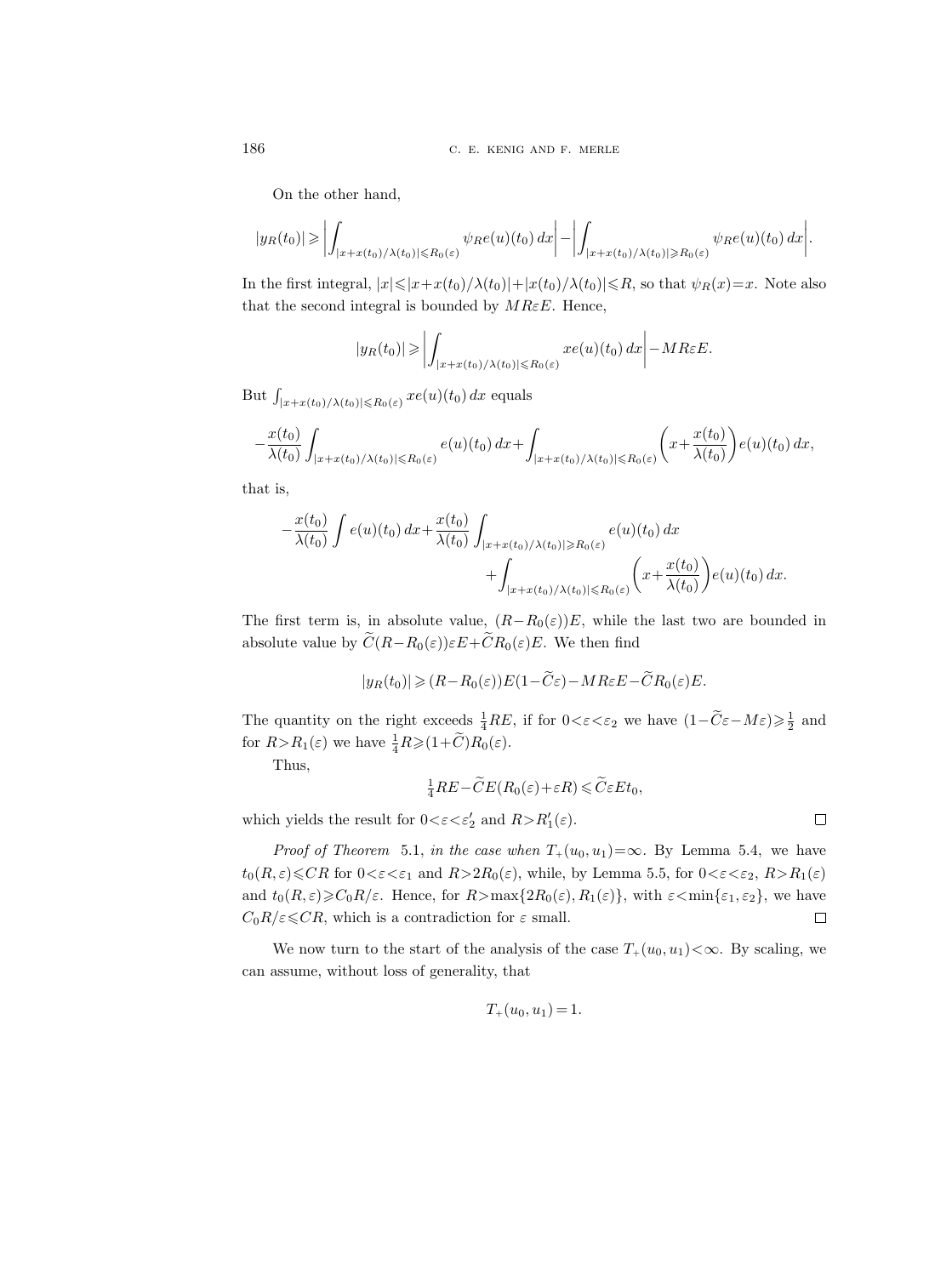On the other hand,

$$|y_R(t_0)| \geqslant \left| \int_{|x+x(t_0)/\lambda(t_0)|\leqslant R_0(\varepsilon)} \psi_R e(u)(t_0)\,dx \right| - \left| \int_{|x+x(t_0)/\lambda(t_0)|\geqslant R_0(\varepsilon)} \psi_R e(u)(t_0)\,dx \right|.$$

In the first integral, $|x|\leqslant|x+x(t_0)/\lambda(t_0)|+|x(t_0)/\lambda(t_0)|\leqslant R$, so that $\psi_R(x)=x$. Note also that the second integral is bounded by $MR\varepsilon E$. Hence,

$$|y_R(t_0)| \geqslant \left| \int_{|x+x(t_0)/\lambda(t_0)|\leqslant R_0(\varepsilon)} x e(u)(t_0)\,dx \right| - MR\varepsilon E.$$

But $\int_{|x+x(t_0)/\lambda(t_0)|\leqslant R_0(\varepsilon)} x e(u)(t_0)\,dx$ equals

$$-\frac{x(t_0)}{\lambda(t_0)} \int_{|x+x(t_0)/\lambda(t_0)|\leqslant R_0(\varepsilon)} e(u)(t_0)\,dx + \int_{|x+x(t_0)/\lambda(t_0)|\leqslant R_0(\varepsilon)} \left(x+\frac{x(t_0)}{\lambda(t_0)}\right) e(u)(t_0)\,dx,$$

that is,

$$-\frac{x(t_0)}{\lambda(t_0)} \int e(u)(t_0)\,dx + \frac{x(t_0)}{\lambda(t_0)} \int_{|x+x(t_0)/\lambda(t_0)|\geqslant R_0(\varepsilon)} e(u)(t_0)\,dx + \int_{|x+x(t_0)/\lambda(t_0)|\leqslant R_0(\varepsilon)} \left(x+\frac{x(t_0)}{\lambda(t_0)}\right) e(u)(t_0)\,dx.$$

The first term is, in absolute value, $(R-R_0(\varepsilon))E$, while the last two are bounded in absolute value by $\widetilde{C}(R-R_0(\varepsilon))\varepsilon E+\widetilde{C}R_0(\varepsilon)E$. We then find

$$|y_R(t_0)| \geqslant (R-R_0(\varepsilon))E(1-\widetilde{C}\varepsilon) - MR\varepsilon E - \widetilde{C}R_0(\varepsilon)E.$$

The quantity on the right exceeds $\frac{1}{4}RE$, if for $0<\varepsilon<\varepsilon_2$ we have $(1-\widetilde{C}\varepsilon-M\varepsilon)\geqslant\frac{1}{2}$ and for $R>R_1(\varepsilon)$ we have $\frac{1}{4}R\geqslant(1+\widetilde{C})R_0(\varepsilon)$.

Thus,

$$\tfrac{1}{4}RE - \widetilde{C}E(R_0(\varepsilon)+\varepsilon R) \leqslant \widetilde{C}\varepsilon E t_0,$$

which yields the result for $0<\varepsilon<\varepsilon_2'$ and $R>R_1'(\varepsilon)$. $\square$

*Proof of Theorem* 5.1, *in the case when* $T_+(u_0,u_1)=\infty$. By Lemma 5.4, we have $t_0(R,\varepsilon)\leqslant CR$ for $0<\varepsilon<\varepsilon_1$ and $R>2R_0(\varepsilon)$, while, by Lemma 5.5, for $0<\varepsilon<\varepsilon_2$, $R>R_1(\varepsilon)$ and $t_0(R,\varepsilon)\geqslant C_0R/\varepsilon$. Hence, for $R>\max\{2R_0(\varepsilon),R_1(\varepsilon)\}$, with $\varepsilon<\min\{\varepsilon_1,\varepsilon_2\}$, we have $C_0R/\varepsilon\leqslant CR$, which is a contradiction for $\varepsilon$ small. $\square$

We now turn to the start of the analysis of the case $T_+(u_0,u_1)<\infty$. By scaling, we can assume, without loss of generality, that

$$T_+(u_0,u_1)=1.$$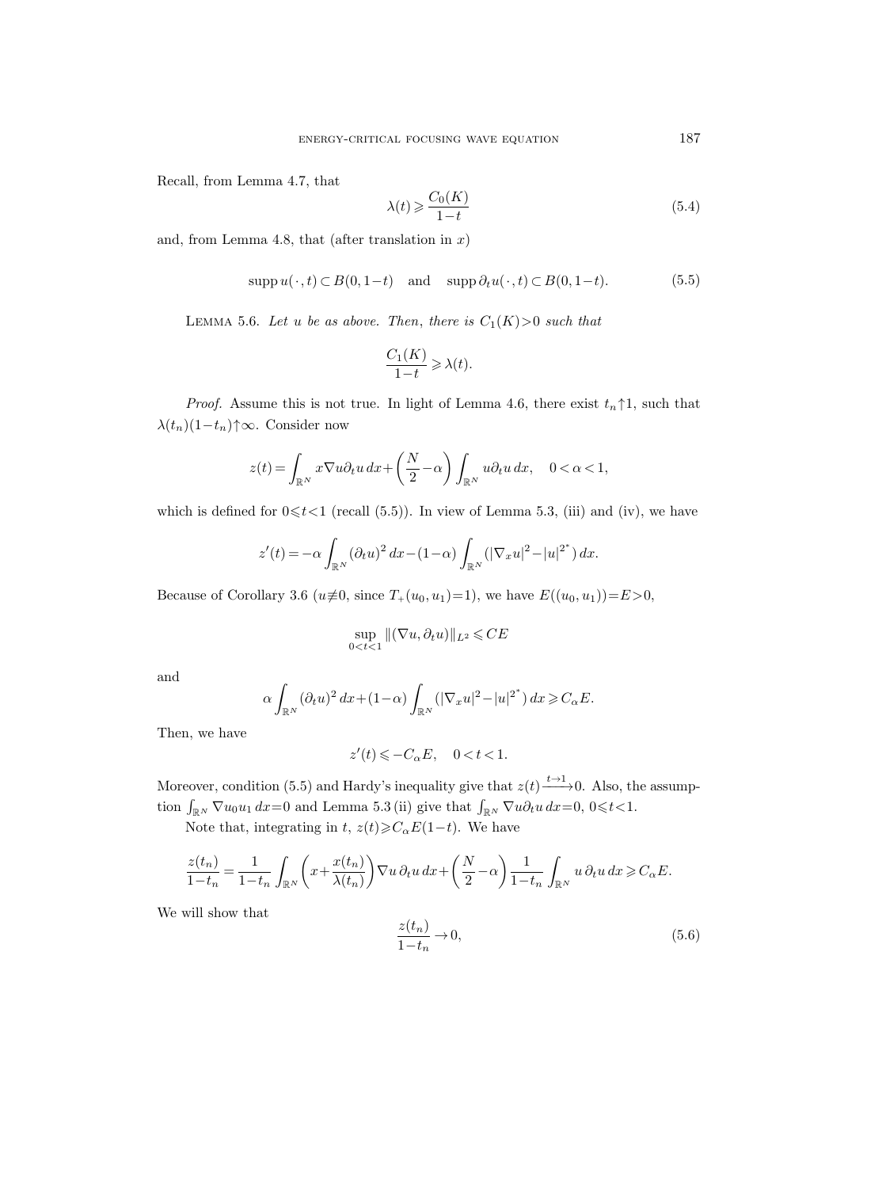Recall, from Lemma 4.7, that

$$\lambda(t) \geqslant \frac{C_0(K)}{1-t} \tag{5.4}$$

and, from Lemma 4.8, that (after translation in $x$)

$$\operatorname{supp} u(\cdot,t) \subset B(0,1-t) \quad \text{and} \quad \operatorname{supp} \partial_t u(\cdot,t) \subset B(0,1-t). \tag{5.5}$$

Lemma 5.6. *Let $u$ be as above. Then, there is $C_1(K)>0$ such that*

$$\frac{C_1(K)}{1-t} \geqslant \lambda(t).$$

*Proof.* Assume this is not true. In light of Lemma 4.6, there exist $t_n \uparrow 1$, such that $\lambda(t_n)(1-t_n)\uparrow\infty$. Consider now

$$z(t) = \int_{\mathbb{R}^N} x\nabla u \partial_t u\,dx + \left(\frac{N}{2}-\alpha\right)\int_{\mathbb{R}^N} u\partial_t u\,dx, \quad 0<\alpha<1,$$

which is defined for $0\leqslant t<1$ (recall (5.5)). In view of Lemma 5.3, (iii) and (iv), we have

$$z'(t) = -\alpha\int_{\mathbb{R}^N} (\partial_t u)^2\,dx - (1-\alpha)\int_{\mathbb{R}^N} (|\nabla_x u|^2 - |u|^{2^*})\,dx.$$

Because of Corollary 3.6 ($u\not\equiv 0$, since $T_+(u_0,u_1)=1$), we have $E((u_0,u_1))=E>0$,

$$\sup_{0<t<1} \|(\nabla u, \partial_t u)\|_{L^2} \leqslant CE$$

and

$$\alpha\int_{\mathbb{R}^N} (\partial_t u)^2\,dx + (1-\alpha)\int_{\mathbb{R}^N} (|\nabla_x u|^2 - |u|^{2^*})\,dx \geqslant C_\alpha E.$$

Then, we have

$$z'(t) \leqslant -C_\alpha E, \quad 0<t<1.$$

Moreover, condition (5.5) and Hardy's inequality give that $z(t) \xrightarrow{t\to 1} 0$. Also, the assumption $\int_{\mathbb{R}^N} \nabla u_0 u_1\,dx=0$ and Lemma 5.3 (ii) give that $\int_{\mathbb{R}^N} \nabla u\partial_t u\,dx=0$, $0\leqslant t<1$.

Note that, integrating in $t$, $z(t)\geqslant C_\alpha E(1-t)$. We have

$$\frac{z(t_n)}{1-t_n} = \frac{1}{1-t_n}\int_{\mathbb{R}^N}\left(x+\frac{x(t_n)}{\lambda(t_n)}\right)\nabla u\,\partial_t u\,dx + \left(\frac{N}{2}-\alpha\right)\frac{1}{1-t_n}\int_{\mathbb{R}^N} u\,\partial_t u\,dx \geqslant C_\alpha E.$$

We will show that

$$\frac{z(t_n)}{1-t_n} \to 0, \tag{5.6}$$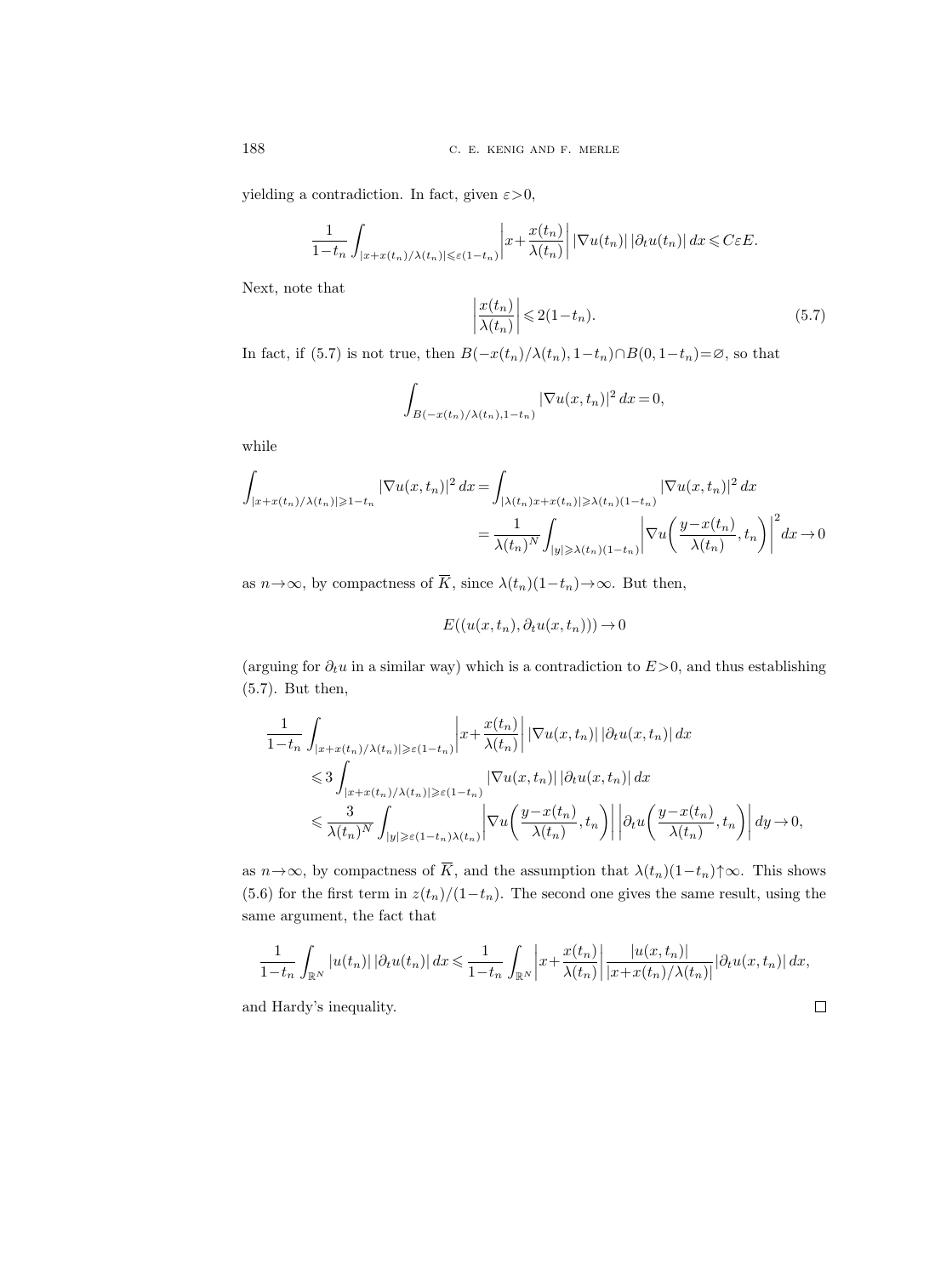yielding a contradiction. In fact, given $\varepsilon>0$,

$$\frac{1}{1-t_n}\int_{|x+x(t_n)/\lambda(t_n)|\leqslant\varepsilon(1-t_n)}\left|x+\frac{x(t_n)}{\lambda(t_n)}\right||\nabla u(t_n)|\,|\partial_t u(t_n)|\,dx\leqslant C\varepsilon E.$$

Next, note that

$$\left|\frac{x(t_n)}{\lambda(t_n)}\right|\leqslant 2(1-t_n). \tag{5.7}$$

In fact, if (5.7) is not true, then $B(-x(t_n)/\lambda(t_n),1-t_n)\cap B(0,1-t_n)=\varnothing$, so that

$$\int_{B(-x(t_n)/\lambda(t_n),1-t_n)}|\nabla u(x,t_n)|^2\,dx=0,$$

while

$$\begin{aligned}\int_{|x+x(t_n)/\lambda(t_n)|\geqslant 1-t_n}|\nabla u(x,t_n)|^2\,dx&=\int_{|\lambda(t_n)x+x(t_n)|\geqslant\lambda(t_n)(1-t_n)}|\nabla u(x,t_n)|^2\,dx\\&=\frac{1}{\lambda(t_n)^N}\int_{|y|\geqslant\lambda(t_n)(1-t_n)}\left|\nabla u\left(\frac{y-x(t_n)}{\lambda(t_n)},t_n\right)\right|^2dx\to 0\end{aligned}$$

as $n\to\infty$, by compactness of $\overline{K}$, since $\lambda(t_n)(1-t_n)\to\infty$. But then,

$$E((u(x,t_n),\partial_t u(x,t_n)))\to 0$$

(arguing for $\partial_t u$ in a similar way) which is a contradiction to $E>0$, and thus establishing (5.7). But then,

$$\begin{aligned}\frac{1}{1-t_n}&\int_{|x+x(t_n)/\lambda(t_n)|\geqslant\varepsilon(1-t_n)}\left|x+\frac{x(t_n)}{\lambda(t_n)}\right||\nabla u(x,t_n)|\,|\partial_t u(x,t_n)|\,dx\\&\leqslant 3\int_{|x+x(t_n)/\lambda(t_n)|\geqslant\varepsilon(1-t_n)}|\nabla u(x,t_n)|\,|\partial_t u(x,t_n)|\,dx\\&\leqslant\frac{3}{\lambda(t_n)^N}\int_{|y|\geqslant\varepsilon(1-t_n)\lambda(t_n)}\left|\nabla u\left(\frac{y-x(t_n)}{\lambda(t_n)},t_n\right)\right|\left|\partial_t u\left(\frac{y-x(t_n)}{\lambda(t_n)},t_n\right)\right|dy\to 0,\end{aligned}$$

as $n\to\infty$, by compactness of $\overline{K}$, and the assumption that $\lambda(t_n)(1-t_n)\uparrow\infty$. This shows (5.6) for the first term in $z(t_n)/(1-t_n)$. The second one gives the same result, using the same argument, the fact that

$$\frac{1}{1-t_n}\int_{\mathbb{R}^N}|u(t_n)|\,|\partial_t u(t_n)|\,dx\leqslant\frac{1}{1-t_n}\int_{\mathbb{R}^N}\left|x+\frac{x(t_n)}{\lambda(t_n)}\right|\frac{|u(x,t_n)|}{|x+x(t_n)/\lambda(t_n)|}|\partial_t u(x,t_n)|\,dx,$$

and Hardy's inequality. $\square$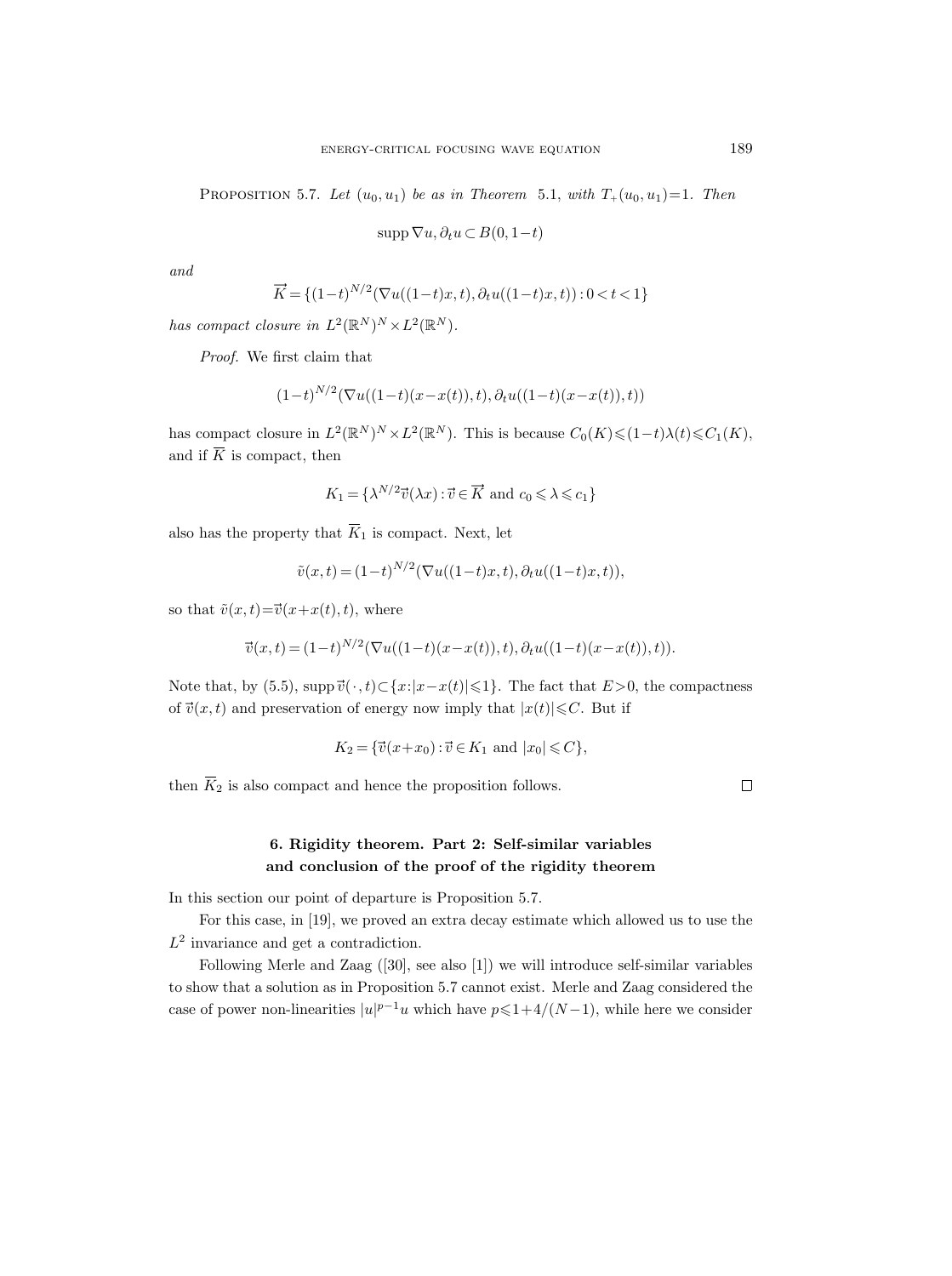Proposition 5.7. *Let $(u_0,u_1)$ be as in Theorem 5.1, with $T_+(u_0,u_1)=1$. Then*

$$\operatorname{supp}\nabla u, \partial_t u \subset B(0,1-t)$$

*and*

$$\overrightarrow{K}=\{(1-t)^{N/2}(\nabla u((1-t)x,t),\partial_t u((1-t)x,t)):0<t<1\}$$

*has compact closure in $L^2(\mathbb{R}^N)^N\times L^2(\mathbb{R}^N)$.*

*Proof.* We first claim that

$$(1-t)^{N/2}(\nabla u((1-t)(x-x(t)),t),\partial_t u((1-t)(x-x(t)),t))$$

has compact closure in $L^2(\mathbb{R}^N)^N\times L^2(\mathbb{R}^N)$. This is because $C_0(K)\leqslant(1-t)\lambda(t)\leqslant C_1(K)$, and if $\overline{K}$ is compact, then

$$K_1=\{\lambda^{N/2}\vec{v}(\lambda x):\vec{v}\in\overrightarrow{K} \text{ and } c_0\leqslant\lambda\leqslant c_1\}$$

also has the property that $\overline{K}_1$ is compact. Next, let

$$\tilde{v}(x,t)=(1-t)^{N/2}(\nabla u((1-t)x,t),\partial_t u((1-t)x,t)),$$

so that $\tilde{v}(x,t)=\vec{v}(x+x(t),t)$, where

$$\vec{v}(x,t)=(1-t)^{N/2}(\nabla u((1-t)(x-x(t)),t),\partial_t u((1-t)(x-x(t)),t)).$$

Note that, by (5.5), $\operatorname{supp}\vec{v}(\cdot,t)\subset\{x:|x-x(t)|\leqslant 1\}$. The fact that $E>0$, the compactness of $\vec{v}(x,t)$ and preservation of energy now imply that $|x(t)|\leqslant C$. But if

$$K_2=\{\vec{v}(x+x_0):\vec{v}\in K_1 \text{ and } |x_0|\leqslant C\},$$

then $\overline{K}_2$ is also compact and hence the proposition follows. $\square$

## 6. Rigidity theorem. Part 2: Self-similar variables and conclusion of the proof of the rigidity theorem

In this section our point of departure is Proposition 5.7.

For this case, in [19], we proved an extra decay estimate which allowed us to use the $L^2$ invariance and get a contradiction.

Following Merle and Zaag ([30], see also [1]) we will introduce self-similar variables to show that a solution as in Proposition 5.7 cannot exist. Merle and Zaag considered the case of power non-linearities $|u|^{p-1}u$ which have $p\leqslant 1+4/(N-1)$, while here we consider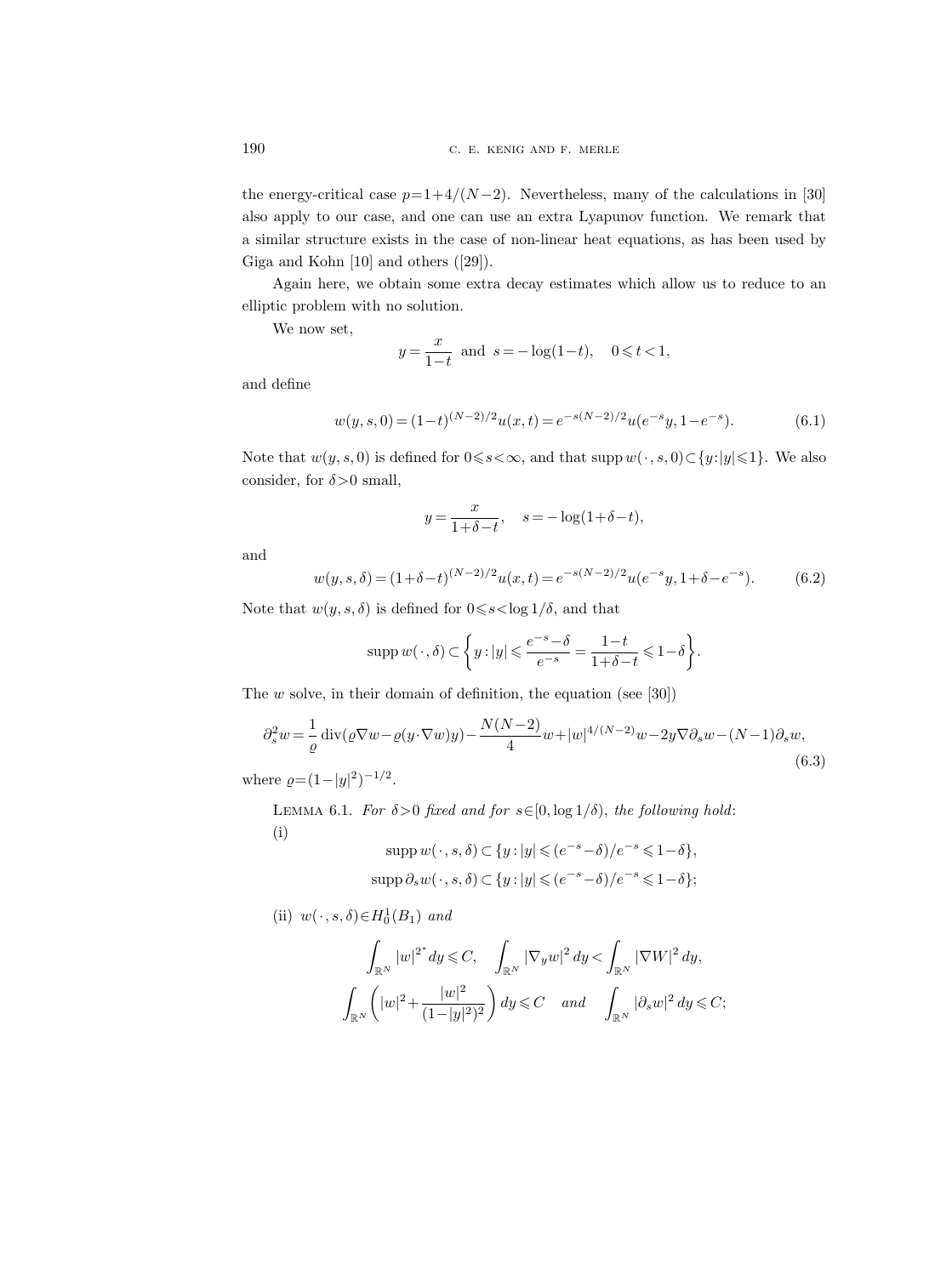the energy-critical case $p=1+4/(N-2)$. Nevertheless, many of the calculations in [30] also apply to our case, and one can use an extra Lyapunov function. We remark that a similar structure exists in the case of non-linear heat equations, as has been used by Giga and Kohn [10] and others ([29]).

Again here, we obtain some extra decay estimates which allow us to reduce to an elliptic problem with no solution.

We now set,

$$y=\frac{x}{1-t} \quad \text{and} \quad s=-\log(1-t), \quad 0\leqslant t<1,$$

and define

$$w(y,s,0)=(1-t)^{(N-2)/2}u(x,t)=e^{-s(N-2)/2}u(e^{-s}y, 1-e^{-s}). \tag{6.1}$$

Note that $w(y,s,0)$ is defined for $0\leqslant s<\infty$, and that $\operatorname{supp} w(\,\cdot\,,s,0)\subset\{y:|y|\leqslant 1\}$. We also consider, for $\delta>0$ small,

$$y=\frac{x}{1+\delta-t}, \quad s=-\log(1+\delta-t),$$

and

$$w(y,s,\delta)=(1+\delta-t)^{(N-2)/2}u(x,t)=e^{-s(N-2)/2}u(e^{-s}y, 1+\delta-e^{-s}). \tag{6.2}$$

Note that $w(y,s,\delta)$ is defined for $0\leqslant s<\log 1/\delta$, and that

$$\operatorname{supp} w(\,\cdot\,,\delta)\subset\left\{y:|y|\leqslant\frac{e^{-s}-\delta}{e^{-s}}=\frac{1-t}{1+\delta-t}\leqslant 1-\delta\right\}.$$

The $w$ solve, in their domain of definition, the equation (see [30])

$$\partial_s^2 w=\frac{1}{\varrho}\operatorname{div}(\varrho\nabla w-\varrho(y\cdot\nabla w)y)-\frac{N(N-2)}{4}w+|w|^{4/(N-2)}w-2y\nabla\partial_s w-(N-1)\partial_s w, \tag{6.3}$$

where $\varrho=(1-|y|^2)^{-1/2}$.

**Lemma 6.1.** *For $\delta>0$ fixed and for $s\in[0,\log 1/\delta)$, the following hold:*

(i)

$$\operatorname{supp} w(\,\cdot\,,s,\delta)\subset\{y:|y|\leqslant(e^{-s}-\delta)/e^{-s}\leqslant 1-\delta\},$$

$$\operatorname{supp} \partial_s w(\,\cdot\,,s,\delta)\subset\{y:|y|\leqslant(e^{-s}-\delta)/e^{-s}\leqslant 1-\delta\};$$

(ii) $w(\,\cdot\,,s,\delta)\in H_0^1(B_1)$ *and*

$$\int_{\mathbb{R}^N}|w|^{2^*}\,dy\leqslant C, \quad \int_{\mathbb{R}^N}|\nabla_y w|^2\,dy<\int_{\mathbb{R}^N}|\nabla W|^2\,dy,$$

$$\int_{\mathbb{R}^N}\left(|w|^2+\frac{|w|^2}{(1-|y|^2)^2}\right)dy\leqslant C \quad \textit{and} \quad \int_{\mathbb{R}^N}|\partial_s w|^2\,dy\leqslant C;$$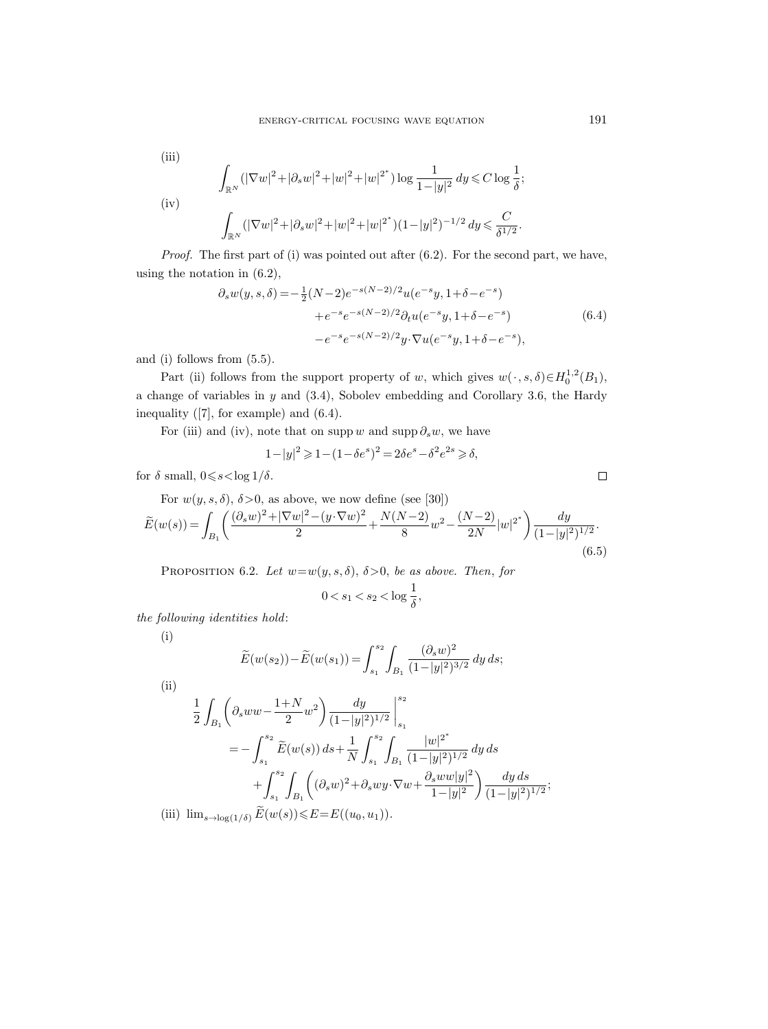(iii)

$$\int_{\mathbb{R}^N} (|\nabla w|^2+|\partial_s w|^2+|w|^2+|w|^{2^*}) \log \frac{1}{1-|y|^2}\, dy \leqslant C \log \frac{1}{\delta};$$

(iv)

$$\int_{\mathbb{R}^N} (|\nabla w|^2+|\partial_s w|^2+|w|^2+|w|^{2^*})(1-|y|^2)^{-1/2}\, dy \leqslant \frac{C}{\delta^{1/2}}.$$

*Proof.* The first part of (i) was pointed out after (6.2). For the second part, we have, using the notation in (6.2),

$$\begin{aligned}\partial_s w(y,s,\delta) = & -\tfrac{1}{2}(N-2)e^{-s(N-2)/2}u(e^{-s}y, 1+\delta-e^{-s}) \\ & + e^{-s}e^{-s(N-2)/2}\partial_t u(e^{-s}y, 1+\delta-e^{-s}) \\ & - e^{-s}e^{-s(N-2)/2} y\cdot\nabla u(e^{-s}y, 1+\delta-e^{-s}),\end{aligned} \tag{6.4}$$

and (i) follows from (5.5).

Part (ii) follows from the support property of $w$, which gives $w(\cdot,s,\delta)\in H_0^{1,2}(B_1)$, a change of variables in $y$ and (3.4), Sobolev embedding and Corollary 3.6, the Hardy inequality ([7], for example) and (6.4).

For (iii) and (iv), note that on $\operatorname{supp} w$ and $\operatorname{supp} \partial_s w$, we have

$$1-|y|^2 \geqslant 1-(1-\delta e^s)^2 = 2\delta e^s - \delta^2 e^{2s} \geqslant \delta,$$

for $\delta$ small, $0\leqslant s<\log 1/\delta$. $\square$

For $w(y,s,\delta)$, $\delta>0$, as above, we now define (see [30])

$$\widetilde{E}(w(s)) = \int_{B_1} \left( \frac{(\partial_s w)^2+|\nabla w|^2-(y\cdot\nabla w)^2}{2} + \frac{N(N-2)}{8}w^2 - \frac{(N-2)}{2N}|w|^{2^*} \right) \frac{dy}{(1-|y|^2)^{1/2}}. \tag{6.5}$$

Proposition 6.2. *Let $w=w(y,s,\delta)$, $\delta>0$, be as above. Then, for*

$$0<s_1<s_2<\log\frac{1}{\delta},$$

*the following identities hold*:

(i)

$$\widetilde{E}(w(s_2)) - \widetilde{E}(w(s_1)) = \int_{s_1}^{s_2} \int_{B_1} \frac{(\partial_s w)^2}{(1-|y|^2)^{3/2}}\, dy\, ds;$$

(ii)

$$\begin{aligned}\frac{1}{2}\int_{B_1} \left( \partial_s w w - \frac{1+N}{2}w^2 \right) \frac{dy}{(1-|y|^2)^{1/2}} \Bigg|_{s_1}^{s_2} = & -\int_{s_1}^{s_2} \widetilde{E}(w(s))\, ds + \frac{1}{N}\int_{s_1}^{s_2}\int_{B_1} \frac{|w|^{2^*}}{(1-|y|^2)^{1/2}}\, dy\, ds \\ & + \int_{s_1}^{s_2}\int_{B_1} \left( (\partial_s w)^2 + \partial_s w y\cdot\nabla w + \frac{\partial_s w w|y|^2}{1-|y|^2} \right) \frac{dy\, ds}{(1-|y|^2)^{1/2}};\end{aligned}$$

(iii) $\lim_{s\to\log(1/\delta)} \widetilde{E}(w(s)) \leqslant E = E((u_0,u_1))$.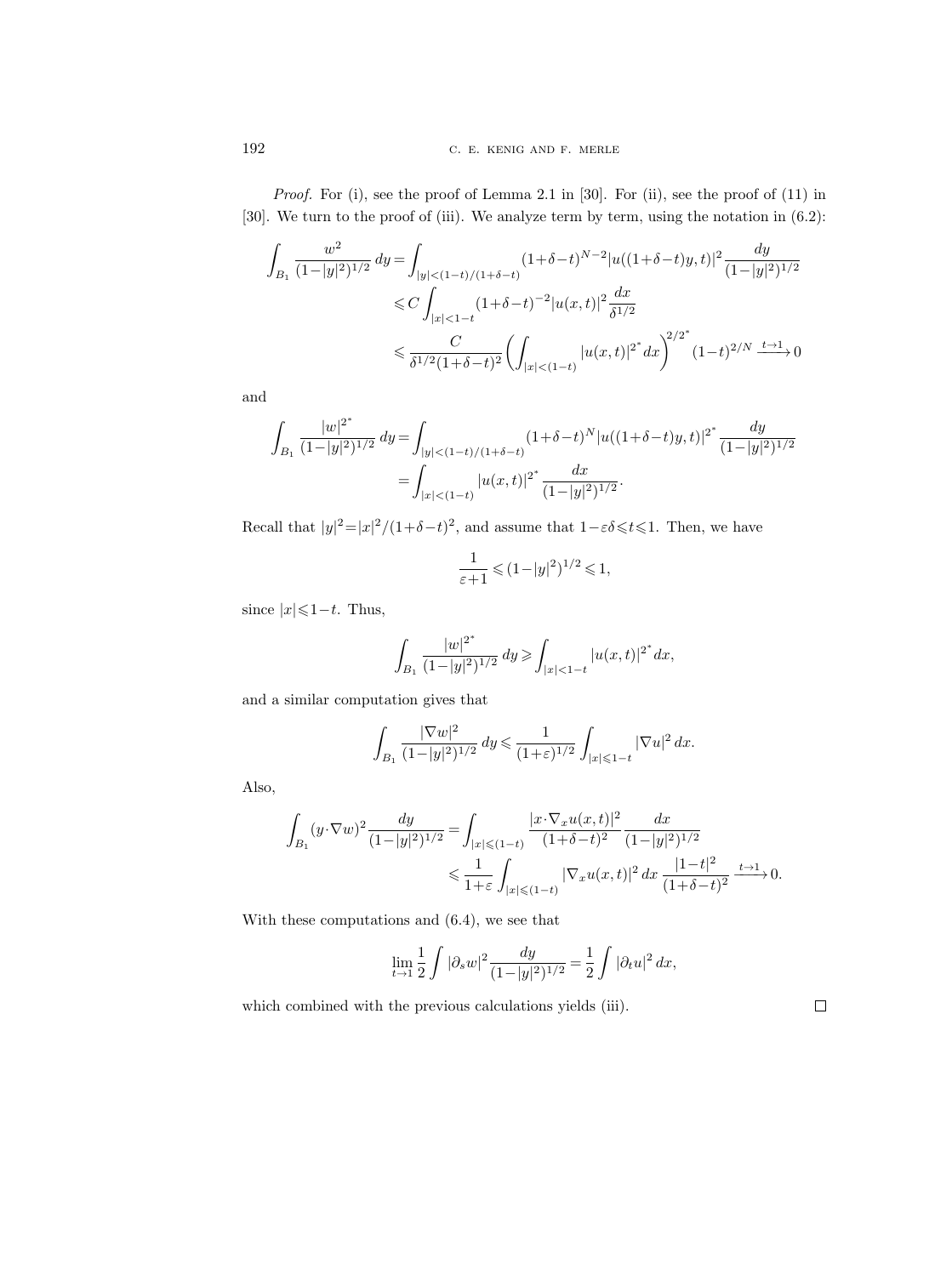*Proof.* For (i), see the proof of Lemma 2.1 in [30]. For (ii), see the proof of (11) in [30]. We turn to the proof of (iii). We analyze term by term, using the notation in (6.2):

$$
\begin{aligned}
\int_{B_1} \frac{w^2}{(1-|y|^2)^{1/2}}\,dy &= \int_{|y|<(1-t)/(1+\delta-t)} (1+\delta-t)^{N-2}|u((1+\delta-t)y,t)|^2 \frac{dy}{(1-|y|^2)^{1/2}} \\
&\leqslant C\int_{|x|<1-t} (1+\delta-t)^{-2}|u(x,t)|^2 \frac{dx}{\delta^{1/2}} \\
&\leqslant \frac{C}{\delta^{1/2}(1+\delta-t)^2}\biggl(\int_{|x|<(1-t)} |u(x,t)|^{2^*}dx\biggr)^{2/2^*}(1-t)^{2/N} \xrightarrow{t\to 1} 0
\end{aligned}
$$

and

$$
\begin{aligned}
\int_{B_1} \frac{|w|^{2^*}}{(1-|y|^2)^{1/2}}\,dy &= \int_{|y|<(1-t)/(1+\delta-t)} (1+\delta-t)^{N}|u((1+\delta-t)y,t)|^{2^*} \frac{dy}{(1-|y|^2)^{1/2}} \\
&= \int_{|x|<(1-t)} |u(x,t)|^{2^*}\frac{dx}{(1-|y|^2)^{1/2}}.
\end{aligned}
$$

Recall that $|y|^2=|x|^2/(1+\delta-t)^2$, and assume that $1-\varepsilon\delta\leqslant t\leqslant 1$. Then, we have

$$
\frac{1}{\varepsilon+1}\leqslant (1-|y|^2)^{1/2}\leqslant 1,
$$

since $|x|\leqslant 1-t$. Thus,

$$
\int_{B_1} \frac{|w|^{2^*}}{(1-|y|^2)^{1/2}}\,dy \geqslant \int_{|x|<1-t} |u(x,t)|^{2^*}dx,
$$

and a similar computation gives that

$$
\int_{B_1} \frac{|\nabla w|^2}{(1-|y|^2)^{1/2}}\,dy \leqslant \frac{1}{(1+\varepsilon)^{1/2}}\int_{|x|\leqslant 1-t} |\nabla u|^2\,dx.
$$

Also,

$$
\begin{aligned}
\int_{B_1} (y\cdot\nabla w)^2\frac{dy}{(1-|y|^2)^{1/2}} &= \int_{|x|\leqslant(1-t)} \frac{|x\cdot\nabla_x u(x,t)|^2}{(1+\delta-t)^2}\,\frac{dx}{(1-|y|^2)^{1/2}} \\
&\leqslant \frac{1}{1+\varepsilon}\int_{|x|\leqslant(1-t)} |\nabla_x u(x,t)|^2\,dx\,\frac{|1-t|^2}{(1+\delta-t)^2} \xrightarrow{t\to 1} 0.
\end{aligned}
$$

With these computations and (6.4), we see that

$$
\lim_{t\to 1}\frac{1}{2}\int |\partial_s w|^2\frac{dy}{(1-|y|^2)^{1/2}} = \frac{1}{2}\int |\partial_t u|^2\,dx,
$$

which combined with the previous calculations yields (iii). $\square$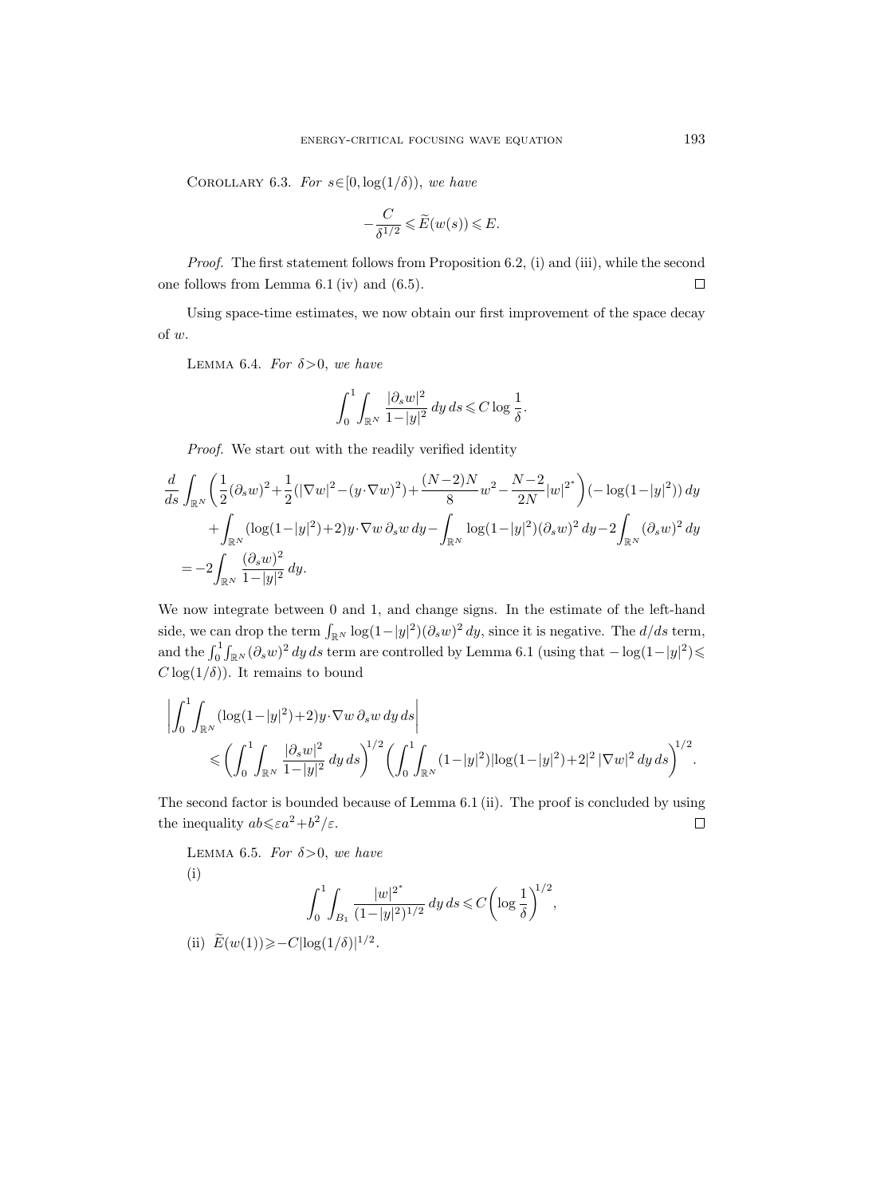Corollary 6.3. *For $s\in[0,\log(1/\delta))$, we have*

$$-\frac{C}{\delta^{1/2}} \leqslant \widetilde{E}(w(s)) \leqslant E.$$

*Proof.* The first statement follows from Proposition 6.2, (i) and (iii), while the second one follows from Lemma 6.1 (iv) and (6.5). □

Using space-time estimates, we now obtain our first improvement of the space decay of $w$.

Lemma 6.4. *For $\delta>0$, we have*

$$\int_0^1\int_{\mathbb{R}^N} \frac{|\partial_s w|^2}{1-|y|^2}\,dy\,ds \leqslant C\log\frac{1}{\delta}.$$

*Proof.* We start out with the readily verified identity

$$\begin{aligned}
\frac{d}{ds}\int_{\mathbb{R}^N}\bigg(\frac{1}{2}(\partial_s w)^2+\frac{1}{2}(|\nabla w|^2-(y\cdot\nabla w)^2)+\frac{(N-2)N}{8}w^2-\frac{N-2}{2N}|w|^{2^*}\bigg)(-\log(1-|y|^2))\,dy \\
+\int_{\mathbb{R}^N}(\log(1-|y|^2)+2)y\cdot\nabla w\,\partial_s w\,dy-\int_{\mathbb{R}^N}\log(1-|y|^2)(\partial_s w)^2\,dy-2\int_{\mathbb{R}^N}(\partial_s w)^2\,dy \\
=-2\int_{\mathbb{R}^N}\frac{(\partial_s w)^2}{1-|y|^2}\,dy.
\end{aligned}$$

We now integrate between 0 and 1, and change signs. In the estimate of the left-hand side, we can drop the term $\int_{\mathbb{R}^N}\log(1-|y|^2)(\partial_s w)^2\,dy$, since it is negative. The $d/ds$ term, and the $\int_0^1\int_{\mathbb{R}^N}(\partial_s w)^2\,dy\,ds$ term are controlled by Lemma 6.1 (using that $-\log(1-|y|^2)\leqslant C\log(1/\delta)$). It remains to bound

$$\begin{aligned}
\bigg|\int_0^1\int_{\mathbb{R}^N}(\log(1-|y|^2)+2)y\cdot\nabla w\,\partial_s w\,dy\,ds\bigg| \\
\leqslant\bigg(\int_0^1\int_{\mathbb{R}^N}\frac{|\partial_s w|^2}{1-|y|^2}\,dy\,ds\bigg)^{1/2}\bigg(\int_0^1\int_{\mathbb{R}^N}(1-|y|^2)|\log(1-|y|^2)+2|^2\,|\nabla w|^2\,dy\,ds\bigg)^{1/2}.
\end{aligned}$$

The second factor is bounded because of Lemma 6.1 (ii). The proof is concluded by using the inequality $ab\leqslant\varepsilon a^2+b^2/\varepsilon$. □

Lemma 6.5. *For $\delta>0$, we have*

(i)
$$\int_0^1\int_{B_1}\frac{|w|^{2^*}}{(1-|y|^2)^{1/2}}\,dy\,ds\leqslant C\bigg(\log\frac{1}{\delta}\bigg)^{1/2},$$

(ii) $\widetilde{E}(w(1))\geqslant -C|\log(1/\delta)|^{1/2}$.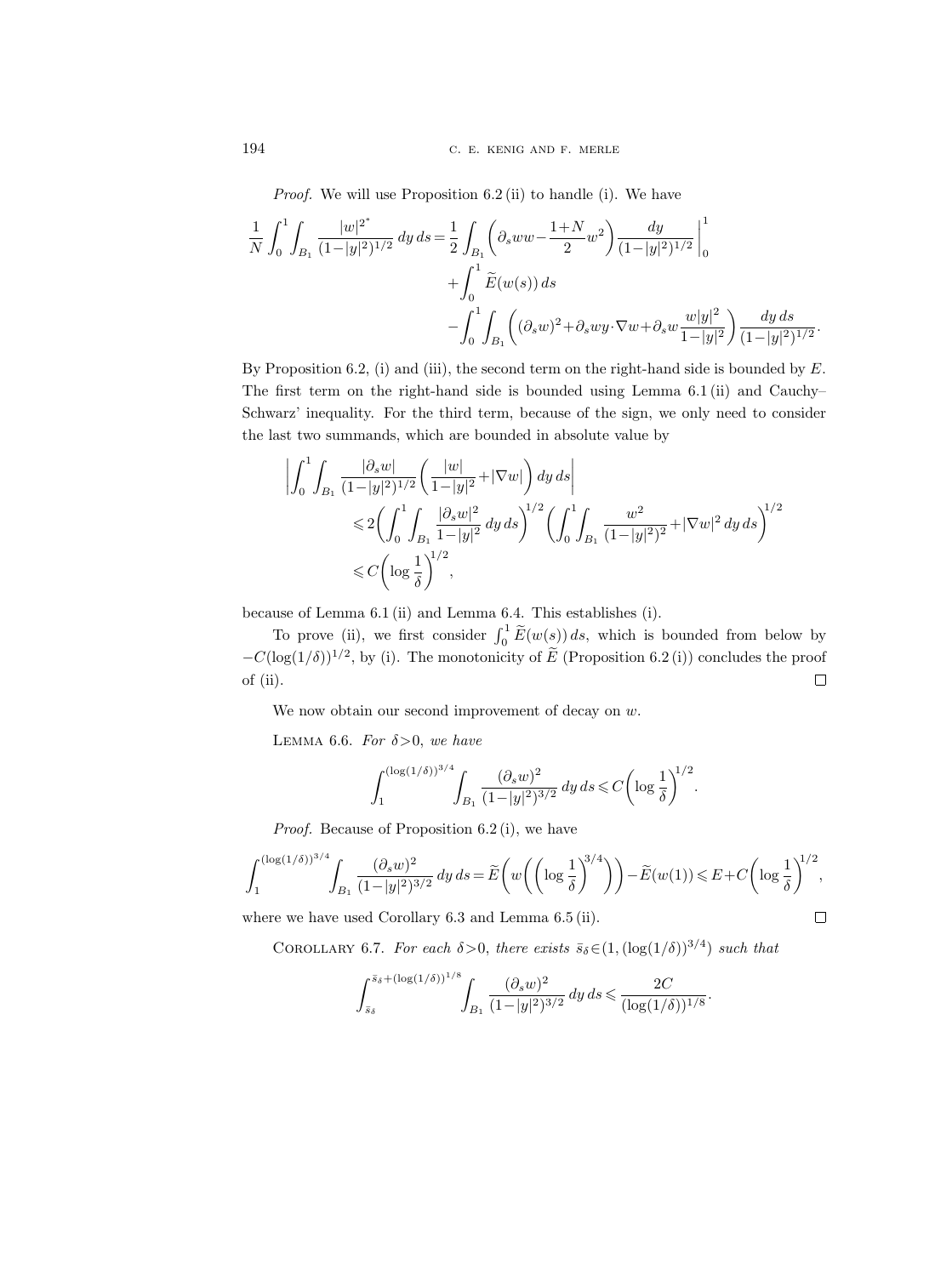*Proof.* We will use Proposition 6.2 (ii) to handle (i). We have

$$\frac{1}{N}\int_0^1\int_{B_1}\frac{|w|^{2^*}}{(1-|y|^2)^{1/2}}\,dy\,ds=\frac{1}{2}\int_{B_1}\biggl(\partial_s w w-\frac{1+N}{2}w^2\biggr)\frac{dy}{(1-|y|^2)^{1/2}}\bigg|_0^1 +\int_0^1\widetilde{E}(w(s))\,ds -\int_0^1\int_{B_1}\biggl((\partial_s w)^2+\partial_s w y\cdot\nabla w+\partial_s w\frac{w|y|^2}{1-|y|^2}\biggr)\frac{dy\,ds}{(1-|y|^2)^{1/2}}.$$

By Proposition 6.2, (i) and (iii), the second term on the right-hand side is bounded by $E$. The first term on the right-hand side is bounded using Lemma 6.1 (ii) and Cauchy–Schwarz' inequality. For the third term, because of the sign, we only need to consider the last two summands, which are bounded in absolute value by

$$\begin{aligned}\biggl|\int_0^1\int_{B_1}\frac{|\partial_s w|}{(1-|y|^2)^{1/2}}\biggl(\frac{|w|}{1-|y|^2}+|\nabla w|\biggr)\,dy\,ds\biggr| &\leqslant 2\biggl(\int_0^1\int_{B_1}\frac{|\partial_s w|^2}{1-|y|^2}\,dy\,ds\biggr)^{1/2}\biggl(\int_0^1\int_{B_1}\frac{w^2}{(1-|y|^2)^2}+|\nabla w|^2\,dy\,ds\biggr)^{1/2}\\ &\leqslant C\biggl(\log\frac{1}{\delta}\biggr)^{1/2},\end{aligned}$$

because of Lemma 6.1 (ii) and Lemma 6.4. This establishes (i).

To prove (ii), we first consider $\int_0^1\widetilde{E}(w(s))\,ds$, which is bounded from below by $-C(\log(1/\delta))^{1/2}$, by (i). The monotonicity of $\widetilde{E}$ (Proposition 6.2 (i)) concludes the proof of (ii). □

We now obtain our second improvement of decay on $w$.

LEMMA 6.6. *For $\delta>0$, we have*

$$\int_1^{(\log(1/\delta))^{3/4}}\int_{B_1}\frac{(\partial_s w)^2}{(1-|y|^2)^{3/2}}\,dy\,ds\leqslant C\biggl(\log\frac{1}{\delta}\biggr)^{1/2}.$$

*Proof.* Because of Proposition 6.2 (i), we have

$$\int_1^{(\log(1/\delta))^{3/4}}\int_{B_1}\frac{(\partial_s w)^2}{(1-|y|^2)^{3/2}}\,dy\,ds=\widetilde{E}\biggl(w\biggl(\biggl(\log\frac{1}{\delta}\biggr)^{3/4}\biggr)\biggr)-\widetilde{E}(w(1))\leqslant E+C\biggl(\log\frac{1}{\delta}\biggr)^{1/2},$$

where we have used Corollary 6.3 and Lemma 6.5 (ii). □

COROLLARY 6.7. *For each $\delta>0$, there exists $\bar{s}_\delta\in(1,(\log(1/\delta))^{3/4})$ such that*

$$\int_{\bar{s}_\delta}^{\bar{s}_\delta+(\log(1/\delta))^{1/8}}\int_{B_1}\frac{(\partial_s w)^2}{(1-|y|^2)^{3/2}}\,dy\,ds\leqslant\frac{2C}{(\log(1/\delta))^{1/8}}.$$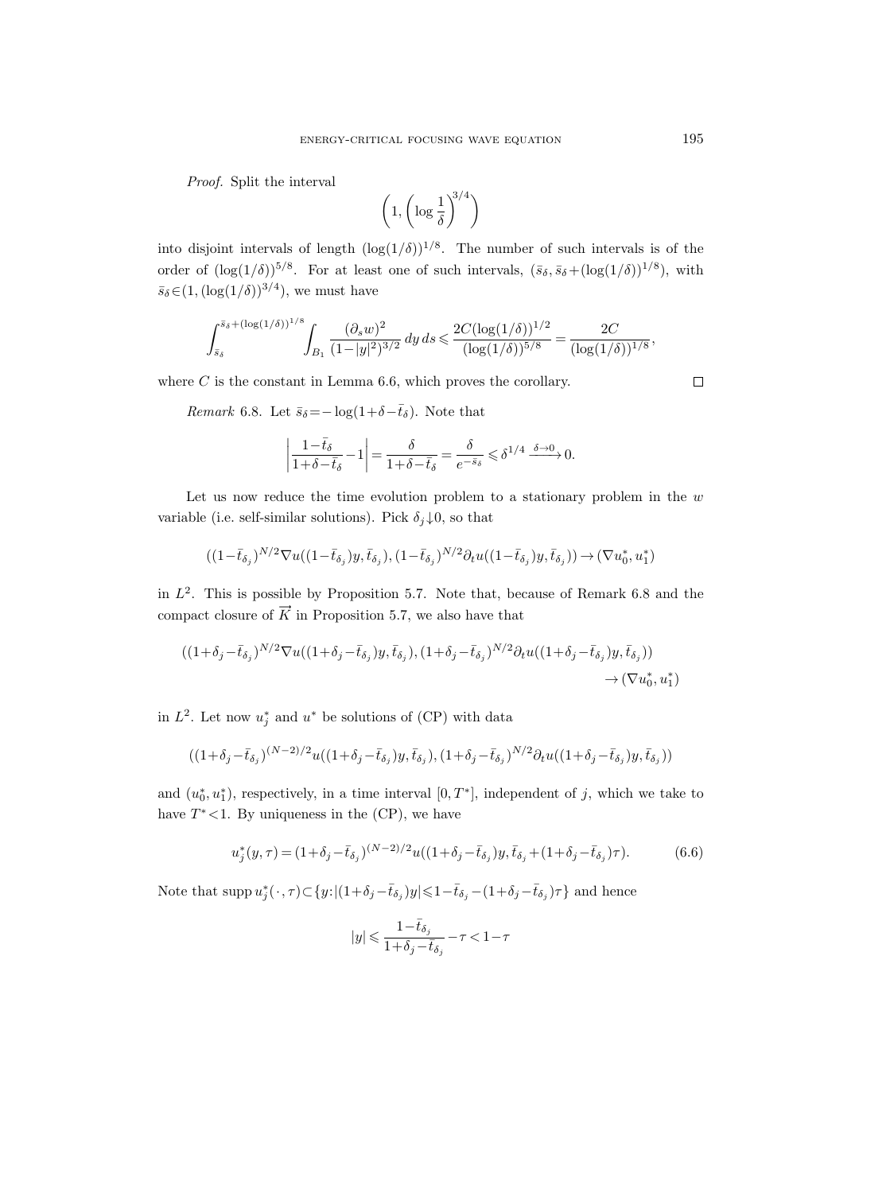*Proof.* Split the interval

$$\left(1, \left(\log \frac{1}{\delta}\right)^{3/4}\right)$$

into disjoint intervals of length $(\log(1/\delta))^{1/8}$. The number of such intervals is of the order of $(\log(1/\delta))^{5/8}$. For at least one of such intervals, $(\bar{s}_\delta, \bar{s}_\delta + (\log(1/\delta))^{1/8})$, with $\bar{s}_\delta \in (1, (\log(1/\delta))^{3/4})$, we must have

$$\int_{\bar{s}_\delta}^{\bar{s}_\delta + (\log(1/\delta))^{1/8}} \int_{B_1} \frac{(\partial_s w)^2}{(1-|y|^2)^{3/2}}\, dy\, ds \leqslant \frac{2C(\log(1/\delta))^{1/2}}{(\log(1/\delta))^{5/8}} = \frac{2C}{(\log(1/\delta))^{1/8}},$$

where $C$ is the constant in Lemma 6.6, which proves the corollary. $\square$

*Remark* 6.8. Let $\bar{s}_\delta = -\log(1+\delta-\bar{t}_\delta)$. Note that

$$\left| \frac{1-\bar{t}_\delta}{1+\delta-\bar{t}_\delta} - 1 \right| = \frac{\delta}{1+\delta-\bar{t}_\delta} = \frac{\delta}{e^{-\bar{s}_\delta}} \leqslant \delta^{1/4} \xrightarrow{\delta\to 0} 0.$$

Let us now reduce the time evolution problem to a stationary problem in the $w$ variable (i.e. self-similar solutions). Pick $\delta_j \downarrow 0$, so that

$$((1-\bar{t}_{\delta_j})^{N/2} \nabla u((1-\bar{t}_{\delta_j})y, \bar{t}_{\delta_j}), (1-\bar{t}_{\delta_j})^{N/2} \partial_t u((1-\bar{t}_{\delta_j})y, \bar{t}_{\delta_j})) \to (\nabla u_0^*, u_1^*)$$

in $L^2$. This is possible by Proposition 5.7. Note that, because of Remark 6.8 and the compact closure of $\overrightarrow{K}$ in Proposition 5.7, we also have that

$$((1+\delta_j-\bar{t}_{\delta_j})^{N/2} \nabla u((1+\delta_j-\bar{t}_{\delta_j})y, \bar{t}_{\delta_j}), (1+\delta_j-\bar{t}_{\delta_j})^{N/2} \partial_t u((1+\delta_j-\bar{t}_{\delta_j})y, \bar{t}_{\delta_j})) \to (\nabla u_0^*, u_1^*)$$

in $L^2$. Let now $u_j^*$ and $u^*$ be solutions of (CP) with data

$$((1+\delta_j-\bar{t}_{\delta_j})^{(N-2)/2} u((1+\delta_j-\bar{t}_{\delta_j})y, \bar{t}_{\delta_j}), (1+\delta_j-\bar{t}_{\delta_j})^{N/2} \partial_t u((1+\delta_j-\bar{t}_{\delta_j})y, \bar{t}_{\delta_j}))$$

and $(u_0^*, u_1^*)$, respectively, in a time interval $[0, T^*]$, independent of $j$, which we take to have $T^* < 1$. By uniqueness in the (CP), we have

$$u_j^*(y,\tau) = (1+\delta_j-\bar{t}_{\delta_j})^{(N-2)/2} u((1+\delta_j-\bar{t}_{\delta_j})y, \bar{t}_{\delta_j} + (1+\delta_j-\bar{t}_{\delta_j})\tau). \tag{6.6}$$

Note that $\operatorname{supp} u_j^*(\cdot,\tau) \subset \{y : |(1+\delta_j-\bar{t}_{\delta_j})y| \leqslant 1-\bar{t}_{\delta_j} - (1+\delta_j-\bar{t}_{\delta_j})\tau\}$ and hence

$$|y| \leqslant \frac{1-\bar{t}_{\delta_j}}{1+\delta_j-\bar{t}_{\delta_j}} - \tau < 1-\tau$$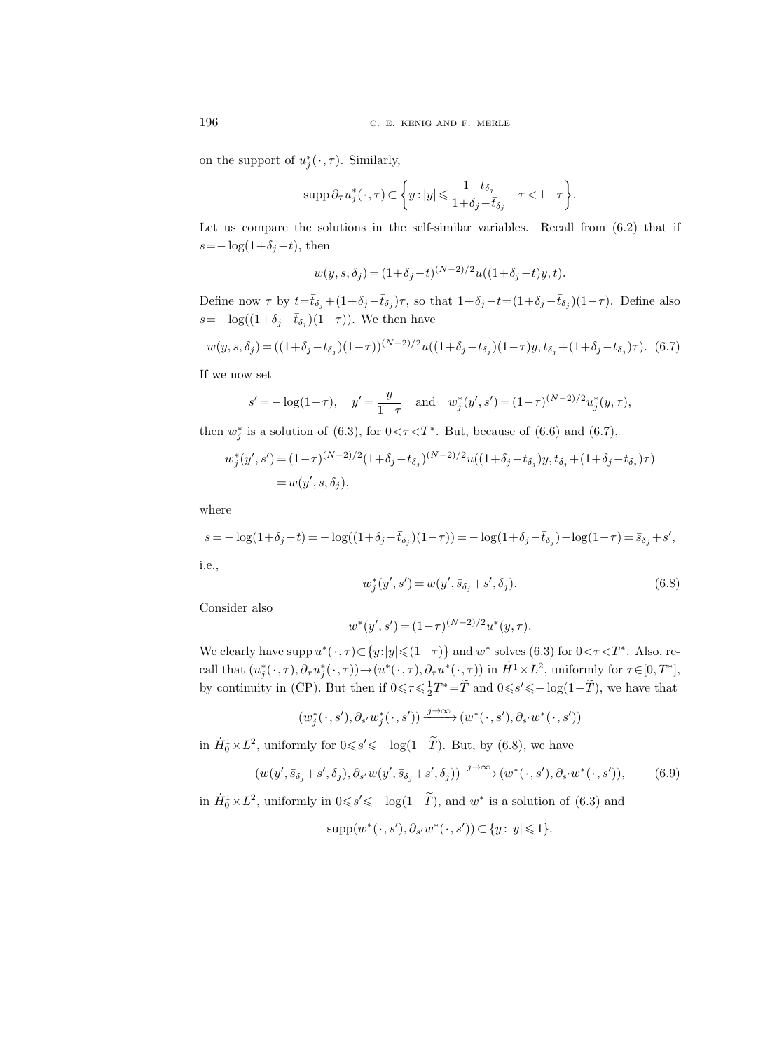on the support of $u_j^*(\cdot,\tau)$. Similarly,

$$\operatorname{supp}\partial_\tau u_j^*(\cdot,\tau)\subset\left\{y:|y|\leqslant\frac{1-\bar t_{\delta_j}}{1+\delta_j-\bar t_{\delta_j}}-\tau<1-\tau\right\}.$$

Let us compare the solutions in the self-similar variables. Recall from (6.2) that if $s=-\log(1+\delta_j-t)$, then

$$w(y,s,\delta_j)=(1+\delta_j-t)^{(N-2)/2}u((1+\delta_j-t)y,t).$$

Define now $\tau$ by $t=\bar t_{\delta_j}+(1+\delta_j-\bar t_{\delta_j})\tau$, so that $1+\delta_j-t=(1+\delta_j-\bar t_{\delta_j})(1-\tau)$. Define also $s=-\log((1+\delta_j-\bar t_{\delta_j})(1-\tau))$. We then have

$$w(y,s,\delta_j)=((1+\delta_j-\bar t_{\delta_j})(1-\tau))^{(N-2)/2}u((1+\delta_j-\bar t_{\delta_j})(1-\tau)y,\bar t_{\delta_j}+(1+\delta_j-\bar t_{\delta_j})\tau).\tag{6.7}$$

If we now set

$$s'=-\log(1-\tau),\quad y'=\frac{y}{1-\tau}\quad\text{and}\quad w_j^*(y',s')=(1-\tau)^{(N-2)/2}u_j^*(y,\tau),$$

then $w_j^*$ is a solution of (6.3), for $0<\tau<T^*$. But, because of (6.6) and (6.7),

$$\begin{aligned}w_j^*(y',s')&=(1-\tau)^{(N-2)/2}(1+\delta_j-\bar t_{\delta_j})^{(N-2)/2}u((1+\delta_j-\bar t_{\delta_j})y,\bar t_{\delta_j}+(1+\delta_j-\bar t_{\delta_j})\tau)\\&=w(y',s,\delta_j),\end{aligned}$$

where

$$s=-\log(1+\delta_j-t)=-\log((1+\delta_j-\bar t_{\delta_j})(1-\tau))=-\log(1+\delta_j-\bar t_{\delta_j})-\log(1-\tau)=\bar s_{\delta_j}+s',$$

i.e.,

$$w_j^*(y',s')=w(y',\bar s_{\delta_j}+s',\delta_j).\tag{6.8}$$

Consider also

$$w^*(y',s')=(1-\tau)^{(N-2)/2}u^*(y,\tau).$$

We clearly have $\operatorname{supp}u^*(\cdot,\tau)\subset\{y:|y|\leqslant(1-\tau)\}$ and $w^*$ solves (6.3) for $0<\tau<T^*$. Also, recall that $(u_j^*(\cdot,\tau),\partial_\tau u_j^*(\cdot,\tau))\to(u^*(\cdot,\tau),\partial_\tau u^*(\cdot,\tau))$ in $\dot H^1\times L^2$, uniformly for $\tau\in[0,T^*]$, by continuity in (CP). But then if $0\leqslant\tau\leqslant\frac12T^*=\widetilde T$ and $0\leqslant s'\leqslant-\log(1-\widetilde T)$, we have that

$$(w_j^*(\cdot,s'),\partial_{s'}w_j^*(\cdot,s'))\xrightarrow{j\to\infty}(w^*(\cdot,s'),\partial_{s'}w^*(\cdot,s'))$$

in $\dot H_0^1\times L^2$, uniformly for $0\leqslant s'\leqslant-\log(1-\widetilde T)$. But, by (6.8), we have

$$(w(y',\bar s_{\delta_j}+s',\delta_j),\partial_{s'}w(y',\bar s_{\delta_j}+s',\delta_j))\xrightarrow{j\to\infty}(w^*(\cdot,s'),\partial_{s'}w^*(\cdot,s')),\tag{6.9}$$

in $\dot H_0^1\times L^2$, uniformly in $0\leqslant s'\leqslant-\log(1-\widetilde T)$, and $w^*$ is a solution of (6.3) and

$$\operatorname{supp}(w^*(\cdot,s'),\partial_{s'}w^*(\cdot,s'))\subset\{y:|y|\leqslant1\}.$$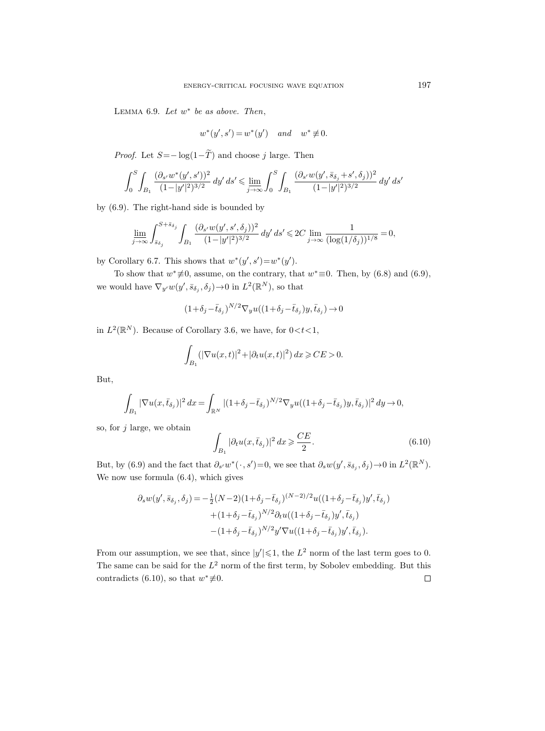Lemma 6.9. *Let $w^*$ be as above. Then,*

$$w^*(y', s') = w^*(y') \quad \textit{and} \quad w^* \not\equiv 0.$$

*Proof.* Let $S = -\log(1-\widetilde{T})$ and choose $j$ large. Then

$$\int_0^S \int_{B_1} \frac{(\partial_{s'} w^*(y', s'))^2}{(1-|y'|^2)^{3/2}} \, dy' \, ds' \leqslant \varliminf_{j\to\infty} \int_0^S \int_{B_1} \frac{(\partial_{s'} w(y', \bar{s}_{\delta_j} + s', \delta_j))^2}{(1-|y'|^2)^{3/2}} \, dy' \, ds'$$

by (6.9). The right-hand side is bounded by

$$\varliminf_{j\to\infty} \int_{\bar{s}_{\delta_j}}^{S+\bar{s}_{\delta_j}} \int_{B_1} \frac{(\partial_{s'} w(y', s', \delta_j))^2}{(1-|y'|^2)^{3/2}} \, dy' \, ds' \leqslant 2C \lim_{j\to\infty} \frac{1}{(\log(1/\delta_j))^{1/8}} = 0,$$

by Corollary 6.7. This shows that $w^*(y', s') = w^*(y')$.

To show that $w^* \not\equiv 0$, assume, on the contrary, that $w^* \equiv 0$. Then, by (6.8) and (6.9), we would have $\nabla_{y'} w(y', \bar{s}_{\delta_j}, \delta_j) \to 0$ in $L^2(\mathbb{R}^N)$, so that

$$(1+\delta_j - \bar{t}_{\delta_j})^{N/2} \nabla_y u((1+\delta_j - \bar{t}_{\delta_j})y, \bar{t}_{\delta_j}) \to 0$$

in $L^2(\mathbb{R}^N)$. Because of Corollary 3.6, we have, for $0<t<1$,

$$\int_{B_1} (|\nabla u(x,t)|^2 + |\partial_t u(x,t)|^2) \, dx \geqslant CE > 0.$$

But,

$$\int_{B_1} |\nabla u(x, \bar{t}_{\delta_j})|^2 \, dx = \int_{\mathbb{R}^N} |(1+\delta_j - \bar{t}_{\delta_j})^{N/2} \nabla_y u((1+\delta_j - \bar{t}_{\delta_j})y, \bar{t}_{\delta_j})|^2 \, dy \to 0,$$

so, for $j$ large, we obtain

$$\int_{B_1} |\partial_t u(x, \bar{t}_{\delta_j})|^2 \, dx \geqslant \frac{CE}{2}. \tag{6.10}$$

But, by (6.9) and the fact that $\partial_{s'} w^*(\cdot, s') = 0$, we see that $\partial_s w(y', \bar{s}_{\delta_j}, \delta_j) \to 0$ in $L^2(\mathbb{R}^N)$. We now use formula (6.4), which gives

$$\begin{aligned}
\partial_s w(y', \bar{s}_{\delta_j}, \delta_j) = &-\tfrac{1}{2}(N-2)(1+\delta_j - \bar{t}_{\delta_j})^{(N-2)/2} u((1+\delta_j - \bar{t}_{\delta_j})y', \bar{t}_{\delta_j}) \\
&+ (1+\delta_j - \bar{t}_{\delta_j})^{N/2} \partial_t u((1+\delta_j - \bar{t}_{\delta_j})y', \bar{t}_{\delta_j}) \\
&- (1+\delta_j - \bar{t}_{\delta_j})^{N/2} y' \nabla u((1+\delta_j - \bar{t}_{\delta_j})y', \bar{t}_{\delta_j}).
\end{aligned}$$

From our assumption, we see that, since $|y'| \leqslant 1$, the $L^2$ norm of the last term goes to 0. The same can be said for the $L^2$ norm of the first term, by Sobolev embedding. But this contradicts (6.10), so that $w^* \not\equiv 0$. $\square$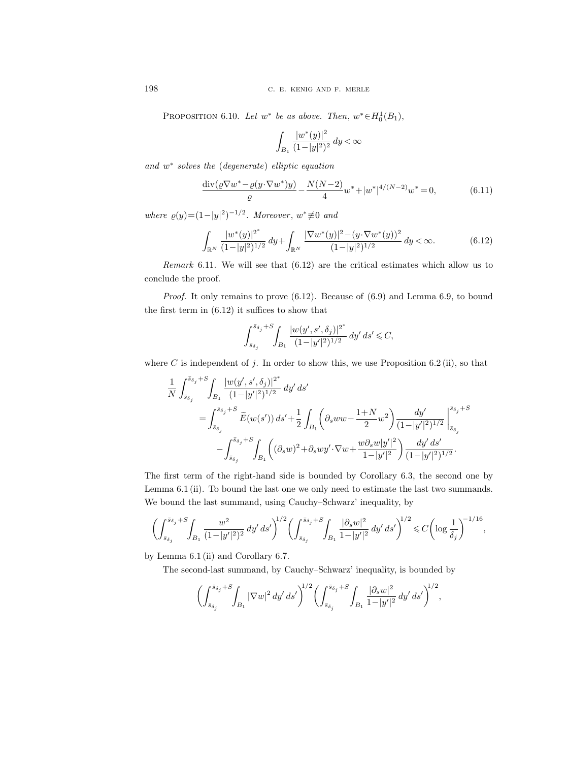PROPOSITION 6.10. *Let $w^*$ be as above. Then, $w^* \in H_0^1(B_1)$,*

$$\int_{B_1} \frac{|w^*(y)|^2}{(1-|y|^2)^2}\,dy < \infty$$

*and $w^*$ solves the (degenerate) elliptic equation*

$$\frac{\operatorname{div}(\varrho \nabla w^* - \varrho(y\cdot\nabla w^*)y)}{\varrho} - \frac{N(N-2)}{4}w^* + |w^*|^{4/(N-2)}w^* = 0, \tag{6.11}$$

*where $\varrho(y)=(1-|y|^2)^{-1/2}$. Moreover, $w^* \not\equiv 0$ and*

$$\int_{\mathbb{R}^N} \frac{|w^*(y)|^{2^*}}{(1-|y|^2)^{1/2}}\,dy + \int_{\mathbb{R}^N} \frac{|\nabla w^*(y)|^2 - (y\cdot\nabla w^*(y))^2}{(1-|y|^2)^{1/2}}\,dy < \infty. \tag{6.12}$$

*Remark* 6.11. We will see that (6.12) are the critical estimates which allow us to conclude the proof.

*Proof.* It only remains to prove (6.12). Because of (6.9) and Lemma 6.9, to bound the first term in (6.12) it suffices to show that

$$\int_{\bar{s}_{\delta_j}}^{\bar{s}_{\delta_j}+S} \int_{B_1} \frac{|w(y',s',\delta_j)|^{2^*}}{(1-|y'|^2)^{1/2}}\,dy'\,ds' \leqslant C,$$

where $C$ is independent of $j$. In order to show this, we use Proposition 6.2 (ii), so that

$$\begin{aligned}
\frac{1}{N}\int_{\bar{s}_{\delta_j}}^{\bar{s}_{\delta_j}+S} \int_{B_1} &\frac{|w(y',s',\delta_j)|^{2^*}}{(1-|y'|^2)^{1/2}}\,dy'\,ds' \\
&= \int_{\bar{s}_{\delta_j}}^{\bar{s}_{\delta_j}+S} \widetilde{E}(w(s'))\,ds' + \frac{1}{2}\int_{B_1}\left(\partial_s w w - \frac{1+N}{2}w^2\right)\frac{dy'}{(1-|y'|^2)^{1/2}}\,\Bigg|_{\bar{s}_{\delta_j}}^{\bar{s}_{\delta_j}+S} \\
&\quad - \int_{\bar{s}_{\delta_j}}^{\bar{s}_{\delta_j}+S}\int_{B_1}\left((\partial_s w)^2 + \partial_s w y'\cdot\nabla w + \frac{w\partial_s w|y'|^2}{1-|y'|^2}\right)\frac{dy'\,ds'}{(1-|y'|^2)^{1/2}}.
\end{aligned}$$

The first term of the right-hand side is bounded by Corollary 6.3, the second one by Lemma 6.1 (ii). To bound the last one we only need to estimate the last two summands. We bound the last summand, using Cauchy–Schwarz' inequality, by

$$\left(\int_{\bar{s}_{\delta_j}}^{\bar{s}_{\delta_j}+S}\int_{B_1}\frac{w^2}{(1-|y'|^2)^2}\,dy'\,ds'\right)^{1/2}\left(\int_{\bar{s}_{\delta_j}}^{\bar{s}_{\delta_j}+S}\int_{B_1}\frac{|\partial_s w|^2}{1-|y'|^2}\,dy'\,ds'\right)^{1/2} \leqslant C\left(\log\frac{1}{\delta_j}\right)^{-1/16},$$

by Lemma 6.1 (ii) and Corollary 6.7.

The second-last summand, by Cauchy–Schwarz' inequality, is bounded by

$$\left(\int_{\bar{s}_{\delta_j}}^{\bar{s}_{\delta_j}+S}\int_{B_1}|\nabla w|^2\,dy'\,ds'\right)^{1/2}\left(\int_{\bar{s}_{\delta_j}}^{\bar{s}_{\delta_j}+S}\int_{B_1}\frac{|\partial_s w|^2}{1-|y'|^2}\,dy'\,ds'\right)^{1/2},$$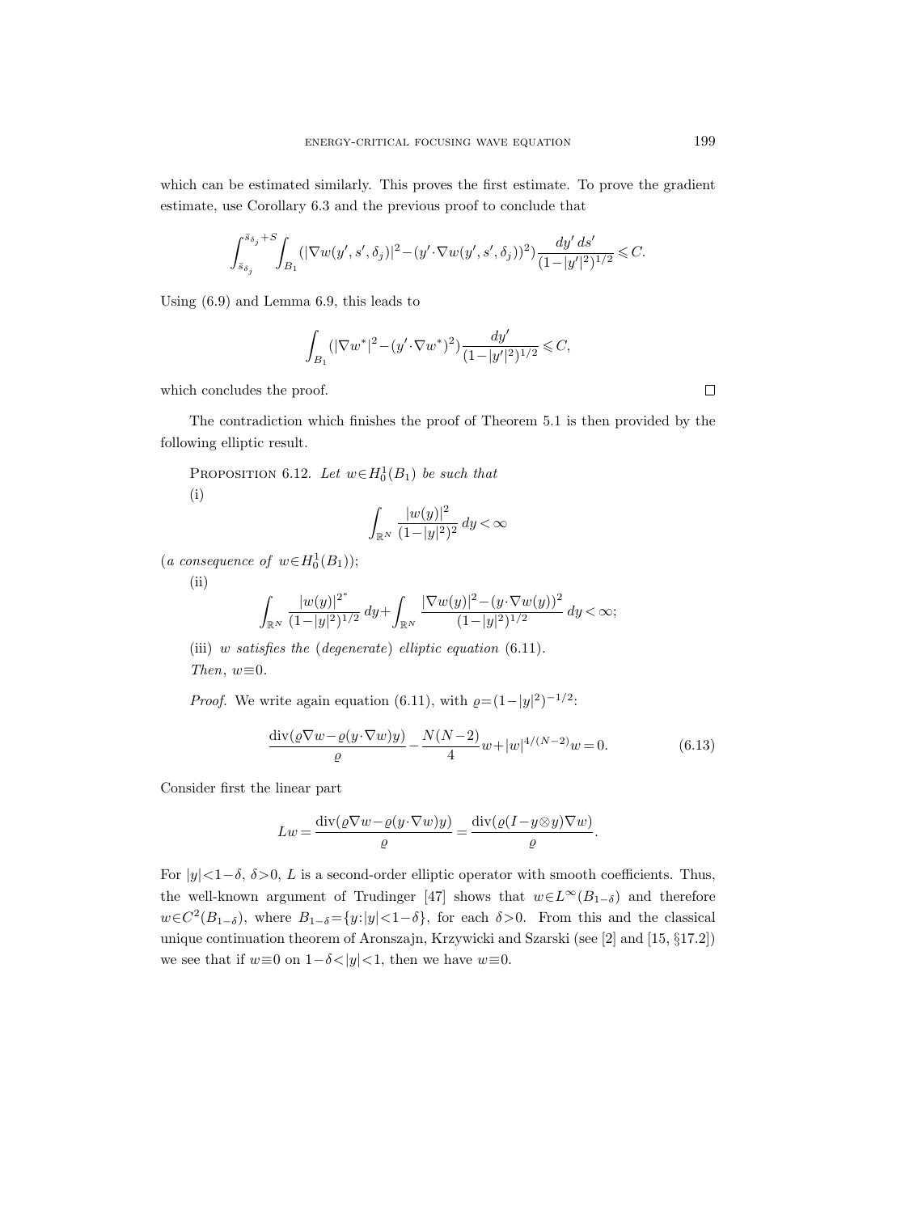which can be estimated similarly. This proves the first estimate. To prove the gradient estimate, use Corollary 6.3 and the previous proof to conclude that

$$\int_{\bar{s}_{\delta_j}}^{\bar{s}_{\delta_j}+S} \int_{B_1} (|\nabla w(y', s', \delta_j)|^2 - (y' \cdot \nabla w(y', s', \delta_j))^2) \frac{dy'\, ds'}{(1-|y'|^2)^{1/2}} \leqslant C.$$

Using (6.9) and Lemma 6.9, this leads to

$$\int_{B_1} (|\nabla w^*|^2 - (y' \cdot \nabla w^*)^2) \frac{dy'}{(1-|y'|^2)^{1/2}} \leqslant C,$$

which concludes the proof. ∎

The contradiction which finishes the proof of Theorem 5.1 is then provided by the following elliptic result.

Proposition 6.12. *Let $w \in H_0^1(B_1)$ be such that*

(i)
$$\int_{\mathbb{R}^N} \frac{|w(y)|^2}{(1-|y|^2)^2}\, dy < \infty$$

(*a consequence of* $w \in H_0^1(B_1)$);

(ii)
$$\int_{\mathbb{R}^N} \frac{|w(y)|^{2^*}}{(1-|y|^2)^{1/2}}\, dy + \int_{\mathbb{R}^N} \frac{|\nabla w(y)|^2 - (y \cdot \nabla w(y))^2}{(1-|y|^2)^{1/2}}\, dy < \infty;$$

(iii) *$w$ satisfies the* (*degenerate*) *elliptic equation* (6.11).

*Then*, $w \equiv 0$.

*Proof.* We write again equation (6.11), with $\varrho = (1-|y|^2)^{-1/2}$:

$$\frac{\operatorname{div}(\varrho \nabla w - \varrho (y \cdot \nabla w) y)}{\varrho} - \frac{N(N-2)}{4} w + |w|^{4/(N-2)} w = 0. \tag{6.13}$$

Consider first the linear part

$$Lw = \frac{\operatorname{div}(\varrho \nabla w - \varrho (y \cdot \nabla w) y)}{\varrho} = \frac{\operatorname{div}(\varrho (I - y \otimes y) \nabla w)}{\varrho}.$$

For $|y| < 1-\delta$, $\delta > 0$, $L$ is a second-order elliptic operator with smooth coefficients. Thus, the well-known argument of Trudinger [47] shows that $w \in L^\infty(B_{1-\delta})$ and therefore $w \in C^2(B_{1-\delta})$, where $B_{1-\delta} = \{y : |y| < 1-\delta\}$, for each $\delta > 0$. From this and the classical unique continuation theorem of Aronszajn, Krzywicki and Szarski (see [2] and [15, §17.2]) we see that if $w \equiv 0$ on $1-\delta < |y| < 1$, then we have $w \equiv 0$.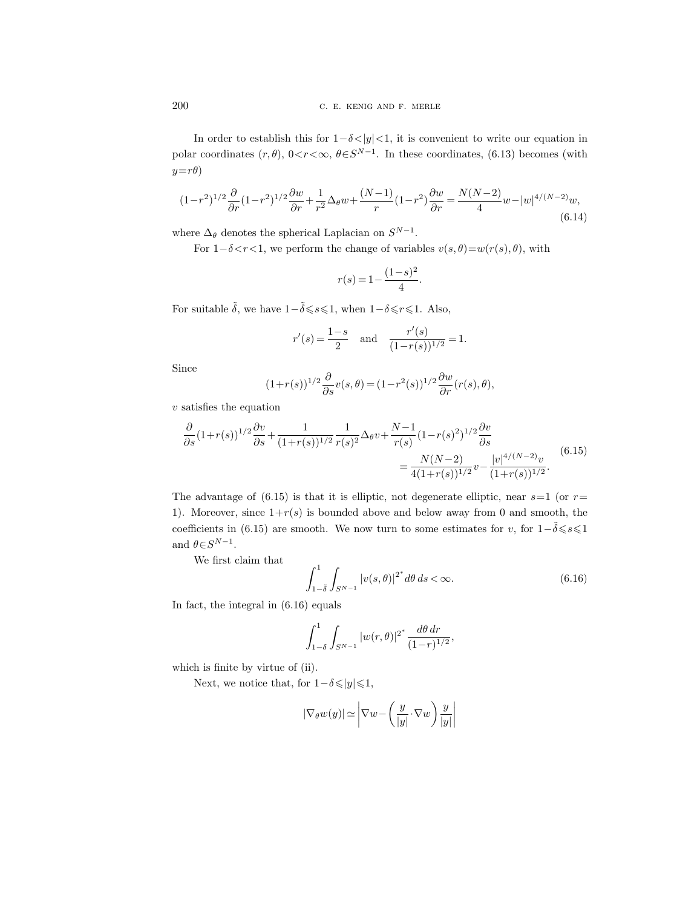In order to establish this for $1-\delta<|y|<1$, it is convenient to write our equation in polar coordinates $(r,\theta)$, $0<r<\infty$, $\theta\in S^{N-1}$. In these coordinates, (6.13) becomes (with $y=r\theta$)

$$(1-r^2)^{1/2}\frac{\partial}{\partial r}(1-r^2)^{1/2}\frac{\partial w}{\partial r}+\frac{1}{r^2}\Delta_\theta w+\frac{(N-1)}{r}(1-r^2)\frac{\partial w}{\partial r}=\frac{N(N-2)}{4}w-|w|^{4/(N-2)}w, \tag{6.14}$$

where $\Delta_\theta$ denotes the spherical Laplacian on $S^{N-1}$.

For $1-\delta<r<1$, we perform the change of variables $v(s,\theta)=w(r(s),\theta)$, with

$$r(s)=1-\frac{(1-s)^2}{4}.$$

For suitable $\tilde{\delta}$, we have $1-\tilde{\delta}\leqslant s\leqslant 1$, when $1-\delta\leqslant r\leqslant 1$. Also,

$$r'(s)=\frac{1-s}{2} \quad\text{and}\quad \frac{r'(s)}{(1-r(s))^{1/2}}=1.$$

Since

$$(1+r(s))^{1/2}\frac{\partial}{\partial s}v(s,\theta)=(1-r^2(s))^{1/2}\frac{\partial w}{\partial r}(r(s),\theta),$$

$v$ satisfies the equation

$$\begin{aligned}\frac{\partial}{\partial s}(1+r(s))^{1/2}\frac{\partial v}{\partial s}+\frac{1}{(1+r(s))^{1/2}}\frac{1}{r(s)^2}\Delta_\theta v+\frac{N-1}{r(s)}(1-r(s)^2)^{1/2}\frac{\partial v}{\partial s}\\ =\frac{N(N-2)}{4(1+r(s))^{1/2}}v-\frac{|v|^{4/(N-2)}v}{(1+r(s))^{1/2}}.\end{aligned} \tag{6.15}$$

The advantage of (6.15) is that it is elliptic, not degenerate elliptic, near $s=1$ (or $r=1$). Moreover, since $1+r(s)$ is bounded above and below away from 0 and smooth, the coefficients in (6.15) are smooth. We now turn to some estimates for $v$, for $1-\tilde{\delta}\leqslant s\leqslant 1$ and $\theta\in S^{N-1}$.

We first claim that

$$\int_{1-\tilde{\delta}}^1\int_{S^{N-1}}|v(s,\theta)|^{2^*}\,d\theta\,ds<\infty. \tag{6.16}$$

In fact, the integral in (6.16) equals

$$\int_{1-\delta}^1\int_{S^{N-1}}|w(r,\theta)|^{2^*}\frac{d\theta\,dr}{(1-r)^{1/2}},$$

which is finite by virtue of (ii).

Next, we notice that, for $1-\delta\leqslant|y|\leqslant 1$,

$$|\nabla_\theta w(y)|\simeq\left|\nabla w-\left(\frac{y}{|y|}\cdot\nabla w\right)\frac{y}{|y|}\right|$$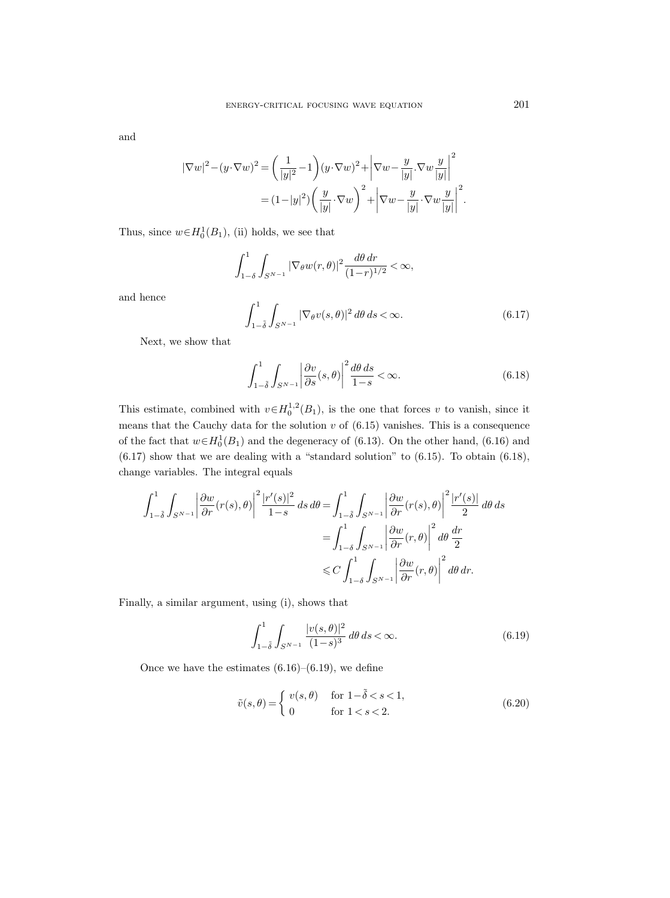and

$$
\begin{aligned}
|\nabla w|^2-(y\cdot\nabla w)^2 &= \left(\frac{1}{|y|^2}-1\right)(y\cdot\nabla w)^2+\left|\nabla w-\frac{y}{|y|}.\nabla w\frac{y}{|y|}\right|^2 \\
&= (1-|y|^2)\left(\frac{y}{|y|}\cdot\nabla w\right)^2+\left|\nabla w-\frac{y}{|y|}\cdot\nabla w\frac{y}{|y|}\right|^2.
\end{aligned}
$$

Thus, since $w\in H_0^1(B_1)$, (ii) holds, we see that

$$
\int_{1-\delta}^1\int_{S^{N-1}}|\nabla_\theta w(r,\theta)|^2\frac{d\theta\,dr}{(1-r)^{1/2}}<\infty,
$$

and hence

$$
\int_{1-\tilde{\delta}}^1\int_{S^{N-1}}|\nabla_\theta v(s,\theta)|^2\,d\theta\,ds<\infty. \tag{6.17}
$$

Next, we show that

$$
\int_{1-\tilde{\delta}}^1\int_{S^{N-1}}\left|\frac{\partial v}{\partial s}(s,\theta)\right|^2\frac{d\theta\,ds}{1-s}<\infty. \tag{6.18}
$$

This estimate, combined with $v\in H_0^{1,2}(B_1)$, is the one that forces $v$ to vanish, since it means that the Cauchy data for the solution $v$ of (6.15) vanishes. This is a consequence of the fact that $w\in H_0^1(B_1)$ and the degeneracy of (6.13). On the other hand, (6.16) and (6.17) show that we are dealing with a "standard solution" to (6.15). To obtain (6.18), change variables. The integral equals

$$
\begin{aligned}
\int_{1-\tilde{\delta}}^1\int_{S^{N-1}}\left|\frac{\partial w}{\partial r}(r(s),\theta)\right|^2\frac{|r'(s)|^2}{1-s}\,ds\,d\theta &= \int_{1-\tilde{\delta}}^1\int_{S^{N-1}}\left|\frac{\partial w}{\partial r}(r(s),\theta)\right|^2\frac{|r'(s)|}{2}\,d\theta\,ds \\
&= \int_{1-\delta}^1\int_{S^{N-1}}\left|\frac{\partial w}{\partial r}(r,\theta)\right|^2\,d\theta\,\frac{dr}{2} \\
&\leqslant C\int_{1-\delta}^1\int_{S^{N-1}}\left|\frac{\partial w}{\partial r}(r,\theta)\right|^2\,d\theta\,dr.
\end{aligned}
$$

Finally, a similar argument, using (i), shows that

$$
\int_{1-\tilde{\delta}}^1\int_{S^{N-1}}\frac{|v(s,\theta)|^2}{(1-s)^3}\,d\theta\,ds<\infty. \tag{6.19}
$$

Once we have the estimates (6.16)–(6.19), we define

$$
\tilde{v}(s,\theta)=\begin{cases} v(s,\theta) & \text{for } 1-\tilde{\delta}<s<1, \\ 0 & \text{for } 1<s<2. \end{cases} \tag{6.20}
$$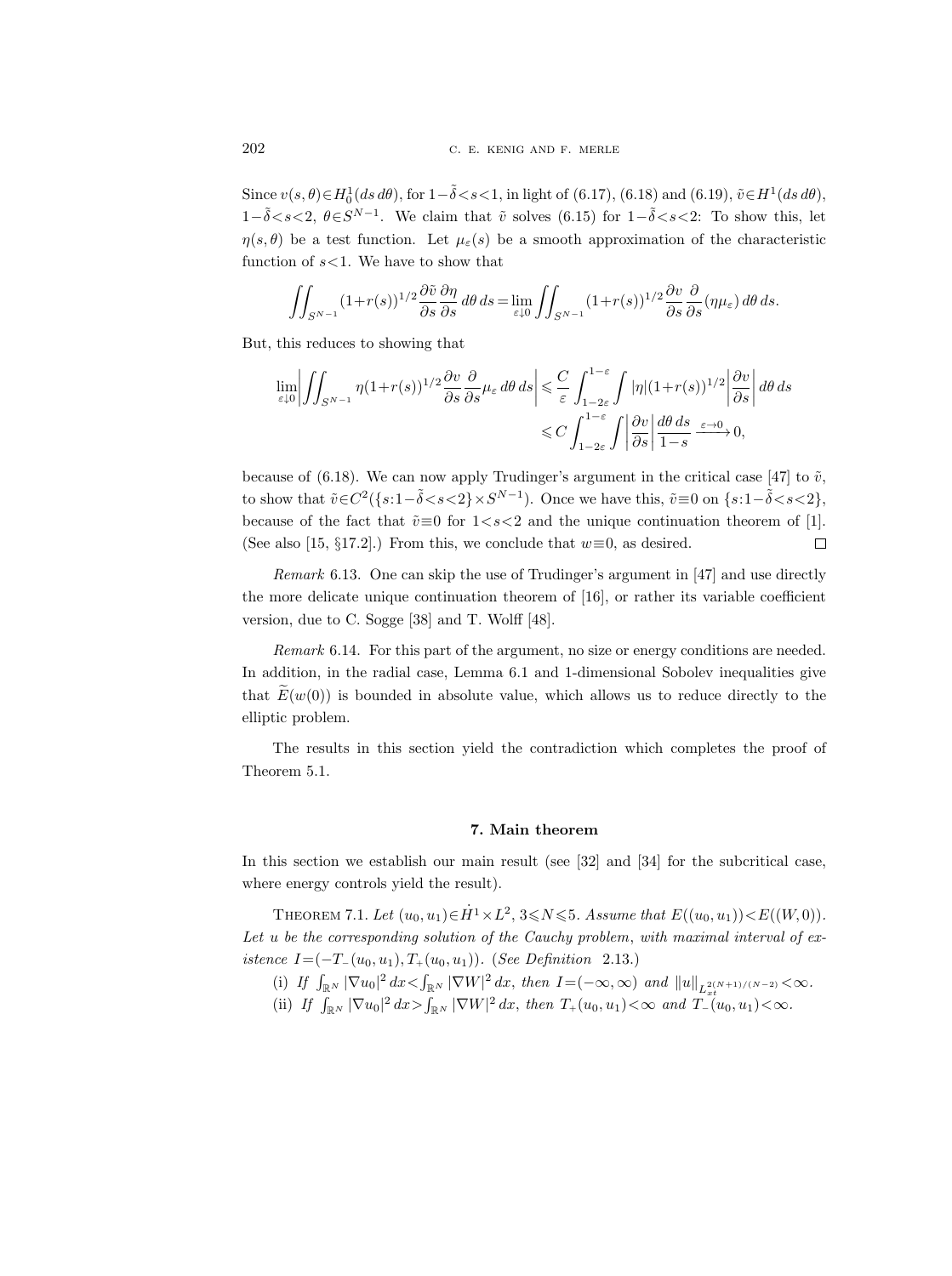Since $v(s,\theta)\in H_0^1(ds\,d\theta)$, for $1-\tilde{\delta}<s<1$, in light of (6.17), (6.18) and (6.19), $\tilde{v}\in H^1(ds\,d\theta)$, $1-\tilde{\delta}<s<2$, $\theta\in S^{N-1}$. We claim that $\tilde{v}$ solves (6.15) for $1-\tilde{\delta}<s<2$: To show this, let $\eta(s,\theta)$ be a test function. Let $\mu_\varepsilon(s)$ be a smooth approximation of the characteristic function of $s<1$. We have to show that

$$\iint_{S^{N-1}} (1+r(s))^{1/2}\frac{\partial \tilde{v}}{\partial s}\frac{\partial \eta}{\partial s}\,d\theta\,ds = \lim_{\varepsilon\downarrow 0}\iint_{S^{N-1}} (1+r(s))^{1/2}\frac{\partial v}{\partial s}\frac{\partial}{\partial s}(\eta\mu_\varepsilon)\,d\theta\,ds.$$

But, this reduces to showing that

$$\begin{aligned}\lim_{\varepsilon\downarrow 0}\left|\iint_{S^{N-1}} \eta(1+r(s))^{1/2}\frac{\partial v}{\partial s}\frac{\partial}{\partial s}\mu_\varepsilon\,d\theta\,ds\right| &\leqslant \frac{C}{\varepsilon}\int_{1-2\varepsilon}^{1-\varepsilon}\int |\eta|(1+r(s))^{1/2}\left|\frac{\partial v}{\partial s}\right|d\theta\,ds\\ &\leqslant C\int_{1-2\varepsilon}^{1-\varepsilon}\int\left|\frac{\partial v}{\partial s}\right|\frac{d\theta\,ds}{1-s}\xrightarrow{\varepsilon\to 0} 0,\end{aligned}$$

because of (6.18). We can now apply Trudinger's argument in the critical case [47] to $\tilde{v}$, to show that $\tilde{v}\in C^2(\{s:1-\tilde{\delta}<s<2\}\times S^{N-1})$. Once we have this, $\tilde{v}\equiv 0$ on $\{s:1-\tilde{\delta}<s<2\}$, because of the fact that $\tilde{v}\equiv 0$ for $1<s<2$ and the unique continuation theorem of [1]. (See also [15, §17.2].) From this, we conclude that $w\equiv 0$, as desired. $\square$

*Remark* 6.13. One can skip the use of Trudinger's argument in [47] and use directly the more delicate unique continuation theorem of [16], or rather its variable coefficient version, due to C. Sogge [38] and T. Wolff [48].

*Remark* 6.14. For this part of the argument, no size or energy conditions are needed. In addition, in the radial case, Lemma 6.1 and 1-dimensional Sobolev inequalities give that $\widetilde{E}(w(0))$ is bounded in absolute value, which allows us to reduce directly to the elliptic problem.

The results in this section yield the contradiction which completes the proof of Theorem 5.1.

## 7. Main theorem

In this section we establish our main result (see [32] and [34] for the subcritical case, where energy controls yield the result).

THEOREM 7.1. *Let $(u_0,u_1)\in\dot{H}^1\times L^2$, $3\leqslant N\leqslant 5$. Assume that $E((u_0,u_1))<E((W,0))$. Let $u$ be the corresponding solution of the Cauchy problem, with maximal interval of existence $I=(-T_-(u_0,u_1),T_+(u_0,u_1))$. (See Definition 2.13.)*

(i) *If $\int_{\mathbb{R}^N}|\nabla u_0|^2\,dx<\int_{\mathbb{R}^N}|\nabla W|^2\,dx$, then $I=(-\infty,\infty)$ and $\|u\|_{L^{2(N+1)/(N-2)}_{xt}}<\infty$.*

(ii) *If $\int_{\mathbb{R}^N}|\nabla u_0|^2\,dx>\int_{\mathbb{R}^N}|\nabla W|^2\,dx$, then $T_+(u_0,u_1)<\infty$ and $T_-(u_0,u_1)<\infty$.*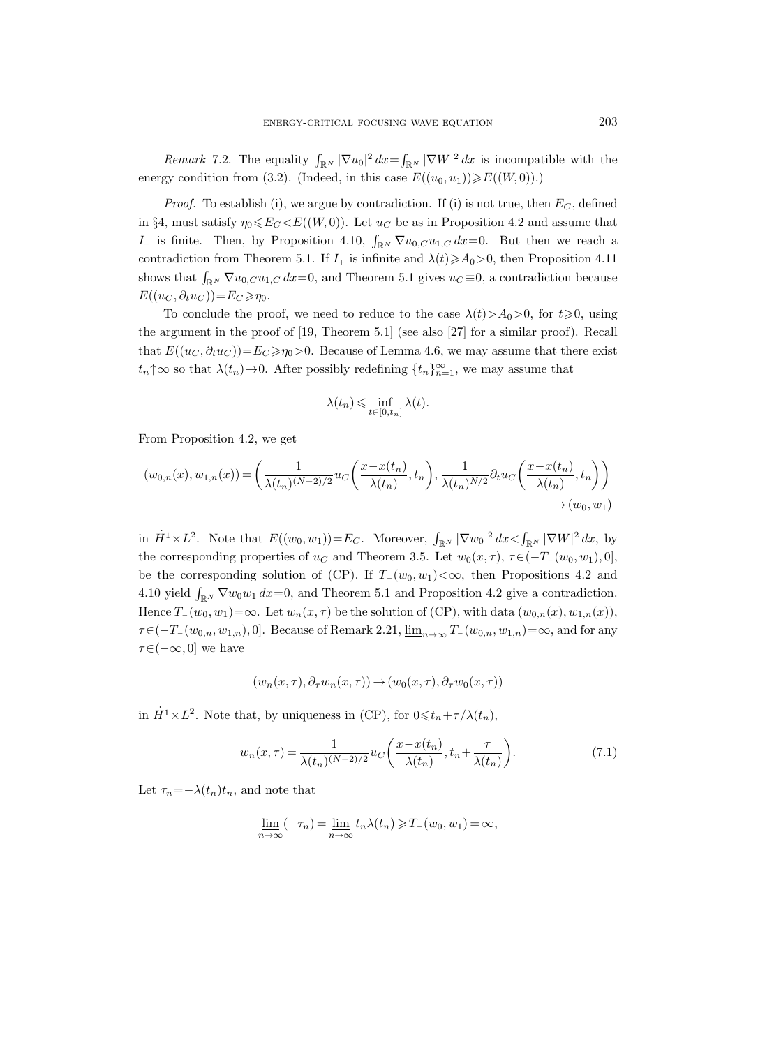*Remark* 7.2. The equality $\int_{\mathbb{R}^N} |\nabla u_0|^2\,dx = \int_{\mathbb{R}^N} |\nabla W|^2\,dx$ is incompatible with the energy condition from (3.2). (Indeed, in this case $E((u_0,u_1)) \geqslant E((W,0))$.)

*Proof.* To establish (i), we argue by contradiction. If (i) is not true, then $E_C$, defined in §4, must satisfy $\eta_0 \leqslant E_C < E((W,0))$. Let $u_C$ be as in Proposition 4.2 and assume that $I_+$ is finite. Then, by Proposition 4.10, $\int_{\mathbb{R}^N} \nabla u_{0,C} u_{1,C}\,dx = 0$. But then we reach a contradiction from Theorem 5.1. If $I_+$ is infinite and $\lambda(t) \geqslant A_0 > 0$, then Proposition 4.11 shows that $\int_{\mathbb{R}^N} \nabla u_{0,C} u_{1,C}\,dx = 0$, and Theorem 5.1 gives $u_C \equiv 0$, a contradiction because $E((u_C, \partial_t u_C)) = E_C \geqslant \eta_0$.

To conclude the proof, we need to reduce to the case $\lambda(t) > A_0 > 0$, for $t \geqslant 0$, using the argument in the proof of [19, Theorem 5.1] (see also [27] for a similar proof). Recall that $E((u_C, \partial_t u_C)) = E_C \geqslant \eta_0 > 0$. Because of Lemma 4.6, we may assume that there exist $t_n \uparrow \infty$ so that $\lambda(t_n) \to 0$. After possibly redefining $\{t_n\}_{n=1}^{\infty}$, we may assume that

$$\lambda(t_n) \leqslant \inf_{t \in [0,t_n]} \lambda(t).$$

From Proposition 4.2, we get

$$(w_{0,n}(x), w_{1,n}(x)) = \left( \frac{1}{\lambda(t_n)^{(N-2)/2}} u_C\left( \frac{x - x(t_n)}{\lambda(t_n)}, t_n \right), \frac{1}{\lambda(t_n)^{N/2}} \partial_t u_C\left( \frac{x - x(t_n)}{\lambda(t_n)}, t_n \right) \right) \to (w_0, w_1)$$

in $\dot{H}^1 \times L^2$. Note that $E((w_0, w_1)) = E_C$. Moreover, $\int_{\mathbb{R}^N} |\nabla w_0|^2\,dx < \int_{\mathbb{R}^N} |\nabla W|^2\,dx$, by the corresponding properties of $u_C$ and Theorem 3.5. Let $w_0(x,\tau)$, $\tau \in (-T_-(w_0,w_1), 0]$, be the corresponding solution of (CP). If $T_-(w_0,w_1) < \infty$, then Propositions 4.2 and 4.10 yield $\int_{\mathbb{R}^N} \nabla w_0 w_1\,dx = 0$, and Theorem 5.1 and Proposition 4.2 give a contradiction. Hence $T_-(w_0,w_1) = \infty$. Let $w_n(x,\tau)$ be the solution of (CP), with data $(w_{0,n}(x), w_{1,n}(x))$, $\tau \in (-T_-(w_{0,n}, w_{1,n}), 0]$. Because of Remark 2.21, $\underline{\lim}_{n\to\infty} T_-(w_{0,n}, w_{1,n}) = \infty$, and for any $\tau \in (-\infty, 0]$ we have

$$(w_n(x,\tau), \partial_\tau w_n(x,\tau)) \to (w_0(x,\tau), \partial_\tau w_0(x,\tau))$$

in $\dot{H}^1 \times L^2$. Note that, by uniqueness in (CP), for $0 \leqslant t_n + \tau/\lambda(t_n)$,

$$w_n(x,\tau) = \frac{1}{\lambda(t_n)^{(N-2)/2}} u_C\left( \frac{x - x(t_n)}{\lambda(t_n)}, t_n + \frac{\tau}{\lambda(t_n)} \right). \tag{7.1}$$

Let $\tau_n = -\lambda(t_n) t_n$, and note that

$$\underline{\lim}_{n\to\infty} (-\tau_n) = \underline{\lim}_{n\to\infty} t_n \lambda(t_n) \geqslant T_-(w_0, w_1) = \infty,$$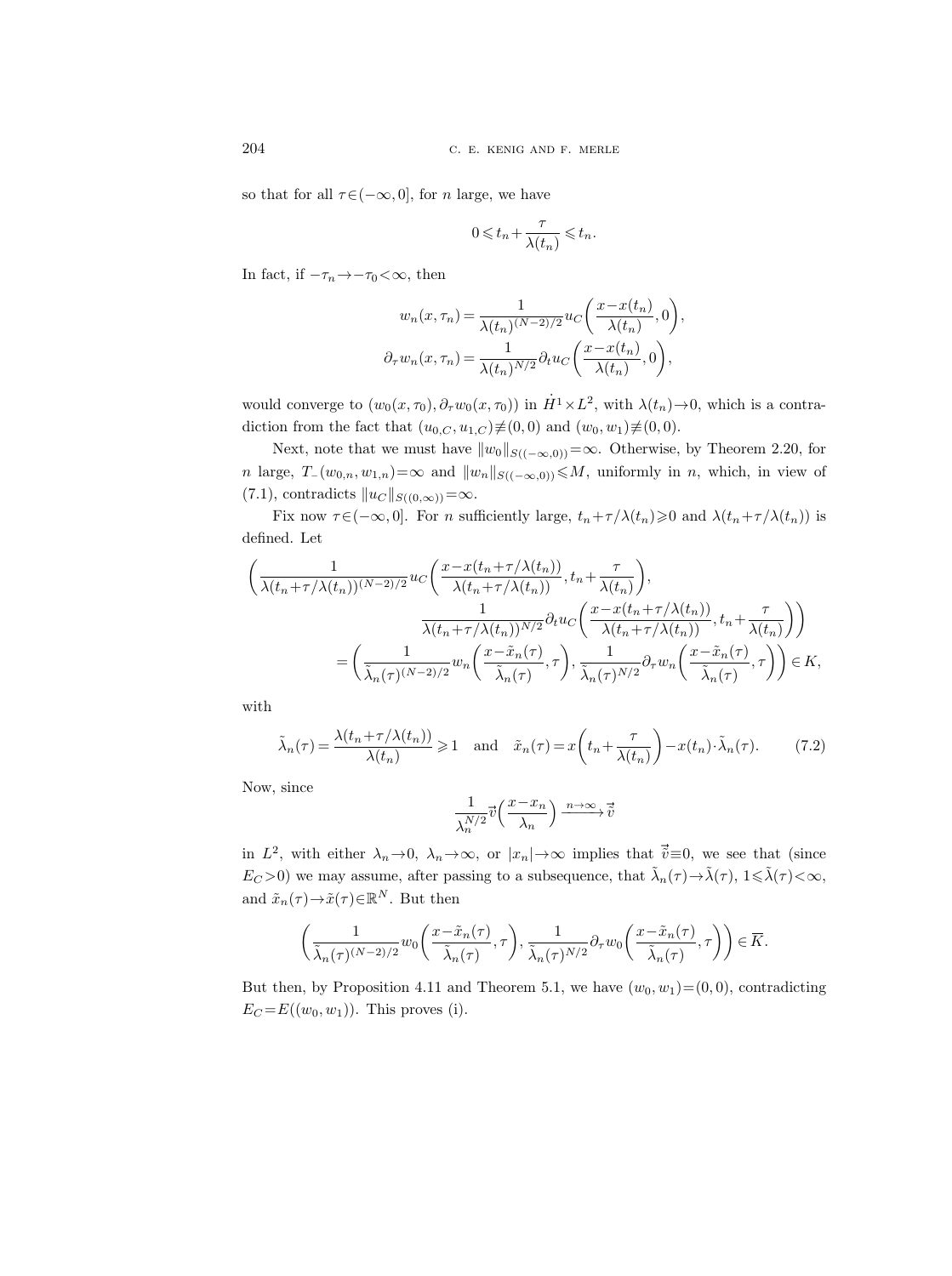so that for all $\tau\in(-\infty,0]$, for $n$ large, we have

$$0 \leqslant t_n+\frac{\tau}{\lambda(t_n)} \leqslant t_n.$$

In fact, if $-\tau_n\to-\tau_0<\infty$, then

$$w_n(x,\tau_n)=\frac{1}{\lambda(t_n)^{(N-2)/2}}u_C\biggl(\frac{x-x(t_n)}{\lambda(t_n)},0\biggr),$$
$$\partial_\tau w_n(x,\tau_n)=\frac{1}{\lambda(t_n)^{N/2}}\partial_t u_C\biggl(\frac{x-x(t_n)}{\lambda(t_n)},0\biggr),$$

would converge to $(w_0(x,\tau_0),\partial_\tau w_0(x,\tau_0))$ in $\dot H^1\times L^2$, with $\lambda(t_n)\to0$, which is a contradiction from the fact that $(u_{0,C},u_{1,C})\not\equiv(0,0)$ and $(w_0,w_1)\not\equiv(0,0)$.

Next, note that we must have $\|w_0\|_{S((-\infty,0))}=\infty$. Otherwise, by Theorem 2.20, for $n$ large, $T_-(w_{0,n},w_{1,n})=\infty$ and $\|w_n\|_{S((-\infty,0))}\leqslant M$, uniformly in $n$, which, in view of (7.1), contradicts $\|u_C\|_{S((0,\infty))}=\infty$.

Fix now $\tau\in(-\infty,0]$. For $n$ sufficiently large, $t_n+\tau/\lambda(t_n)\geqslant0$ and $\lambda(t_n+\tau/\lambda(t_n))$ is defined. Let

$$\begin{aligned}
\biggl(\frac{1}{\lambda(t_n+\tau/\lambda(t_n))^{(N-2)/2}}&u_C\biggl(\frac{x-x(t_n+\tau/\lambda(t_n))}{\lambda(t_n+\tau/\lambda(t_n))},t_n+\frac{\tau}{\lambda(t_n)}\biggr),\\
&\frac{1}{\lambda(t_n+\tau/\lambda(t_n))^{N/2}}\partial_t u_C\biggl(\frac{x-x(t_n+\tau/\lambda(t_n))}{\lambda(t_n+\tau/\lambda(t_n))},t_n+\frac{\tau}{\lambda(t_n)}\biggr)\biggr)\\
&=\biggl(\frac{1}{\tilde\lambda_n(\tau)^{(N-2)/2}}w_n\biggl(\frac{x-\tilde x_n(\tau)}{\tilde\lambda_n(\tau)},\tau\biggr),\frac{1}{\tilde\lambda_n(\tau)^{N/2}}\partial_\tau w_n\biggl(\frac{x-\tilde x_n(\tau)}{\tilde\lambda_n(\tau)},\tau\biggr)\biggr)\in K,
\end{aligned}$$

with

$$\tilde\lambda_n(\tau)=\frac{\lambda(t_n+\tau/\lambda(t_n))}{\lambda(t_n)}\geqslant1 \quad\text{and}\quad \tilde x_n(\tau)=x\biggl(t_n+\frac{\tau}{\lambda(t_n)}\biggr)-x(t_n)\cdot\tilde\lambda_n(\tau). \tag{7.2}$$

Now, since

$$\frac{1}{\lambda_n^{N/2}}\vec v\Bigl(\frac{x-x_n}{\lambda_n}\Bigr)\xrightarrow{n\to\infty}\vec{\tilde v}$$

in $L^2$, with either $\lambda_n\to0$, $\lambda_n\to\infty$, or $|x_n|\to\infty$ implies that $\vec{\tilde v}\equiv0$, we see that (since $E_C>0$) we may assume, after passing to a subsequence, that $\tilde\lambda_n(\tau)\to\tilde\lambda(\tau)$, $1\leqslant\tilde\lambda(\tau)<\infty$, and $\tilde x_n(\tau)\to\tilde x(\tau)\in\mathbb{R}^N$. But then

$$\biggl(\frac{1}{\tilde\lambda_n(\tau)^{(N-2)/2}}w_0\biggl(\frac{x-\tilde x_n(\tau)}{\tilde\lambda_n(\tau)},\tau\biggr),\frac{1}{\tilde\lambda_n(\tau)^{N/2}}\partial_\tau w_0\biggl(\frac{x-\tilde x_n(\tau)}{\tilde\lambda_n(\tau)},\tau\biggr)\biggr)\in\overline{K}.$$

But then, by Proposition 4.11 and Theorem 5.1, we have $(w_0,w_1)=(0,0)$, contradicting $E_C=E((w_0,w_1))$. This proves (i).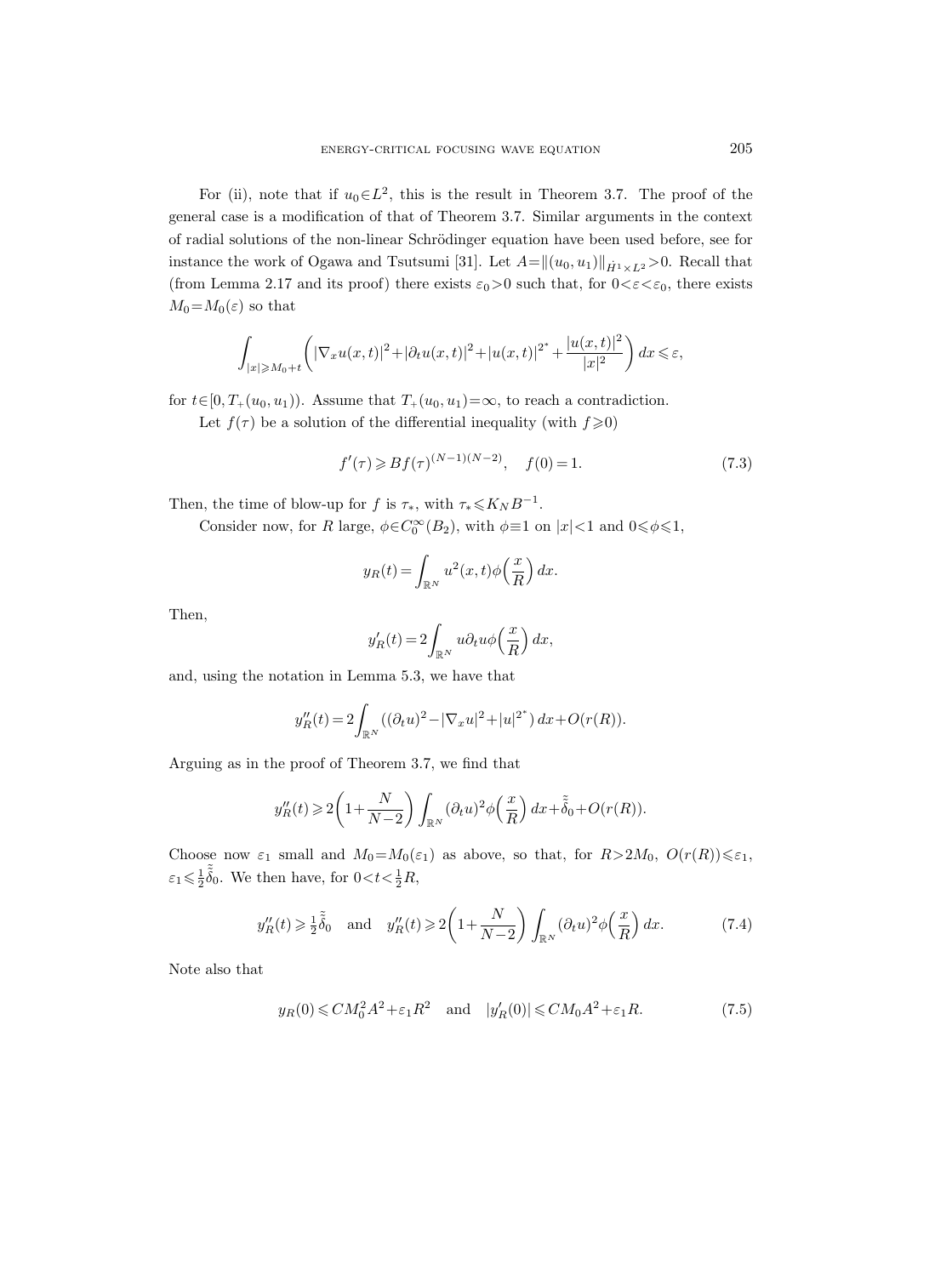For (ii), note that if $u_0 \in L^2$, this is the result in Theorem 3.7. The proof of the general case is a modification of that of Theorem 3.7. Similar arguments in the context of radial solutions of the non-linear Schrödinger equation have been used before, see for instance the work of Ogawa and Tsutsumi [31]. Let $A = \|(u_0, u_1)\|_{\dot{H}^1 \times L^2} > 0$. Recall that (from Lemma 2.17 and its proof) there exists $\varepsilon_0 > 0$ such that, for $0 < \varepsilon < \varepsilon_0$, there exists $M_0 = M_0(\varepsilon)$ so that

$$\int_{|x| \geqslant M_0 + t} \left( |\nabla_x u(x,t)|^2 + |\partial_t u(x,t)|^2 + |u(x,t)|^{2^*} + \frac{|u(x,t)|^2}{|x|^2} \right) dx \leqslant \varepsilon,$$

for $t \in [0, T_+(u_0, u_1))$. Assume that $T_+(u_0, u_1) = \infty$, to reach a contradiction.

Let $f(\tau)$ be a solution of the differential inequality (with $f \geqslant 0$)

$$f'(\tau) \geqslant B f(\tau)^{(N-1)(N-2)}, \quad f(0) = 1. \tag{7.3}$$

Then, the time of blow-up for $f$ is $\tau_*$, with $\tau_* \leqslant K_N B^{-1}$.

Consider now, for $R$ large, $\phi \in C_0^\infty(B_2)$, with $\phi \equiv 1$ on $|x| < 1$ and $0 \leqslant \phi \leqslant 1$,

$$y_R(t) = \int_{\mathbb{R}^N} u^2(x,t) \phi\left(\frac{x}{R}\right) dx.$$

Then,

$$y_R'(t) = 2 \int_{\mathbb{R}^N} u \partial_t u \phi\left(\frac{x}{R}\right) dx,$$

and, using the notation in Lemma 5.3, we have that

$$y_R''(t) = 2 \int_{\mathbb{R}^N} ((\partial_t u)^2 - |\nabla_x u|^2 + |u|^{2^*}) \, dx + O(r(R)).$$

Arguing as in the proof of Theorem 3.7, we find that

$$y_R''(t) \geqslant 2\left(1 + \frac{N}{N-2}\right) \int_{\mathbb{R}^N} (\partial_t u)^2 \phi\left(\frac{x}{R}\right) dx + \tilde{\tilde{\delta}}_0 + O(r(R)).$$

Choose now $\varepsilon_1$ small and $M_0 = M_0(\varepsilon_1)$ as above, so that, for $R > 2M_0$, $O(r(R)) \leqslant \varepsilon_1$, $\varepsilon_1 \leqslant \frac{1}{2} \tilde{\tilde{\delta}}_0$. We then have, for $0 < t < \frac{1}{2} R$,

$$y_R''(t) \geqslant \tfrac{1}{2} \tilde{\tilde{\delta}}_0 \quad \text{and} \quad y_R''(t) \geqslant 2\left(1 + \frac{N}{N-2}\right) \int_{\mathbb{R}^N} (\partial_t u)^2 \phi\left(\frac{x}{R}\right) dx. \tag{7.4}$$

Note also that

$$y_R(0) \leqslant C M_0^2 A^2 + \varepsilon_1 R^2 \quad \text{and} \quad |y_R'(0)| \leqslant C M_0 A^2 + \varepsilon_1 R. \tag{7.5}$$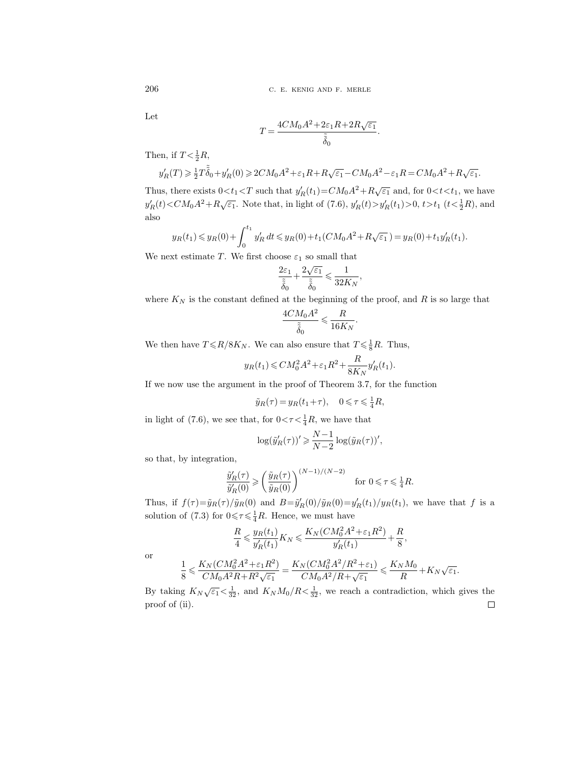Let

$$T = \frac{4CM_0A^2 + 2\varepsilon_1 R + 2R\sqrt{\varepsilon_1}}{\tilde{\tilde{\delta}}_0}.$$

Then, if $T < \frac{1}{2}R$,

$$y_R'(T) \geqslant \tfrac{1}{2}T\tilde{\tilde{\delta}}_0 + y_R'(0) \geqslant 2CM_0A^2 + \varepsilon_1 R + R\sqrt{\varepsilon_1} - CM_0A^2 - \varepsilon_1 R = CM_0A^2 + R\sqrt{\varepsilon_1}.$$

Thus, there exists $0 < t_1 < T$ such that $y_R'(t_1) = CM_0A^2 + R\sqrt{\varepsilon_1}$ and, for $0 < t < t_1$, we have $y_R'(t) < CM_0A^2 + R\sqrt{\varepsilon_1}$. Note that, in light of (7.6), $y_R'(t) > y_R'(t_1) > 0$, $t > t_1$ ($t < \frac{1}{2}R$), and also

$$y_R(t_1) \leqslant y_R(0) + \int_0^{t_1} y_R'\,dt \leqslant y_R(0) + t_1(CM_0A^2 + R\sqrt{\varepsilon_1}\,) = y_R(0) + t_1 y_R'(t_1).$$

We next estimate $T$. We first choose $\varepsilon_1$ so small that

$$\frac{2\varepsilon_1}{\tilde{\tilde{\delta}}_0} + \frac{2\sqrt{\varepsilon_1}}{\tilde{\tilde{\delta}}_0} \leqslant \frac{1}{32K_N},$$

where $K_N$ is the constant defined at the beginning of the proof, and $R$ is so large that

$$\frac{4CM_0A^2}{\tilde{\tilde{\delta}}_0} \leqslant \frac{R}{16K_N}.$$

We then have $T \leqslant R/8K_N$. We can also ensure that $T \leqslant \frac{1}{8}R$. Thus,

$$y_R(t_1) \leqslant CM_0^2A^2 + \varepsilon_1 R^2 + \frac{R}{8K_N} y_R'(t_1).$$

If we now use the argument in the proof of Theorem 3.7, for the function

$$\tilde{y}_R(\tau) = y_R(t_1 + \tau), \quad 0 \leqslant \tau \leqslant \tfrac{1}{4}R,$$

in light of (7.6), we see that, for $0 < \tau < \frac{1}{4}R$, we have that

$$\log(\tilde{y}_R'(\tau))' \geqslant \frac{N-1}{N-2} \log(\tilde{y}_R(\tau))',$$

so that, by integration,

$$\frac{\tilde{y}_R'(\tau)}{\tilde{y}_R'(0)} \geqslant \left(\frac{\tilde{y}_R(\tau)}{\tilde{y}_R(0)}\right)^{(N-1)/(N-2)} \quad \text{for } 0 \leqslant \tau \leqslant \tfrac{1}{4}R.$$

Thus, if $f(\tau) = \tilde{y}_R(\tau)/\tilde{y}_R(0)$ and $B = \tilde{y}_R'(0)/\tilde{y}_R(0) = y_R'(t_1)/y_R(t_1)$, we have that $f$ is a solution of (7.3) for $0 \leqslant \tau \leqslant \frac{1}{4}R$. Hence, we must have

$$\frac{R}{4} \leqslant \frac{y_R(t_1)}{y_R'(t_1)} K_N \leqslant \frac{K_N(CM_0^2A^2 + \varepsilon_1 R^2)}{y_R'(t_1)} + \frac{R}{8},$$

or

$$\frac{1}{8} \leqslant \frac{K_N(CM_0^2A^2 + \varepsilon_1 R^2)}{CM_0A^2R + R^2\sqrt{\varepsilon_1}} = \frac{K_N(CM_0^2A^2/R^2 + \varepsilon_1)}{CM_0A^2/R + \sqrt{\varepsilon_1}} \leqslant \frac{K_N M_0}{R} + K_N\sqrt{\varepsilon_1}.$$

By taking $K_N\sqrt{\varepsilon_1} < \frac{1}{32}$, and $K_N M_0/R < \frac{1}{32}$, we reach a contradiction, which gives the proof of (ii). □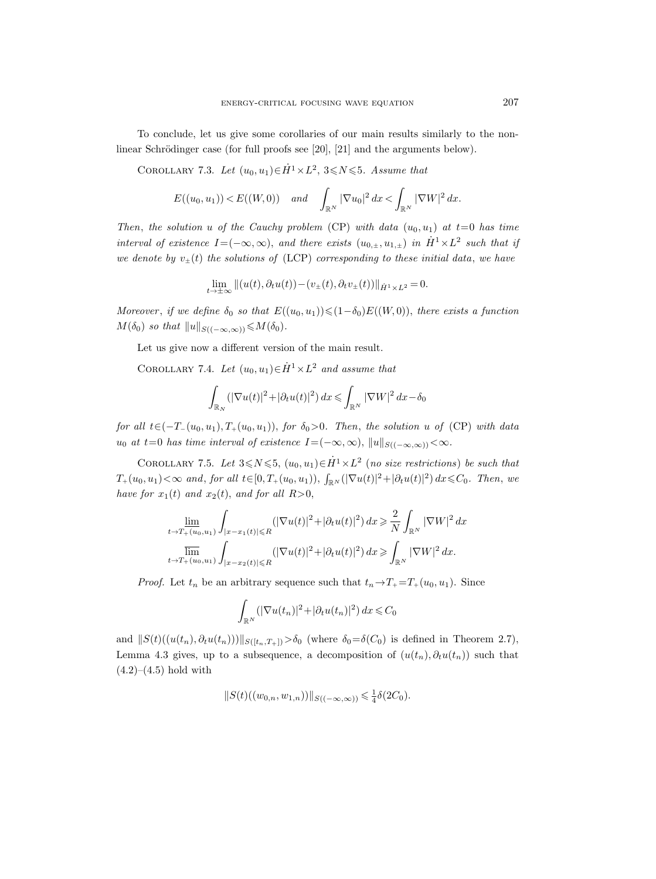To conclude, let us give some corollaries of our main results similarly to the nonlinear Schrödinger case (for full proofs see [20], [21] and the arguments below).

Corollary 7.3. *Let $(u_0,u_1)\in \dot H^1\times L^2$, $3\leqslant N\leqslant 5$. Assume that*

$$E((u_0,u_1))<E((W,0)) \quad \text{and} \quad \int_{\mathbb{R}^N}|\nabla u_0|^2\,dx<\int_{\mathbb{R}^N}|\nabla W|^2\,dx.$$

*Then, the solution $u$ of the Cauchy problem* (CP) *with data $(u_0,u_1)$ at $t=0$ has time interval of existence $I=(-\infty,\infty)$, and there exists $(u_{0,\pm},u_{1,\pm})$ in $\dot H^1\times L^2$ such that if we denote by $v_\pm(t)$ the solutions of* (LCP) *corresponding to these initial data, we have*

$$\lim_{t\to\pm\infty}\|(u(t),\partial_t u(t))-(v_\pm(t),\partial_t v_\pm(t))\|_{\dot H^1\times L^2}=0.$$

*Moreover, if we define $\delta_0$ so that $E((u_0,u_1))\leqslant(1-\delta_0)E((W,0))$, there exists a function $M(\delta_0)$ so that $\|u\|_{S((-\infty,\infty))}\leqslant M(\delta_0)$.*

Let us give now a different version of the main result.

Corollary 7.4. *Let $(u_0,u_1)\in \dot H^1\times L^2$ and assume that*

$$\int_{\mathbb{R}_N}(|\nabla u(t)|^2+|\partial_t u(t)|^2)\,dx\leqslant \int_{\mathbb{R}^N}|\nabla W|^2\,dx-\delta_0$$

*for all $t\in(-T_-(u_0,u_1),T_+(u_0,u_1))$, for $\delta_0>0$. Then, the solution $u$ of* (CP) *with data $u_0$ at $t=0$ has time interval of existence $I=(-\infty,\infty)$, $\|u\|_{S((-\infty,\infty))}<\infty$.*

Corollary 7.5. *Let $3\leqslant N\leqslant 5$, $(u_0,u_1)\in \dot H^1\times L^2$ (no size restrictions) be such that $T_+(u_0,u_1)<\infty$ and, for all $t\in[0,T_+(u_0,u_1))$, $\int_{\mathbb{R}^N}(|\nabla u(t)|^2+|\partial_t u(t)|^2)\,dx\leqslant C_0$. Then, we have for $x_1(t)$ and $x_2(t)$, and for all $R>0$,*

$$\varliminf_{t\to T_+(u_0,u_1)}\int_{|x-x_1(t)|\leqslant R}(|\nabla u(t)|^2+|\partial_t u(t)|^2)\,dx\geqslant \frac{2}{N}\int_{\mathbb{R}^N}|\nabla W|^2\,dx$$
$$\varlimsup_{t\to T_+(u_0,u_1)}\int_{|x-x_2(t)|\leqslant R}(|\nabla u(t)|^2+|\partial_t u(t)|^2)\,dx\geqslant \int_{\mathbb{R}^N}|\nabla W|^2\,dx.$$

*Proof.* Let $t_n$ be an arbitrary sequence such that $t_n\to T_+=T_+(u_0,u_1)$. Since

$$\int_{\mathbb{R}^N}(|\nabla u(t_n)|^2+|\partial_t u(t_n)|^2)\,dx\leqslant C_0$$

and $\|S(t)((u(t_n),\partial_t u(t_n)))\|_{S([t_n,T_+])}>\delta_0$ (where $\delta_0=\delta(C_0)$ is defined in Theorem 2.7), Lemma 4.3 gives, up to a subsequence, a decomposition of $(u(t_n),\partial_t u(t_n))$ such that (4.2)–(4.5) hold with

$$\|S(t)((w_{0,n},w_{1,n}))\|_{S((-\infty,\infty))}\leqslant \tfrac14\delta(2C_0).$$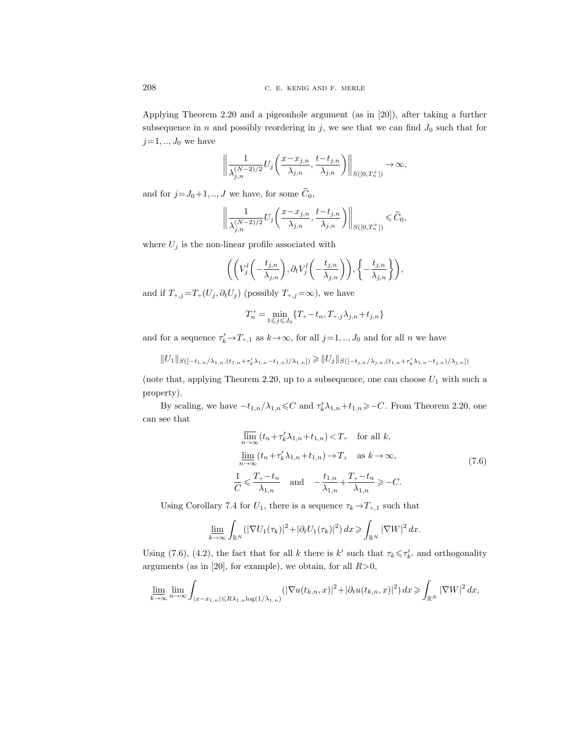Applying Theorem 2.20 and a pigeonhole argument (as in [20]), after taking a further subsequence in $n$ and possibly reordering in $j$, we see that we can find $J_0$ such that for $j=1, .., J_0$ we have

$$\left\| \frac{1}{\lambda_{j,n}^{(N-2)/2}} U_j\left(\frac{x-x_{j,n}}{\lambda_{j,n}}, \frac{t-t_{j,n}}{\lambda_{j,n}}\right)\right\|_{S([0,T_n^+])} \to \infty,$$

and for $j=J_0+1, .., J$ we have, for some $\widetilde{C}_0$,

$$\left\| \frac{1}{\lambda_{j,n}^{(N-2)/2}} U_j\left(\frac{x-x_{j,n}}{\lambda_{j,n}}, \frac{t-t_{j,n}}{\lambda_{j,n}}\right)\right\|_{S([0,T_n^+])} \leqslant \widetilde{C}_0,$$

where $U_j$ is the non-linear profile associated with

$$\left(\left(V_j^l\left(-\frac{t_{j,n}}{\lambda_{j,n}}\right), \partial_t V_j^l\left(-\frac{t_{j,n}}{\lambda_{j,n}}\right)\right), \left\{-\frac{t_{j,n}}{\lambda_{j,n}}\right\}\right),$$

and if $T_{+,j}=T_+(U_j, \partial_t U_j)$ (possibly $T_{+,j}=\infty$), we have

$$T_n^+ = \min_{1\leqslant j\leqslant J_0}\{T_+-t_n, T_{+,j}\lambda_{j,n}+t_{j,n}\}$$

and for a sequence $\tau_k'\to T_{+,1}$ as $k\to\infty$, for all $j=1, .., J_0$ and for all $n$ we have

$$\|U_1\|_{S([-t_{1,n}/\lambda_{1,n}, (t_{1,n}+\tau_k'\lambda_{1,n}-t_{1,n})/\lambda_{1,n}])} \geqslant \|U_j\|_{S([-t_{j,n}/\lambda_{j,n}, (t_{1,n}+\tau_k'\lambda_{1,n}-t_{j,n})/\lambda_{j,n}])}$$

(note that, applying Theorem 2.20, up to a subsequence, one can choose $U_1$ with such a property).

By scaling, we have $-t_{1,n}/\lambda_{1,n}\leqslant C$ and $\tau_k'\lambda_{1,n}+t_{1,n}\geqslant -C$. From Theorem 2.20, one can see that

$$\begin{gathered}
\overline{\lim_{n\to\infty}}\,(t_n+\tau_k'\lambda_{1,n}+t_{1,n}) < T_+ \quad \text{for all } k, \\
\underline{\lim_{n\to\infty}}\,(t_n+\tau_k'\lambda_{1,n}+t_{1,n}) \to T_+ \quad \text{as } k\to\infty, \\
\frac{1}{C} \leqslant \frac{T_+-t_n}{\lambda_{1,n}} \quad \text{and} \quad -\frac{t_{1,n}}{\lambda_{1,n}}+\frac{T_+-t_n}{\lambda_{1,n}} \geqslant -C.
\end{gathered} \tag{7.6}$$

Using Corollary 7.4 for $U_1$, there is a sequence $\tau_k\to T_{+,1}$ such that

$$\underline{\lim_{k\to\infty}} \int_{\mathbb{R}^N} (|\nabla U_1(\tau_k)|^2+|\partial_t U_1(\tau_k)|^2)\,dx \geqslant \int_{\mathbb{R}^N} |\nabla W|^2\,dx.$$

Using (7.6), (4.2), the fact that for all $k$ there is $k'$ such that $\tau_k\leqslant\tau_{k'}'$ and orthogonality arguments (as in [20], for example), we obtain, for all $R>0$,

$$\underline{\lim_{k\to\infty}}\lim_{n\to\infty} \int_{|x-x_{1,n}|\leqslant R\lambda_{1,n}\log(1/\lambda_{1,n})} (|\nabla u(t_{k,n},x)|^2+|\partial_t u(t_{k,n},x)|^2)\,dx \geqslant \int_{\mathbb{R}^N} |\nabla W|^2\,dx,$$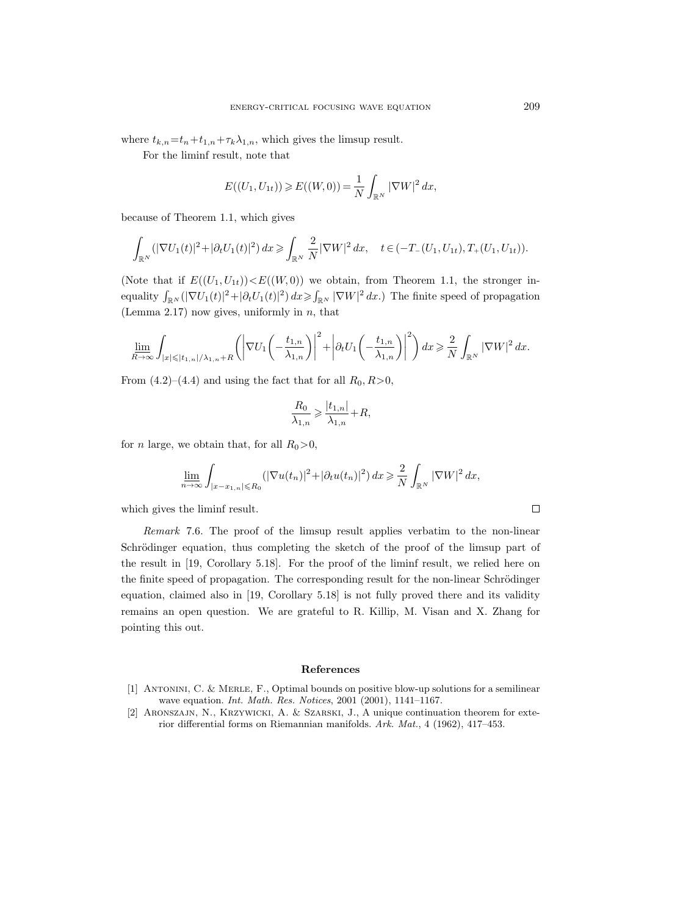where $t_{k,n}=t_n+t_{1,n}+\tau_k\lambda_{1,n}$, which gives the limsup result.

For the liminf result, note that

$$E((U_1,U_{1t}))\geqslant E((W,0))=\frac{1}{N}\int_{\mathbb{R}^N}|\nabla W|^2\,dx,$$

because of Theorem 1.1, which gives

$$\int_{\mathbb{R}^N}(|\nabla U_1(t)|^2+|\partial_t U_1(t)|^2)\,dx\geqslant\int_{\mathbb{R}^N}\frac{2}{N}|\nabla W|^2\,dx,\quad t\in(-T_-(U_1,U_{1t}),T_+(U_1,U_{1t})).$$

(Note that if $E((U_1,U_{1t}))<E((W,0))$ we obtain, from Theorem 1.1, the stronger inequality $\int_{\mathbb{R}^N}(|\nabla U_1(t)|^2+|\partial_t U_1(t)|^2)\,dx\geqslant\int_{\mathbb{R}^N}|\nabla W|^2\,dx$.) The finite speed of propagation (Lemma 2.17) now gives, uniformly in $n$, that

$$\lim_{R\to\infty}\int_{|x|\leqslant|t_{1,n}|/\lambda_{1,n}+R}\biggl(\biggl|\nabla U_1\biggl(-\frac{t_{1,n}}{\lambda_{1,n}}\biggr)\biggr|^2+\biggl|\partial_t U_1\biggl(-\frac{t_{1,n}}{\lambda_{1,n}}\biggr)\biggr|^2\biggr)\,dx\geqslant\frac{2}{N}\int_{\mathbb{R}^N}|\nabla W|^2\,dx.$$

From (4.2)–(4.4) and using the fact that for all $R_0,R>0$,

$$\frac{R_0}{\lambda_{1,n}}\geqslant\frac{|t_{1,n}|}{\lambda_{1,n}}+R,$$

for $n$ large, we obtain that, for all $R_0>0$,

$$\varliminf_{n\to\infty}\int_{|x-x_{1,n}|\leqslant R_0}(|\nabla u(t_n)|^2+|\partial_t u(t_n)|^2)\,dx\geqslant\frac{2}{N}\int_{\mathbb{R}^N}|\nabla W|^2\,dx,$$

which gives the liminf result. □

*Remark* 7.6. The proof of the limsup result applies verbatim to the non-linear Schrödinger equation, thus completing the sketch of the proof of the limsup part of the result in [19, Corollary 5.18]. For the proof of the liminf result, we relied here on the finite speed of propagation. The corresponding result for the non-linear Schrödinger equation, claimed also in [19, Corollary 5.18] is not fully proved there and its validity remains an open question. We are grateful to R. Killip, M. Visan and X. Zhang for pointing this out.

## References

[1] Antonini, C. & Merle, F., Optimal bounds on positive blow-up solutions for a semilinear wave equation. *Int. Math. Res. Notices*, 2001 (2001), 1141–1167.

[2] Aronszajn, N., Krzywicki, A. & Szarski, J., A unique continuation theorem for exterior differential forms on Riemannian manifolds. *Ark. Mat.*, 4 (1962), 417–453.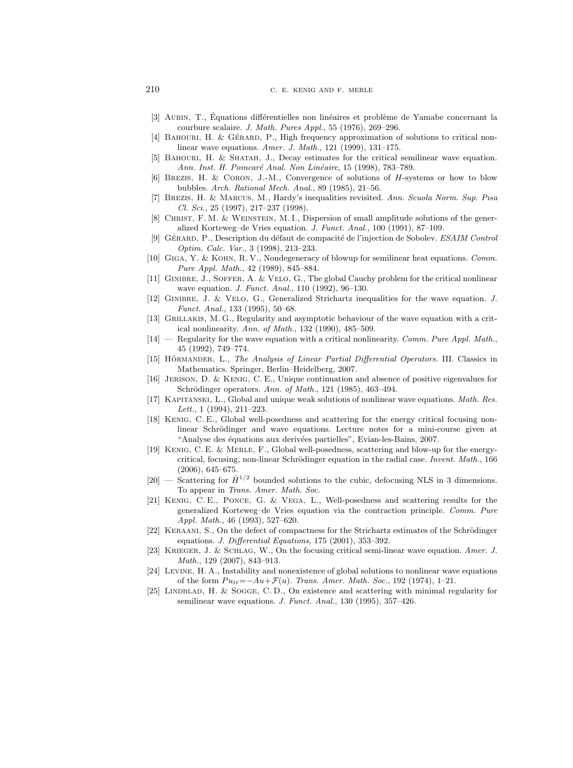[3] Aubin, T., Équations différentielles non linéaires et problème de Yamabe concernant la courbure scalaire. *J. Math. Pures Appl.*, 55 (1976), 269–296.

[4] Bahouri, H. & Gérard, P., High frequency approximation of solutions to critical nonlinear wave equations. *Amer. J. Math.*, 121 (1999), 131–175.

[5] Bahouri, H. & Shatah, J., Decay estimates for the critical semilinear wave equation. *Ann. Inst. H. Poincaré Anal. Non Linéaire*, 15 (1998), 783–789.

[6] Brezis, H. & Coron, J.-M., Convergence of solutions of $H$-systems or how to blow bubbles. *Arch. Rational Mech. Anal.*, 89 (1985), 21–56.

[7] Brezis, H. & Marcus, M., Hardy's inequalities revisited. *Ann. Scuola Norm. Sup. Pisa Cl. Sci.*, 25 (1997), 217–237 (1998).

[8] Christ, F. M. & Weinstein, M. I., Dispersion of small amplitude solutions of the generalized Korteweg–de Vries equation. *J. Funct. Anal.*, 100 (1991), 87–109.

[9] Gérard, P., Description du défaut de compacité de l'injection de Sobolev. *ESAIM Control Optim. Calc. Var.*, 3 (1998), 213–233.

[10] Giga, Y. & Kohn, R. V., Nondegeneracy of blowup for semilinear heat equations. *Comm. Pure Appl. Math.*, 42 (1989), 845–884.

[11] Ginibre, J., Soffer, A. & Velo, G., The global Cauchy problem for the critical nonlinear wave equation. *J. Funct. Anal.*, 110 (1992), 96–130.

[12] Ginibre, J. & Velo, G., Generalized Strichartz inequalities for the wave equation. *J. Funct. Anal.*, 133 (1995), 50–68.

[13] Grillakis, M. G., Regularity and asymptotic behaviour of the wave equation with a critical nonlinearity. *Ann. of Math.*, 132 (1990), 485–509.

[14] — Regularity for the wave equation with a critical nonlinearity. *Comm. Pure Appl. Math.*, 45 (1992), 749–774.

[15] Hörmander, L., *The Analysis of Linear Partial Differential Operators*. III. Classics in Mathematics. Springer, Berlin–Heidelberg, 2007.

[16] Jerison, D. & Kenig, C. E., Unique continuation and absence of positive eigenvalues for Schrödinger operators. *Ann. of Math.*, 121 (1985), 463–494.

[17] Kapitanski, L., Global and unique weak solutions of nonlinear wave equations. *Math. Res. Lett.*, 1 (1994), 211–223.

[18] Kenig, C. E., Global well-posedness and scattering for the energy critical focusing nonlinear Schrödinger and wave equations. Lecture notes for a mini-course given at "Analyse des équations aux derivées partielles", Evian-les-Bains, 2007.

[19] Kenig, C. E. & Merle, F., Global well-posedness, scattering and blow-up for the energy-critical, focusing, non-linear Schrödinger equation in the radial case. *Invent. Math.*, 166 (2006), 645–675.

[20] — Scattering for $\dot{H}^{1/2}$ bounded solutions to the cubic, defocusing NLS in 3 dimensions. To appear in *Trans. Amer. Math. Soc.*

[21] Kenig, C. E., Ponce, G. & Vega, L., Well-posedness and scattering results for the generalized Korteweg–de Vries equation via the contraction principle. *Comm. Pure Appl. Math.*, 46 (1993), 527–620.

[22] Keraani, S., On the defect of compactness for the Strichartz estimates of the Schrödinger equations. *J. Differential Equations*, 175 (2001), 353–392.

[23] Krieger, J. & Schlag, W., On the focusing critical semi-linear wave equation. *Amer. J. Math.*, 129 (2007), 843–913.

[24] Levine, H. A., Instability and nonexistence of global solutions to nonlinear wave equations of the form $Pu_{tt}=-Au+\mathcal{F}(u)$. *Trans. Amer. Math. Soc.*, 192 (1974), 1–21.

[25] Lindblad, H. & Sogge, C. D., On existence and scattering with minimal regularity for semilinear wave equations. *J. Funct. Anal.*, 130 (1995), 357–426.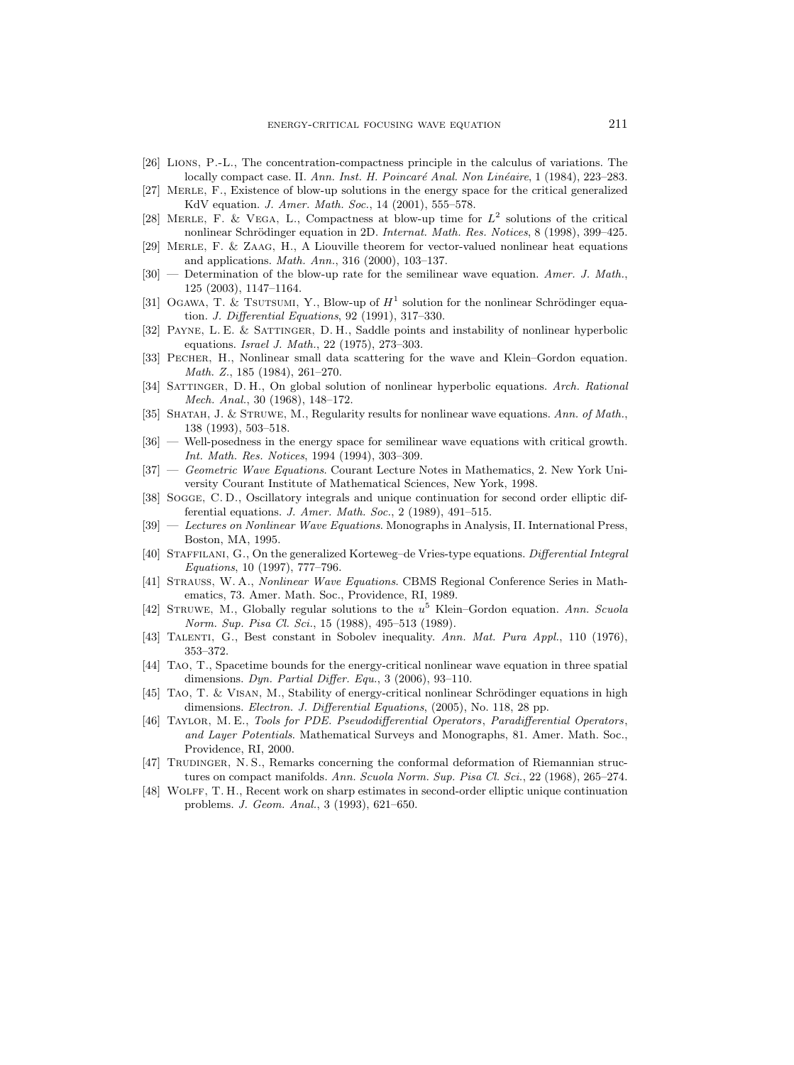[26] Lions, P.-L., The concentration-compactness principle in the calculus of variations. The locally compact case. II. *Ann. Inst. H. Poincaré Anal. Non Linéaire*, 1 (1984), 223–283.

[27] Merle, F., Existence of blow-up solutions in the energy space for the critical generalized KdV equation. *J. Amer. Math. Soc.*, 14 (2001), 555–578.

[28] Merle, F. & Vega, L., Compactness at blow-up time for $L^2$ solutions of the critical nonlinear Schrödinger equation in 2D. *Internat. Math. Res. Notices*, 8 (1998), 399–425.

[29] Merle, F. & Zaag, H., A Liouville theorem for vector-valued nonlinear heat equations and applications. *Math. Ann.*, 316 (2000), 103–137.

[30] — Determination of the blow-up rate for the semilinear wave equation. *Amer. J. Math.*, 125 (2003), 1147–1164.

[31] Ogawa, T. & Tsutsumi, Y., Blow-up of $H^1$ solution for the nonlinear Schrödinger equation. *J. Differential Equations*, 92 (1991), 317–330.

[32] Payne, L. E. & Sattinger, D. H., Saddle points and instability of nonlinear hyperbolic equations. *Israel J. Math.*, 22 (1975), 273–303.

[33] Pecher, H., Nonlinear small data scattering for the wave and Klein–Gordon equation. *Math. Z.*, 185 (1984), 261–270.

[34] Sattinger, D. H., On global solution of nonlinear hyperbolic equations. *Arch. Rational Mech. Anal.*, 30 (1968), 148–172.

[35] Shatah, J. & Struwe, M., Regularity results for nonlinear wave equations. *Ann. of Math.*, 138 (1993), 503–518.

[36] — Well-posedness in the energy space for semilinear wave equations with critical growth. *Int. Math. Res. Notices*, 1994 (1994), 303–309.

[37] — *Geometric Wave Equations*. Courant Lecture Notes in Mathematics, 2. New York University Courant Institute of Mathematical Sciences, New York, 1998.

[38] Sogge, C. D., Oscillatory integrals and unique continuation for second order elliptic differential equations. *J. Amer. Math. Soc.*, 2 (1989), 491–515.

[39] — *Lectures on Nonlinear Wave Equations*. Monographs in Analysis, II. International Press, Boston, MA, 1995.

[40] Staffilani, G., On the generalized Korteweg–de Vries-type equations. *Differential Integral Equations*, 10 (1997), 777–796.

[41] Strauss, W. A., *Nonlinear Wave Equations*. CBMS Regional Conference Series in Mathematics, 73. Amer. Math. Soc., Providence, RI, 1989.

[42] Struwe, M., Globally regular solutions to the $u^5$ Klein–Gordon equation. *Ann. Scuola Norm. Sup. Pisa Cl. Sci.*, 15 (1988), 495–513 (1989).

[43] Talenti, G., Best constant in Sobolev inequality. *Ann. Mat. Pura Appl.*, 110 (1976), 353–372.

[44] Tao, T., Spacetime bounds for the energy-critical nonlinear wave equation in three spatial dimensions. *Dyn. Partial Differ. Equ.*, 3 (2006), 93–110.

[45] Tao, T. & Visan, M., Stability of energy-critical nonlinear Schrödinger equations in high dimensions. *Electron. J. Differential Equations*, (2005), No. 118, 28 pp.

[46] Taylor, M. E., *Tools for PDE. Pseudodifferential Operators, Paradifferential Operators, and Layer Potentials*. Mathematical Surveys and Monographs, 81. Amer. Math. Soc., Providence, RI, 2000.

[47] Trudinger, N. S., Remarks concerning the conformal deformation of Riemannian structures on compact manifolds. *Ann. Scuola Norm. Sup. Pisa Cl. Sci.*, 22 (1968), 265–274.

[48] Wolff, T. H., Recent work on sharp estimates in second-order elliptic unique continuation problems. *J. Geom. Anal.*, 3 (1993), 621–650.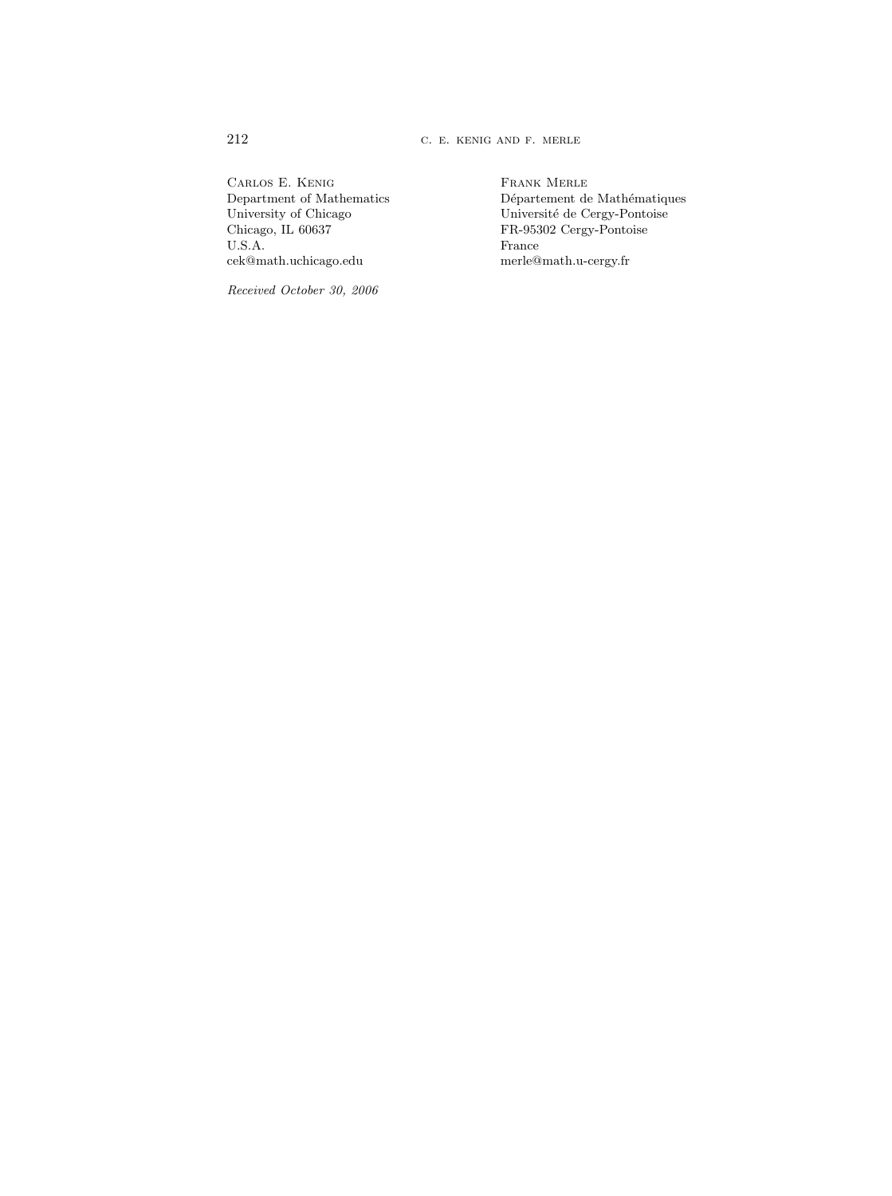Carlos E. Kenig
Department of Mathematics
University of Chicago
Chicago, IL 60637
U.S.A.
cek@math.uchicago.edu

Frank Merle
Département de Mathématiques
Université de Cergy-Pontoise
FR-95302 Cergy-Pontoise
France
merle@math.u-cergy.fr

*Received October 30, 2006*